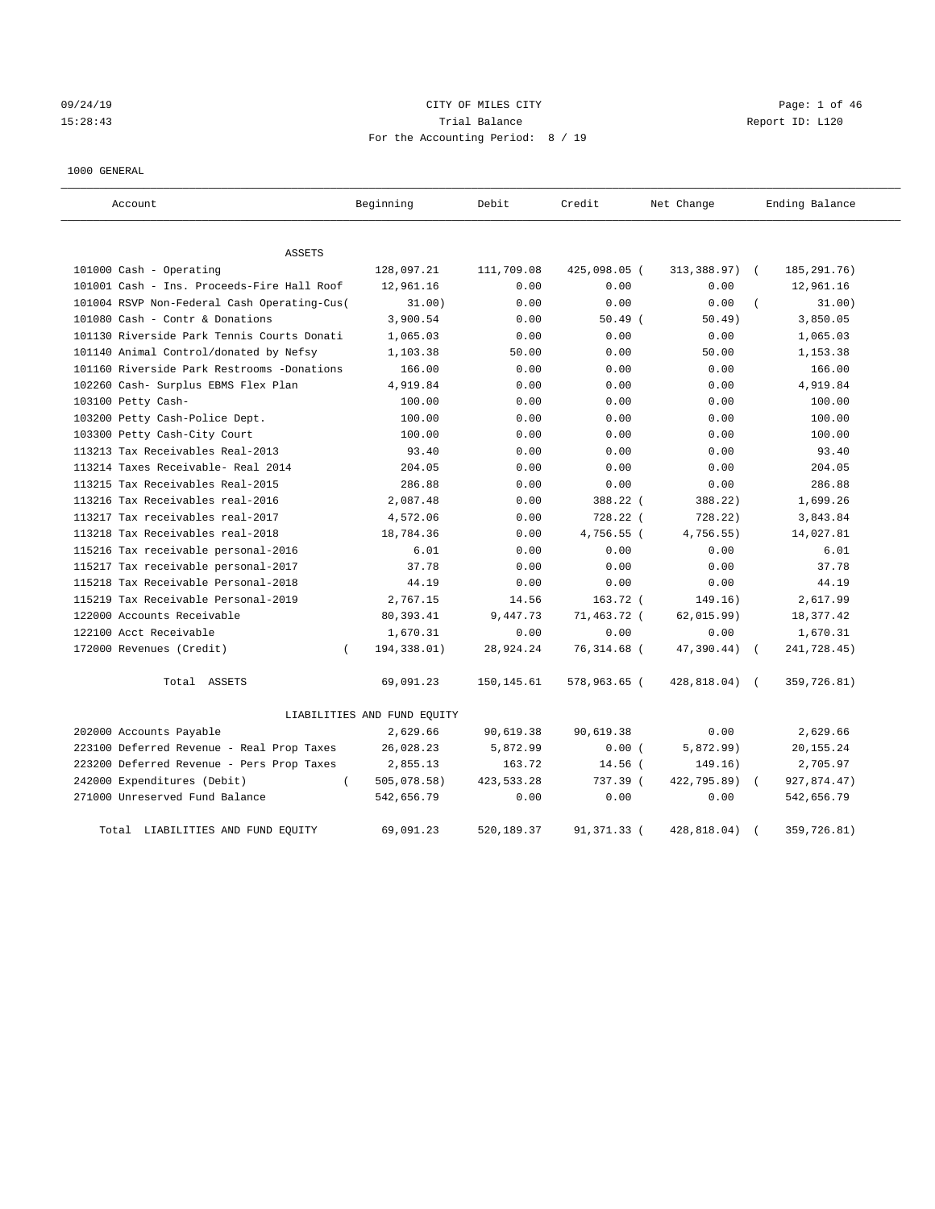09/24/19 CITY OF MILES CITY
15:28:43 Trial Balance Report ID: L120
For the Accounting Period: 8 / 19

1000 GENERAL

| Account | Beginning | Debit | Credit | Net Change | Ending Balance |
|---|---|---|---|---|---|
| **ASSETS** | | | | | |
| 101000 Cash - Operating | 128,097.21 | 111,709.08 | 425,098.05 | ( 313,388.97) | ( 185,291.76) |
| 101001 Cash - Ins. Proceeds-Fire Hall Roof | 12,961.16 | 0.00 | 0.00 | 0.00 | 12,961.16 |
| 101004 RSVP Non-Federal Cash Operating-Cus( | 31.00) | 0.00 | 0.00 | 0.00 | ( 31.00) |
| 101080 Cash - Contr & Donations | 3,900.54 | 0.00 | 50.49 | ( 50.49) | 3,850.05 |
| 101130 Riverside Park Tennis Courts Donati | 1,065.03 | 0.00 | 0.00 | 0.00 | 1,065.03 |
| 101140 Animal Control/donated by Nefsy | 1,103.38 | 50.00 | 0.00 | 50.00 | 1,153.38 |
| 101160 Riverside Park Restrooms -Donations | 166.00 | 0.00 | 0.00 | 0.00 | 166.00 |
| 102260 Cash- Surplus EBMS Flex Plan | 4,919.84 | 0.00 | 0.00 | 0.00 | 4,919.84 |
| 103100 Petty Cash- | 100.00 | 0.00 | 0.00 | 0.00 | 100.00 |
| 103200 Petty Cash-Police Dept. | 100.00 | 0.00 | 0.00 | 0.00 | 100.00 |
| 103300 Petty Cash-City Court | 100.00 | 0.00 | 0.00 | 0.00 | 100.00 |
| 113213 Tax Receivables Real-2013 | 93.40 | 0.00 | 0.00 | 0.00 | 93.40 |
| 113214 Taxes Receivable- Real 2014 | 204.05 | 0.00 | 0.00 | 0.00 | 204.05 |
| 113215 Tax Receivables Real-2015 | 286.88 | 0.00 | 0.00 | 0.00 | 286.88 |
| 113216 Tax Receivables real-2016 | 2,087.48 | 0.00 | 388.22 | ( 388.22) | 1,699.26 |
| 113217 Tax receivables real-2017 | 4,572.06 | 0.00 | 728.22 | ( 728.22) | 3,843.84 |
| 113218 Tax Receivables real-2018 | 18,784.36 | 0.00 | 4,756.55 | ( 4,756.55) | 14,027.81 |
| 115216 Tax receivable personal-2016 | 6.01 | 0.00 | 0.00 | 0.00 | 6.01 |
| 115217 Tax receivable personal-2017 | 37.78 | 0.00 | 0.00 | 0.00 | 37.78 |
| 115218 Tax Receivable Personal-2018 | 44.19 | 0.00 | 0.00 | 0.00 | 44.19 |
| 115219 Tax Receivable Personal-2019 | 2,767.15 | 14.56 | 163.72 | ( 149.16) | 2,617.99 |
| 122000 Accounts Receivable | 80,393.41 | 9,447.73 | 71,463.72 | ( 62,015.99) | 18,377.42 |
| 122100 Acct Receivable | 1,670.31 | 0.00 | 0.00 | 0.00 | 1,670.31 |
| 172000 Revenues (Credit) | ( 194,338.01) | 28,924.24 | 76,314.68 | ( 47,390.44) | ( 241,728.45) |
| Total ASSETS | 69,091.23 | 150,145.61 | 578,963.65 | ( 428,818.04) | ( 359,726.81) |
| **LIABILITIES AND FUND EQUITY** | | | | | |
| 202000 Accounts Payable | 2,629.66 | 90,619.38 | 90,619.38 | 0.00 | 2,629.66 |
| 223100 Deferred Revenue - Real Prop Taxes | 26,028.23 | 5,872.99 | 0.00 | ( 5,872.99) | 20,155.24 |
| 223200 Deferred Revenue - Pers Prop Taxes | 2,855.13 | 163.72 | 14.56 | ( 149.16) | 2,705.97 |
| 242000 Expenditures (Debit) | ( 505,078.58) | 423,533.28 | 737.39 | ( 422,795.89) | ( 927,874.47) |
| 271000 Unreserved Fund Balance | 542,656.79 | 0.00 | 0.00 | 0.00 | 542,656.79 |
| Total LIABILITIES AND FUND EQUITY | 69,091.23 | 520,189.37 | 91,371.33 | ( 428,818.04) | ( 359,726.81) |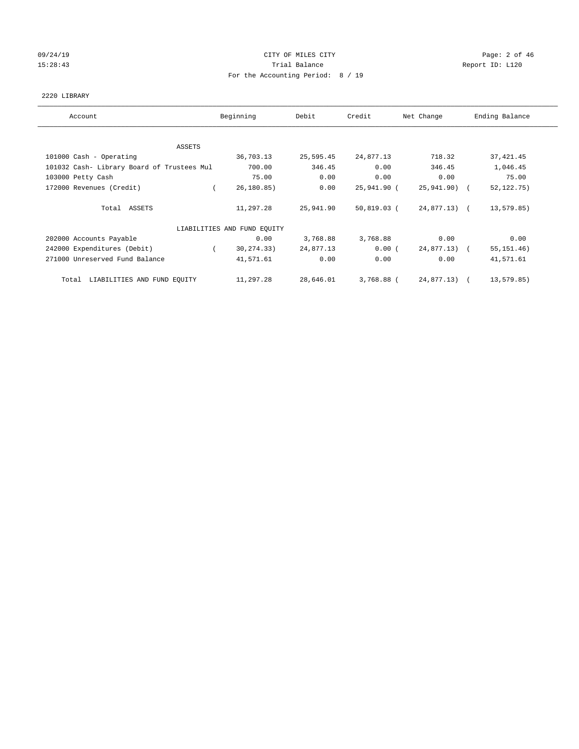09/24/19 CITY OF MILES CITY
15:28:43 Trial Balance Report ID: L120
For the Accounting Period: 8 / 19

2220 LIBRARY

| Account | Beginning | Debit | Credit | Net Change | Ending Balance |
|---|---|---|---|---|---|
| ASSETS | | | | | |
| 101000 Cash - Operating | 36,703.13 | 25,595.45 | 24,877.13 | 718.32 | 37,421.45 |
| 101032 Cash- Library Board of Trustees Mul | 700.00 | 346.45 | 0.00 | 346.45 | 1,046.45 |
| 103000 Petty Cash | 75.00 | 0.00 | 0.00 | 0.00 | 75.00 |
| 172000 Revenues (Credit) | ( 26,180.85) | 0.00 | 25,941.90 | ( 25,941.90) | ( 52,122.75) |
| Total ASSETS | 11,297.28 | 25,941.90 | 50,819.03 | ( 24,877.13) | ( 13,579.85) |
| LIABILITIES AND FUND EQUITY | | | | | |
| 202000 Accounts Payable | 0.00 | 3,768.88 | 3,768.88 | 0.00 | 0.00 |
| 242000 Expenditures (Debit) | ( 30,274.33) | 24,877.13 | 0.00 | ( 24,877.13) | ( 55,151.46) |
| 271000 Unreserved Fund Balance | 41,571.61 | 0.00 | 0.00 | 0.00 | 41,571.61 |
| Total LIABILITIES AND FUND EQUITY | 11,297.28 | 28,646.01 | 3,768.88 | ( 24,877.13) | ( 13,579.85) |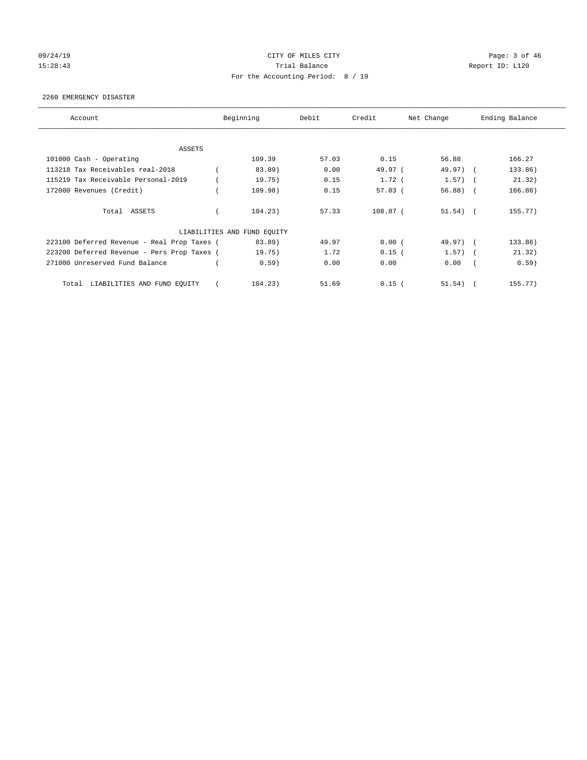CITY OF MILES CITY

Trial Balance

For the Accounting Period: 8 / 19

2260 EMERGENCY DISASTER

| Account | Beginning | Debit | Credit | Net Change | Ending Balance |
|---|---|---|---|---|---|
| ASSETS | | | | | |
| 101000 Cash - Operating | 109.39 | 57.03 | 0.15 | 56.88 | 166.27 |
| 113218 Tax Receivables real-2018 | ( 83.89) | 0.00 | 49.97 | ( 49.97) | ( 133.86) |
| 115219 Tax Receivable Personal-2019 | ( 19.75) | 0.15 | 1.72 | ( 1.57) | ( 21.32) |
| 172000 Revenues (Credit) | ( 109.98) | 0.15 | 57.03 | ( 56.88) | ( 166.86) |
| Total ASSETS | ( 104.23) | 57.33 | 108.87 | ( 51.54) | ( 155.77) |
| LIABILITIES AND FUND EQUITY | | | | | |
| 223100 Deferred Revenue - Real Prop Taxes | ( 83.89) | 49.97 | 0.00 | ( 49.97) | ( 133.86) |
| 223200 Deferred Revenue - Pers Prop Taxes | ( 19.75) | 1.72 | 0.15 | ( 1.57) | ( 21.32) |
| 271000 Unreserved Fund Balance | ( 0.59) | 0.00 | 0.00 | 0.00 | ( 0.59) |
| Total LIABILITIES AND FUND EQUITY | ( 104.23) | 51.69 | 0.15 | ( 51.54) | ( 155.77) |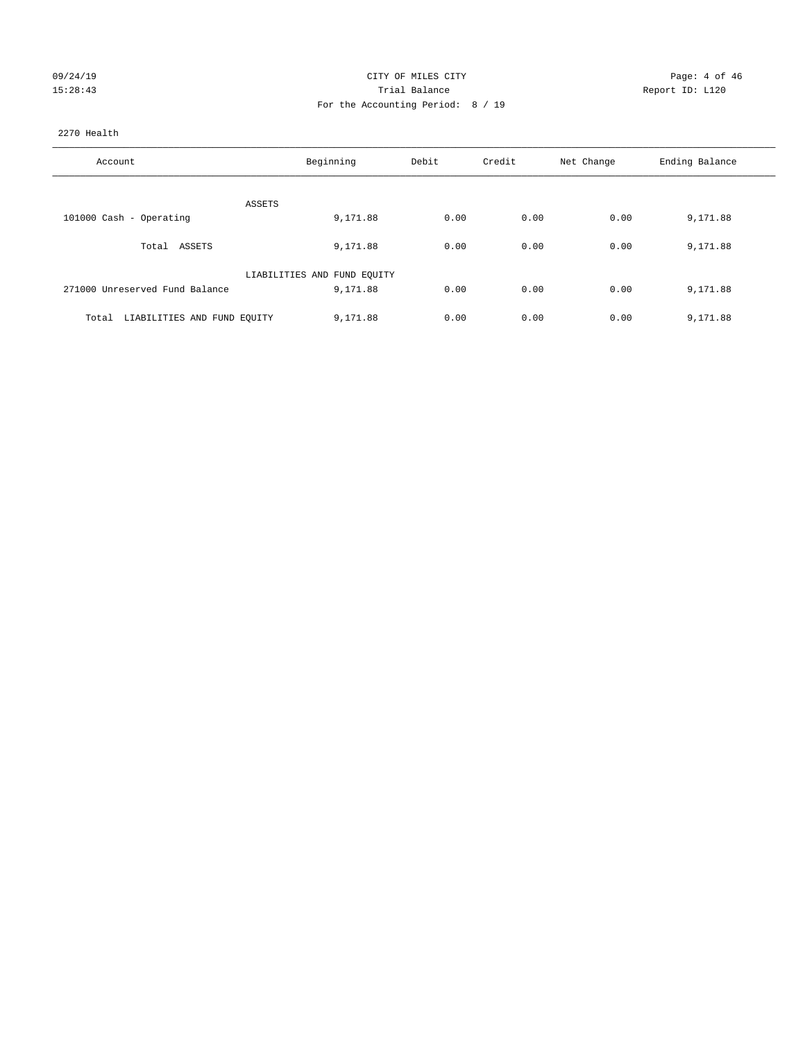CITY OF MILES CITY

Trial Balance

For the Accounting Period: 8 / 19

09/24/19 15:28:43 Report ID: L120

2270 Health

| Account | Beginning | Debit | Credit | Net Change | Ending Balance |
|---|---|---|---|---|---|
| ASSETS | | | | | |
| 101000 Cash - Operating | 9,171.88 | 0.00 | 0.00 | 0.00 | 9,171.88 |
| Total ASSETS | 9,171.88 | 0.00 | 0.00 | 0.00 | 9,171.88 |
| LIABILITIES AND FUND EQUITY | | | | | |
| 271000 Unreserved Fund Balance | 9,171.88 | 0.00 | 0.00 | 0.00 | 9,171.88 |
| Total LIABILITIES AND FUND EQUITY | 9,171.88 | 0.00 | 0.00 | 0.00 | 9,171.88 |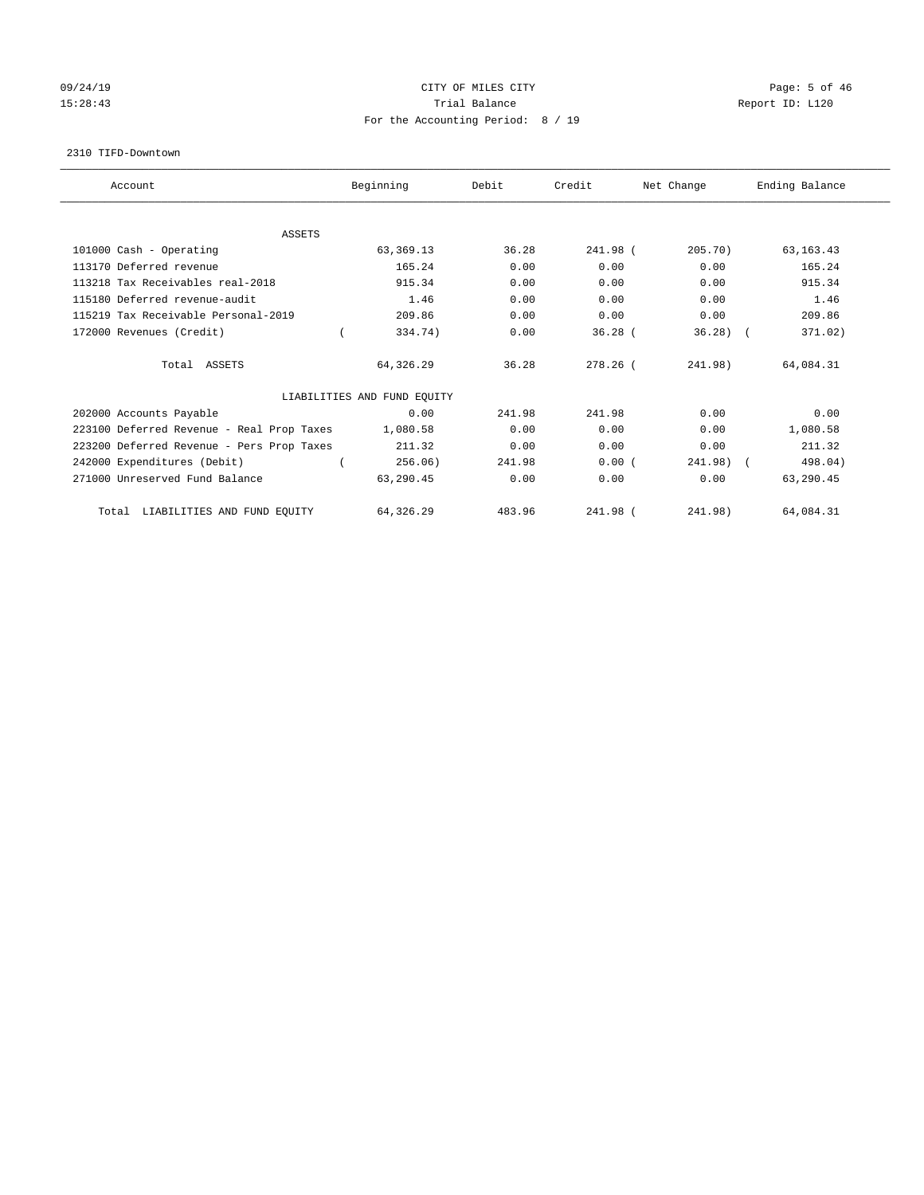CITY OF MILES CITY

Trial Balance

For the Accounting Period: 8 / 19

09/24/19
15:28:43

Report ID: L120

2310 TIFD-Downtown

| Account | Beginning | Debit | Credit | Net Change | Ending Balance |
|---|---|---|---|---|---|
| ASSETS | | | | | |
| 101000 Cash - Operating | 63,369.13 | 36.28 | 241.98 | ( 205.70) | 63,163.43 |
| 113170 Deferred revenue | 165.24 | 0.00 | 0.00 | 0.00 | 165.24 |
| 113218 Tax Receivables real-2018 | 915.34 | 0.00 | 0.00 | 0.00 | 915.34 |
| 115180 Deferred revenue-audit | 1.46 | 0.00 | 0.00 | 0.00 | 1.46 |
| 115219 Tax Receivable Personal-2019 | 209.86 | 0.00 | 0.00 | 0.00 | 209.86 |
| 172000 Revenues (Credit) | ( 334.74) | 0.00 | 36.28 | ( 36.28) | ( 371.02) |
| Total ASSETS | 64,326.29 | 36.28 | 278.26 | ( 241.98) | 64,084.31 |
| LIABILITIES AND FUND EQUITY | | | | | |
| 202000 Accounts Payable | 0.00 | 241.98 | 241.98 | 0.00 | 0.00 |
| 223100 Deferred Revenue - Real Prop Taxes | 1,080.58 | 0.00 | 0.00 | 0.00 | 1,080.58 |
| 223200 Deferred Revenue - Pers Prop Taxes | 211.32 | 0.00 | 0.00 | 0.00 | 211.32 |
| 242000 Expenditures (Debit) | ( 256.06) | 241.98 | 0.00 | ( 241.98) | ( 498.04) |
| 271000 Unreserved Fund Balance | 63,290.45 | 0.00 | 0.00 | 0.00 | 63,290.45 |
| Total LIABILITIES AND FUND EQUITY | 64,326.29 | 483.96 | 241.98 | ( 241.98) | 64,084.31 |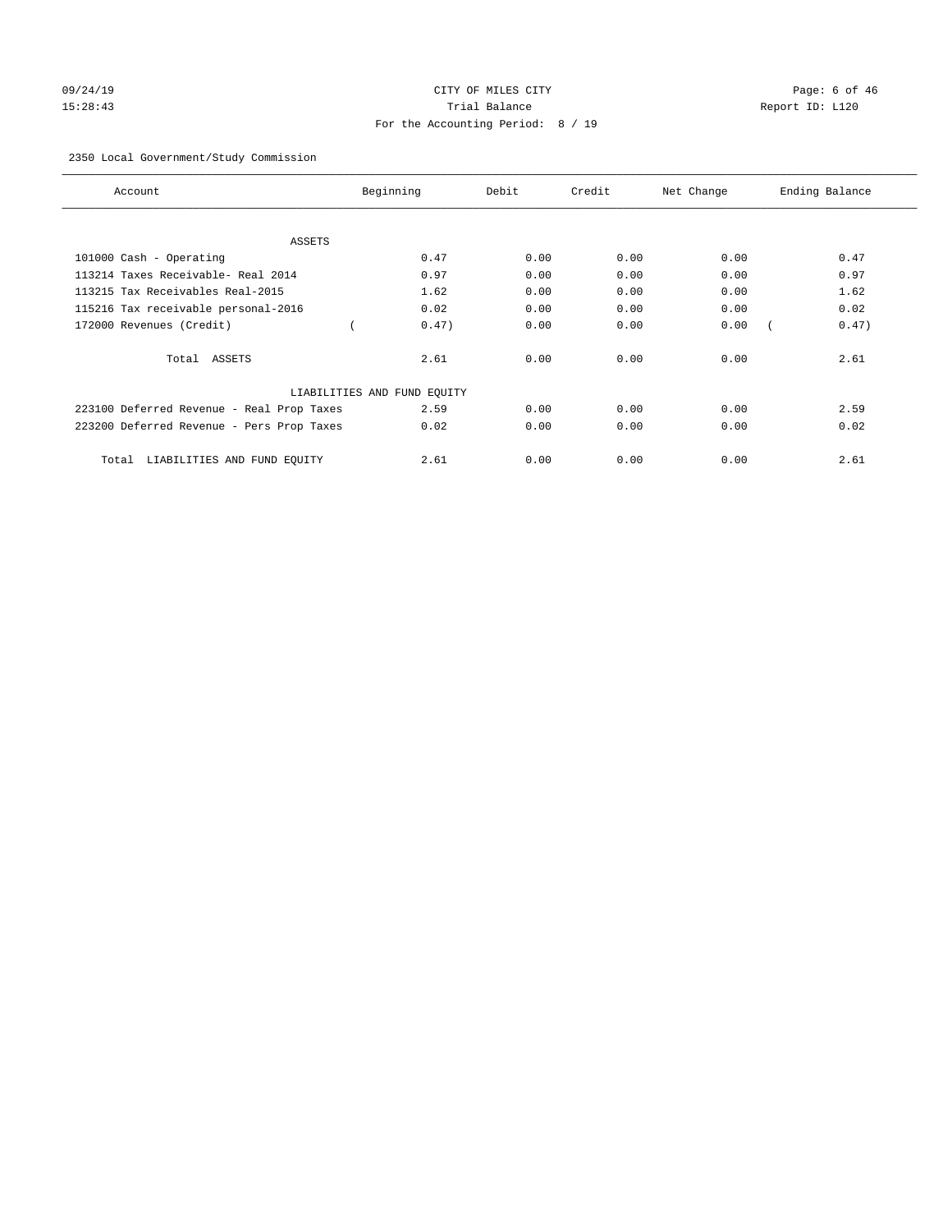CITY OF MILES CITY
Trial Balance
For the Accounting Period: 8 / 19

09/24/19
15:28:43

Report ID: L120

2350 Local Government/Study Commission

| Account | Beginning | Debit | Credit | Net Change | Ending Balance |
|---|---|---|---|---|---|
| ASSETS | | | | | |
| 101000 Cash - Operating | 0.47 | 0.00 | 0.00 | 0.00 | 0.47 |
| 113214 Taxes Receivable- Real 2014 | 0.97 | 0.00 | 0.00 | 0.00 | 0.97 |
| 113215 Tax Receivables Real-2015 | 1.62 | 0.00 | 0.00 | 0.00 | 1.62 |
| 115216 Tax receivable personal-2016 | 0.02 | 0.00 | 0.00 | 0.00 | 0.02 |
| 172000 Revenues (Credit) | ( 0.47) | 0.00 | 0.00 | 0.00 | ( 0.47) |
| Total ASSETS | 2.61 | 0.00 | 0.00 | 0.00 | 2.61 |
| LIABILITIES AND FUND EQUITY | | | | | |
| 223100 Deferred Revenue - Real Prop Taxes | 2.59 | 0.00 | 0.00 | 0.00 | 2.59 |
| 223200 Deferred Revenue - Pers Prop Taxes | 0.02 | 0.00 | 0.00 | 0.00 | 0.02 |
| Total LIABILITIES AND FUND EQUITY | 2.61 | 0.00 | 0.00 | 0.00 | 2.61 |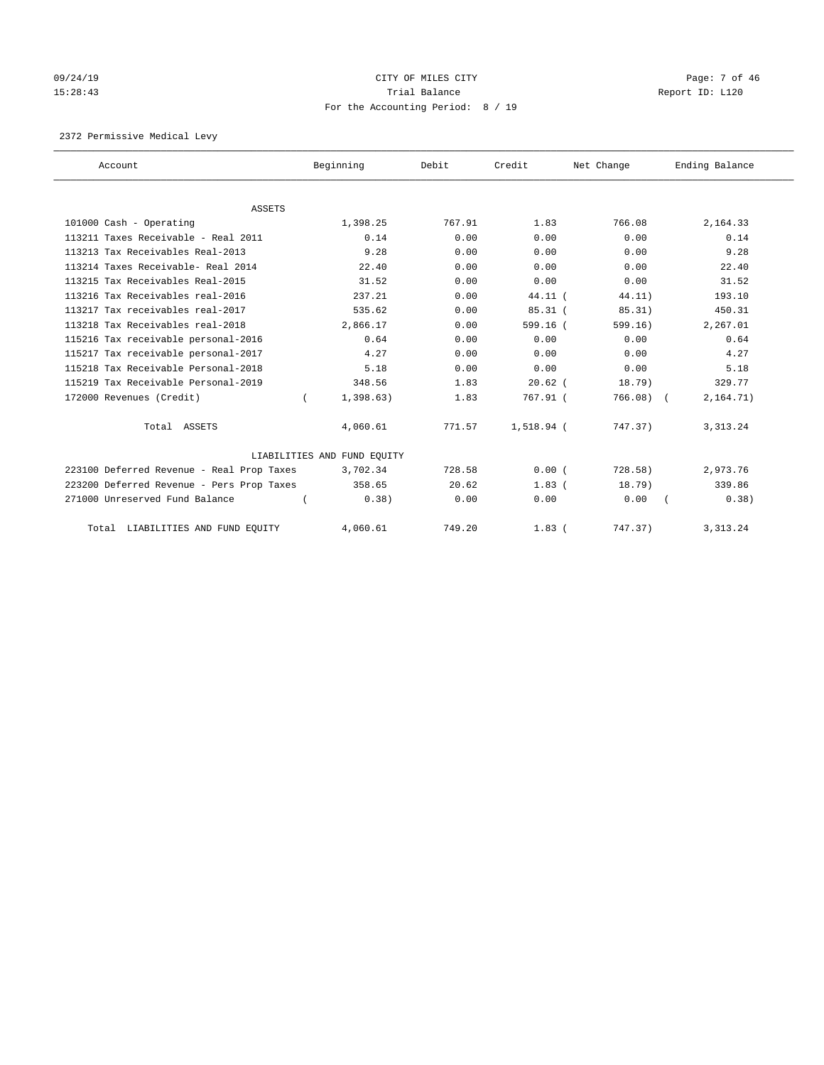# CITY OF MILES CITY

Trial Balance

For the Accounting Period: 8 / 19

09/24/19 15:28:43 — Report ID: L120

## 2372 Permissive Medical Levy

| Account | Beginning | Debit | Credit | Net Change | Ending Balance |
|---|---|---|---|---|---|
| **ASSETS** | | | | | |
| 101000 Cash - Operating | 1,398.25 | 767.91 | 1.83 | 766.08 | 2,164.33 |
| 113211 Taxes Receivable - Real 2011 | 0.14 | 0.00 | 0.00 | 0.00 | 0.14 |
| 113213 Tax Receivables Real-2013 | 9.28 | 0.00 | 0.00 | 0.00 | 9.28 |
| 113214 Taxes Receivable- Real 2014 | 22.40 | 0.00 | 0.00 | 0.00 | 22.40 |
| 113215 Tax Receivables Real-2015 | 31.52 | 0.00 | 0.00 | 0.00 | 31.52 |
| 113216 Tax Receivables real-2016 | 237.21 | 0.00 | 44.11 | (44.11) | 193.10 |
| 113217 Tax receivables real-2017 | 535.62 | 0.00 | 85.31 | (85.31) | 450.31 |
| 113218 Tax Receivables real-2018 | 2,866.17 | 0.00 | 599.16 | (599.16) | 2,267.01 |
| 115216 Tax receivable personal-2016 | 0.64 | 0.00 | 0.00 | 0.00 | 0.64 |
| 115217 Tax receivable personal-2017 | 4.27 | 0.00 | 0.00 | 0.00 | 4.27 |
| 115218 Tax Receivable Personal-2018 | 5.18 | 0.00 | 0.00 | 0.00 | 5.18 |
| 115219 Tax Receivable Personal-2019 | 348.56 | 1.83 | 20.62 | (18.79) | 329.77 |
| 172000 Revenues (Credit) | (1,398.63) | 1.83 | 767.91 | (766.08) | (2,164.71) |
| Total ASSETS | 4,060.61 | 771.57 | 1,518.94 | (747.37) | 3,313.24 |
| **LIABILITIES AND FUND EQUITY** | | | | | |
| 223100 Deferred Revenue - Real Prop Taxes | 3,702.34 | 728.58 | 0.00 | (728.58) | 2,973.76 |
| 223200 Deferred Revenue - Pers Prop Taxes | 358.65 | 20.62 | 1.83 | (18.79) | 339.86 |
| 271000 Unreserved Fund Balance | (0.38) | 0.00 | 0.00 | 0.00 | (0.38) |
| Total LIABILITIES AND FUND EQUITY | 4,060.61 | 749.20 | 1.83 | (747.37) | 3,313.24 |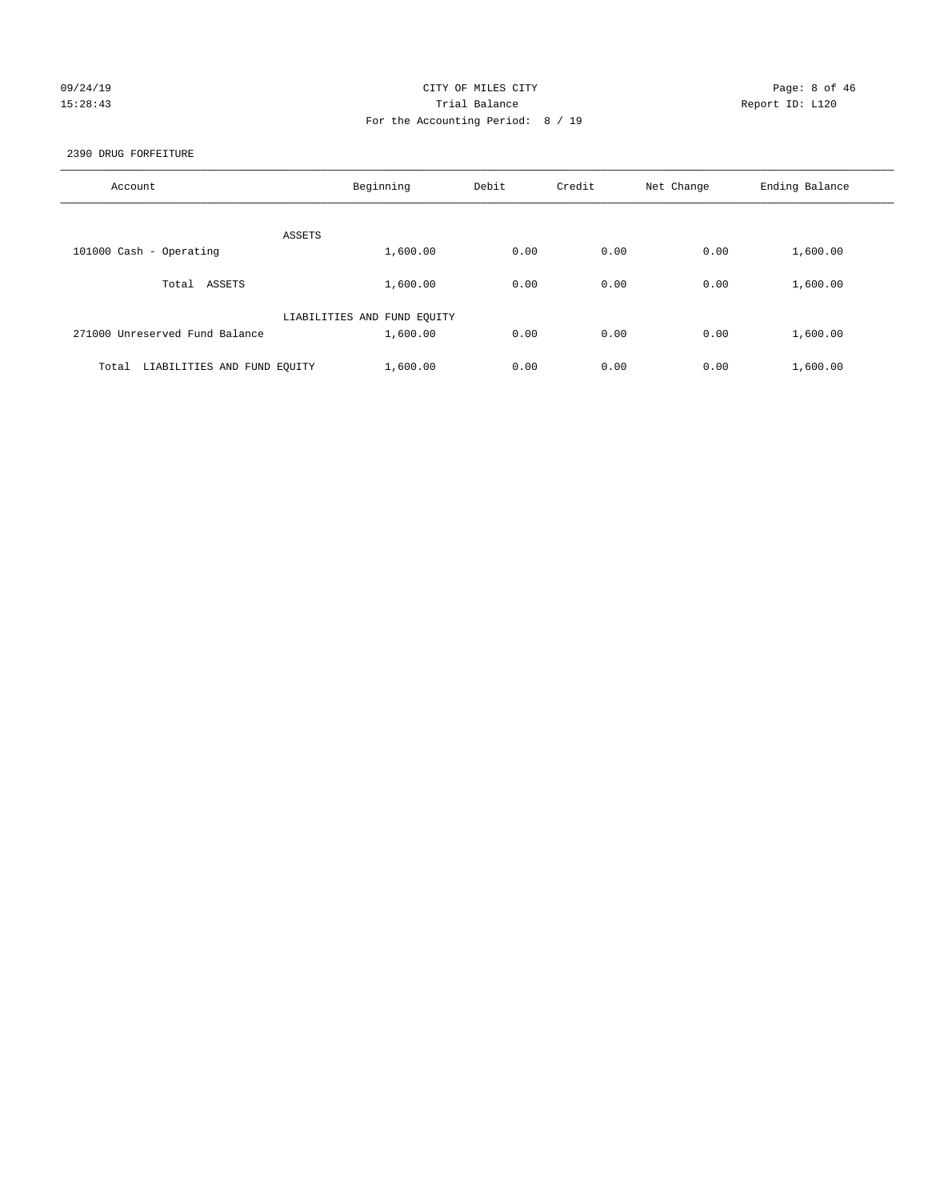CITY OF MILES CITY

Trial Balance

For the Accounting Period: 8 / 19

2390 DRUG FORFEITURE

| Account | Beginning | Debit | Credit | Net Change | Ending Balance |
|---|---|---|---|---|---|
| ASSETS | | | | | |
| 101000 Cash - Operating | 1,600.00 | 0.00 | 0.00 | 0.00 | 1,600.00 |
| Total ASSETS | 1,600.00 | 0.00 | 0.00 | 0.00 | 1,600.00 |
| LIABILITIES AND FUND EQUITY | | | | | |
| 271000 Unreserved Fund Balance | 1,600.00 | 0.00 | 0.00 | 0.00 | 1,600.00 |
| Total LIABILITIES AND FUND EQUITY | 1,600.00 | 0.00 | 0.00 | 0.00 | 1,600.00 |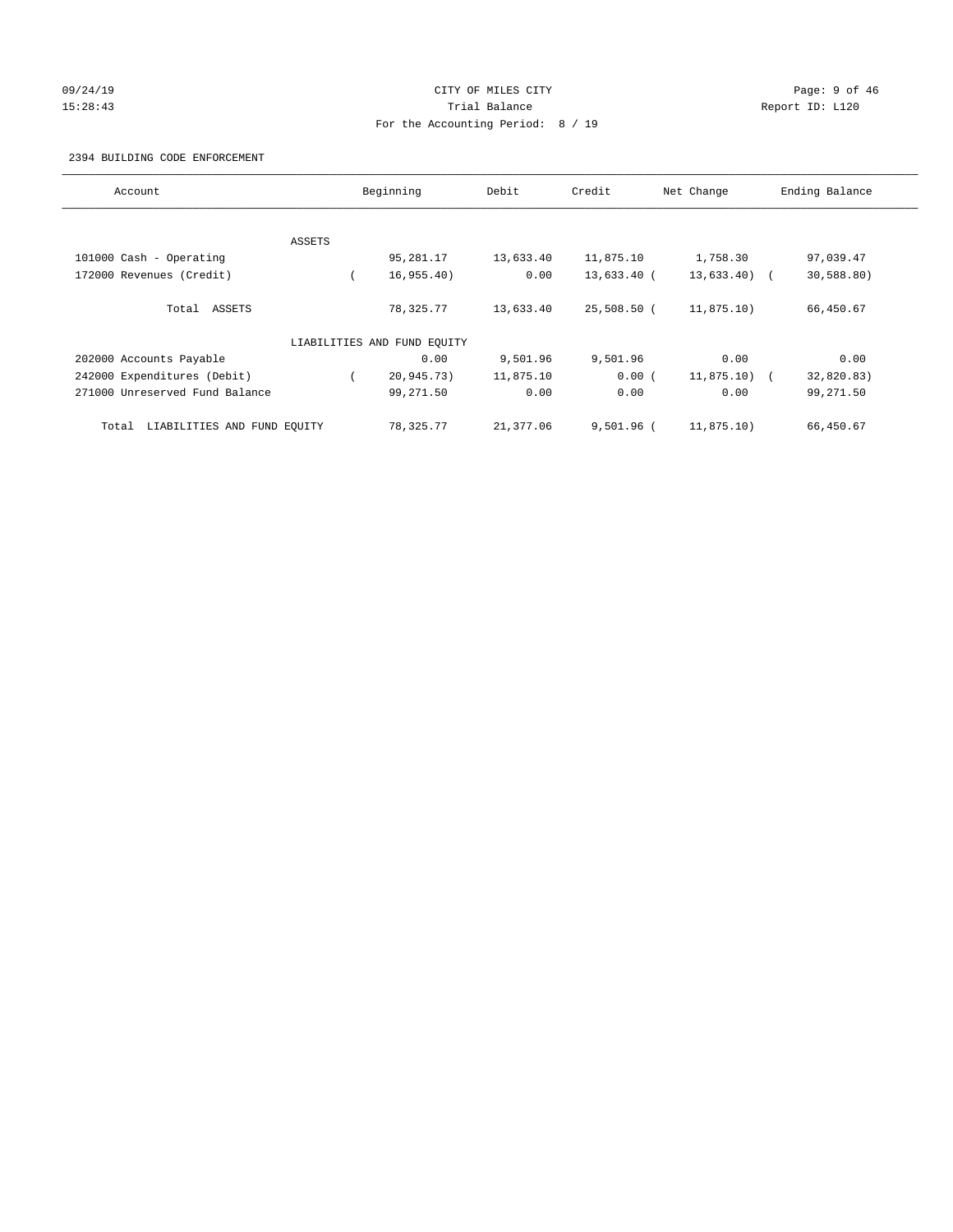CITY OF MILES CITY
Trial Balance
For the Accounting Period: 8 / 19

09/24/19
15:28:43

Report ID: L120

2394 BUILDING CODE ENFORCEMENT

| Account | Beginning | Debit | Credit | Net Change | Ending Balance |
|---|---|---|---|---|---|
| ASSETS | | | | | |
| 101000 Cash - Operating | 95,281.17 | 13,633.40 | 11,875.10 | 1,758.30 | 97,039.47 |
| 172000 Revenues (Credit) | ( 16,955.40) | 0.00 | 13,633.40 | ( 13,633.40) | ( 30,588.80) |
| Total ASSETS | 78,325.77 | 13,633.40 | 25,508.50 | ( 11,875.10) | 66,450.67 |
| LIABILITIES AND FUND EQUITY | | | | | |
| 202000 Accounts Payable | 0.00 | 9,501.96 | 9,501.96 | 0.00 | 0.00 |
| 242000 Expenditures (Debit) | ( 20,945.73) | 11,875.10 | 0.00 | ( 11,875.10) | ( 32,820.83) |
| 271000 Unreserved Fund Balance | 99,271.50 | 0.00 | 0.00 | 0.00 | 99,271.50 |
| Total LIABILITIES AND FUND EQUITY | 78,325.77 | 21,377.06 | 9,501.96 | ( 11,875.10) | 66,450.67 |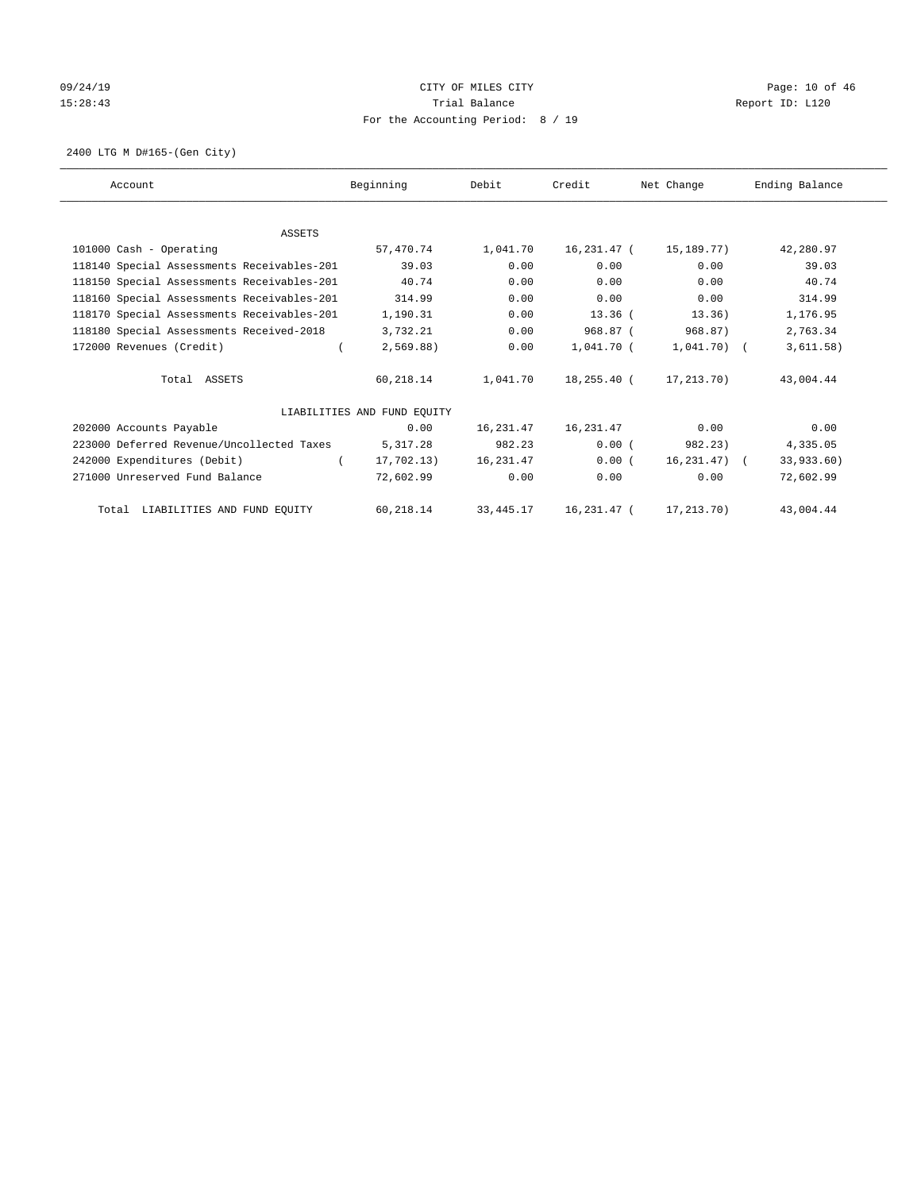CITY OF MILES CITY
Trial Balance
For the Accounting Period: 8 / 19

09/24/19 15:28:43 — Report ID: L120

2400 LTG M D#165-(Gen City)

| Account | Beginning | Debit | Credit | Net Change | Ending Balance |
|---|---|---|---|---|---|
| **ASSETS** | | | | | |
| 101000 Cash - Operating | 57,470.74 | 1,041.70 | 16,231.47 | (15,189.77) | 42,280.97 |
| 118140 Special Assessments Receivables-201 | 39.03 | 0.00 | 0.00 | 0.00 | 39.03 |
| 118150 Special Assessments Receivables-201 | 40.74 | 0.00 | 0.00 | 0.00 | 40.74 |
| 118160 Special Assessments Receivables-201 | 314.99 | 0.00 | 0.00 | 0.00 | 314.99 |
| 118170 Special Assessments Receivables-201 | 1,190.31 | 0.00 | 13.36 | (13.36) | 1,176.95 |
| 118180 Special Assessments Received-2018 | 3,732.21 | 0.00 | 968.87 | (968.87) | 2,763.34 |
| 172000 Revenues (Credit) | (2,569.88) | 0.00 | 1,041.70 | (1,041.70) | (3,611.58) |
| Total ASSETS | 60,218.14 | 1,041.70 | 18,255.40 | (17,213.70) | 43,004.44 |
| **LIABILITIES AND FUND EQUITY** | | | | | |
| 202000 Accounts Payable | 0.00 | 16,231.47 | 16,231.47 | 0.00 | 0.00 |
| 223000 Deferred Revenue/Uncollected Taxes | 5,317.28 | 982.23 | 0.00 | (982.23) | 4,335.05 |
| 242000 Expenditures (Debit) | (17,702.13) | 16,231.47 | 0.00 | (16,231.47) | (33,933.60) |
| 271000 Unreserved Fund Balance | 72,602.99 | 0.00 | 0.00 | 0.00 | 72,602.99 |
| Total LIABILITIES AND FUND EQUITY | 60,218.14 | 33,445.17 | 16,231.47 | (17,213.70) | 43,004.44 |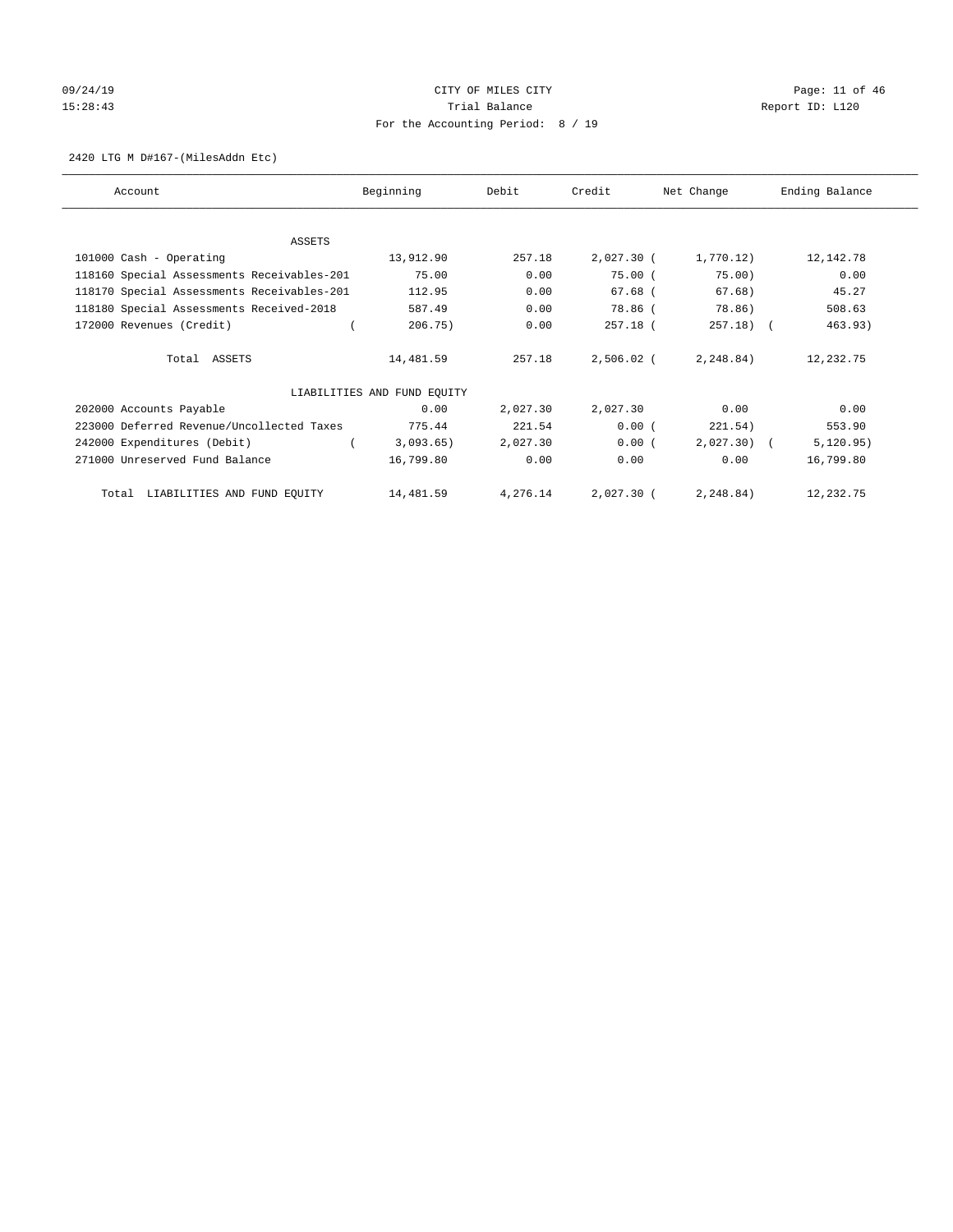09/24/19 CITY OF MILES CITY
15:28:43 Trial Balance Report ID: L120
For the Accounting Period: 8 / 19

2420 LTG M D#167-(MilesAddn Etc)

| Account | Beginning | Debit | Credit | Net Change | Ending Balance |
|---|---|---|---|---|---|
| ASSETS | | | | | |
| 101000 Cash - Operating | 13,912.90 | 257.18 | 2,027.30 | ( 1,770.12) | 12,142.78 |
| 118160 Special Assessments Receivables-201 | 75.00 | 0.00 | 75.00 | ( 75.00) | 0.00 |
| 118170 Special Assessments Receivables-201 | 112.95 | 0.00 | 67.68 | ( 67.68) | 45.27 |
| 118180 Special Assessments Received-2018 | 587.49 | 0.00 | 78.86 | ( 78.86) | 508.63 |
| 172000 Revenues (Credit) | ( 206.75) | 0.00 | 257.18 | ( 257.18) | ( 463.93) |
| Total ASSETS | 14,481.59 | 257.18 | 2,506.02 | ( 2,248.84) | 12,232.75 |
| LIABILITIES AND FUND EQUITY | | | | | |
| 202000 Accounts Payable | 0.00 | 2,027.30 | 2,027.30 | 0.00 | 0.00 |
| 223000 Deferred Revenue/Uncollected Taxes | 775.44 | 221.54 | 0.00 | ( 221.54) | 553.90 |
| 242000 Expenditures (Debit) | ( 3,093.65) | 2,027.30 | 0.00 | ( 2,027.30) | ( 5,120.95) |
| 271000 Unreserved Fund Balance | 16,799.80 | 0.00 | 0.00 | 0.00 | 16,799.80 |
| Total LIABILITIES AND FUND EQUITY | 14,481.59 | 4,276.14 | 2,027.30 | ( 2,248.84) | 12,232.75 |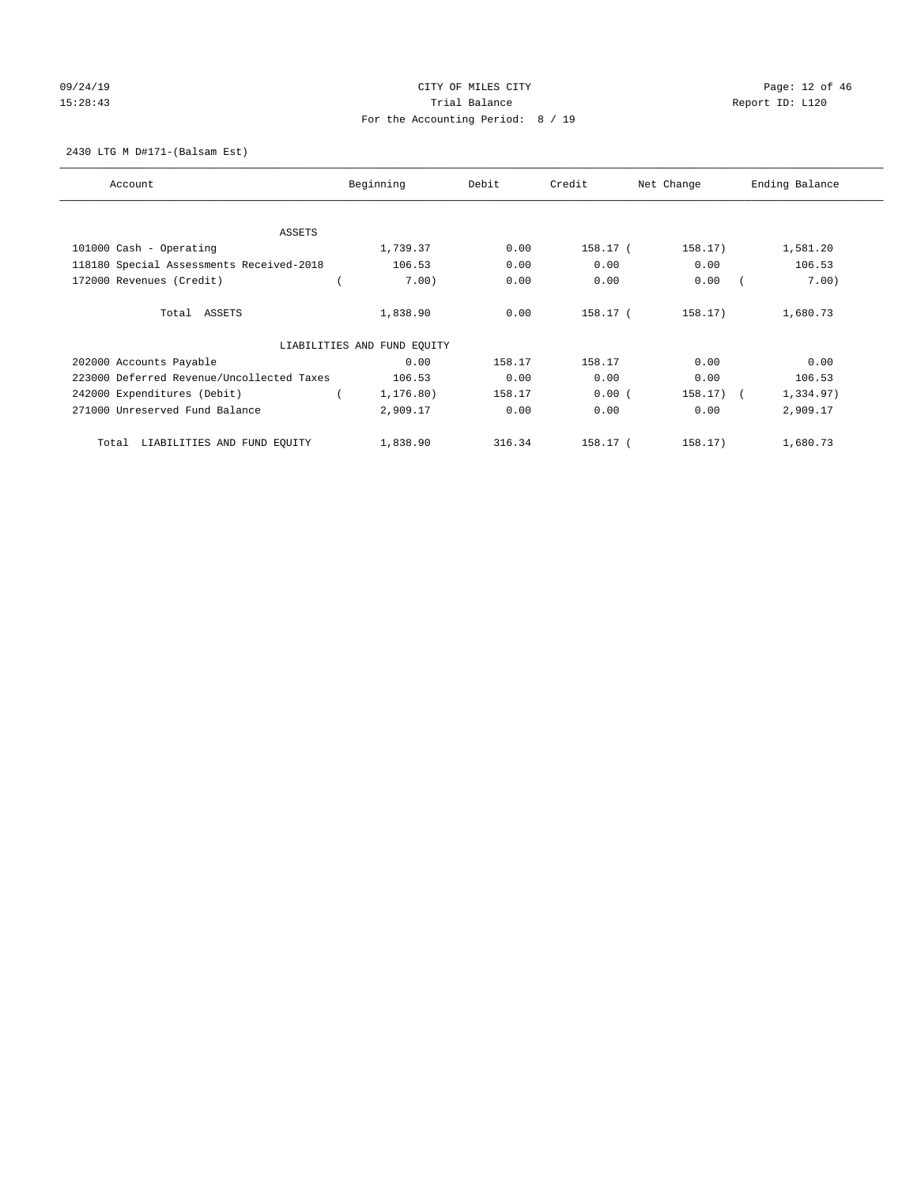CITY OF MILES CITY
Trial Balance
For the Accounting Period: 8 / 19

09/24/19
15:28:43

Report ID: L120

2430 LTG M D#171-(Balsam Est)

| Account | Beginning | Debit | Credit | Net Change | Ending Balance |
|---|---|---|---|---|---|
| ASSETS | | | | | |
| 101000 Cash - Operating | 1,739.37 | 0.00 | 158.17 | (158.17) | 1,581.20 |
| 118180 Special Assessments Received-2018 | 106.53 | 0.00 | 0.00 | 0.00 | 106.53 |
| 172000 Revenues (Credit) | (7.00) | 0.00 | 0.00 | 0.00 | (7.00) |
| Total ASSETS | 1,838.90 | 0.00 | 158.17 | (158.17) | 1,680.73 |
| LIABILITIES AND FUND EQUITY | | | | | |
| 202000 Accounts Payable | 0.00 | 158.17 | 158.17 | 0.00 | 0.00 |
| 223000 Deferred Revenue/Uncollected Taxes | 106.53 | 0.00 | 0.00 | 0.00 | 106.53 |
| 242000 Expenditures (Debit) | (1,176.80) | 158.17 | 0.00 | (158.17) | (1,334.97) |
| 271000 Unreserved Fund Balance | 2,909.17 | 0.00 | 0.00 | 0.00 | 2,909.17 |
| Total LIABILITIES AND FUND EQUITY | 1,838.90 | 316.34 | 158.17 | (158.17) | 1,680.73 |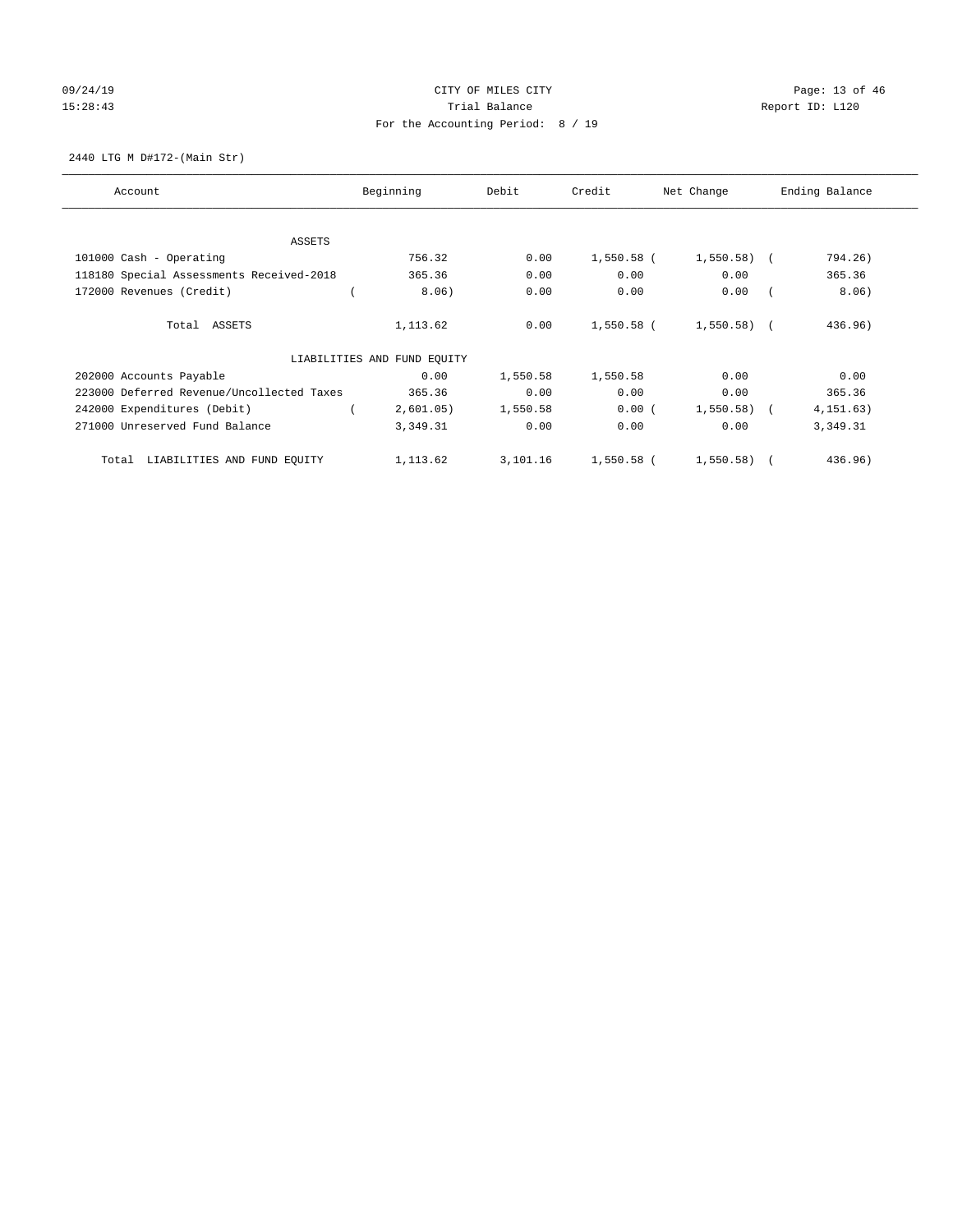CITY OF MILES CITY

Trial Balance

For the Accounting Period: 8 / 19

2440 LTG M D#172-(Main Str)

| Account | Beginning | Debit | Credit | Net Change | Ending Balance |
|---|---|---|---|---|---|
| ASSETS | | | | | |
| 101000 Cash - Operating | 756.32 | 0.00 | 1,550.58 | ( 1,550.58) | ( 794.26) |
| 118180 Special Assessments Received-2018 | 365.36 | 0.00 | 0.00 | 0.00 | 365.36 |
| 172000 Revenues (Credit) | ( 8.06) | 0.00 | 0.00 | 0.00 | ( 8.06) |
| Total ASSETS | 1,113.62 | 0.00 | 1,550.58 | ( 1,550.58) | ( 436.96) |
| LIABILITIES AND FUND EQUITY | | | | | |
| 202000 Accounts Payable | 0.00 | 1,550.58 | 1,550.58 | 0.00 | 0.00 |
| 223000 Deferred Revenue/Uncollected Taxes | 365.36 | 0.00 | 0.00 | 0.00 | 365.36 |
| 242000 Expenditures (Debit) | ( 2,601.05) | 1,550.58 | 0.00 | ( 1,550.58) | ( 4,151.63) |
| 271000 Unreserved Fund Balance | 3,349.31 | 0.00 | 0.00 | 0.00 | 3,349.31 |
| Total LIABILITIES AND FUND EQUITY | 1,113.62 | 3,101.16 | 1,550.58 | ( 1,550.58) | ( 436.96) |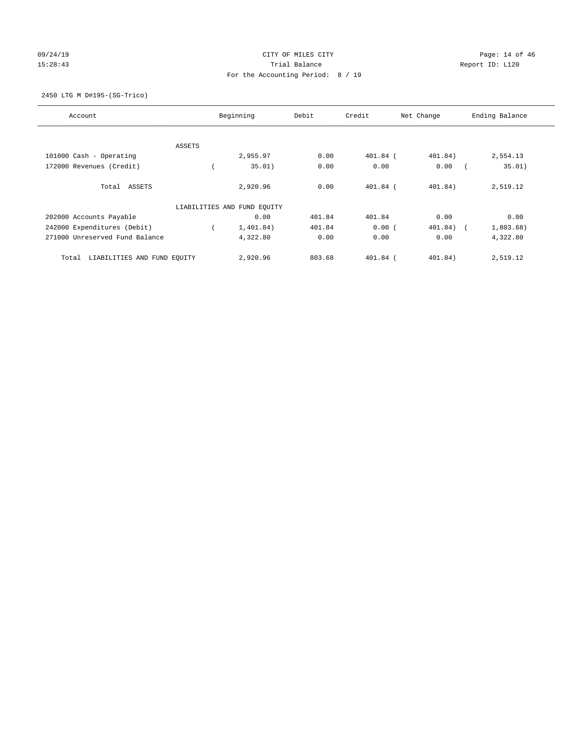CITY OF MILES CITY
Trial Balance
For the Accounting Period: 8 / 19

09/24/19
15:28:43

Report ID: L120

2450 LTG M D#195-(SG-Trico)

| Account | Beginning | Debit | Credit | Net Change | Ending Balance |
|---|---|---|---|---|---|
| ASSETS | | | | | |
| 101000 Cash - Operating | 2,955.97 | 0.00 | 401.84 | (401.84) | 2,554.13 |
| 172000 Revenues (Credit) | (35.01) | 0.00 | 0.00 | 0.00 | (35.01) |
| Total ASSETS | 2,920.96 | 0.00 | 401.84 | (401.84) | 2,519.12 |
| LIABILITIES AND FUND EQUITY | | | | | |
| 202000 Accounts Payable | 0.00 | 401.84 | 401.84 | 0.00 | 0.00 |
| 242000 Expenditures (Debit) | (1,401.84) | 401.84 | 0.00 | (401.84) | (1,803.68) |
| 271000 Unreserved Fund Balance | 4,322.80 | 0.00 | 0.00 | 0.00 | 4,322.80 |
| Total LIABILITIES AND FUND EQUITY | 2,920.96 | 803.68 | 401.84 | (401.84) | 2,519.12 |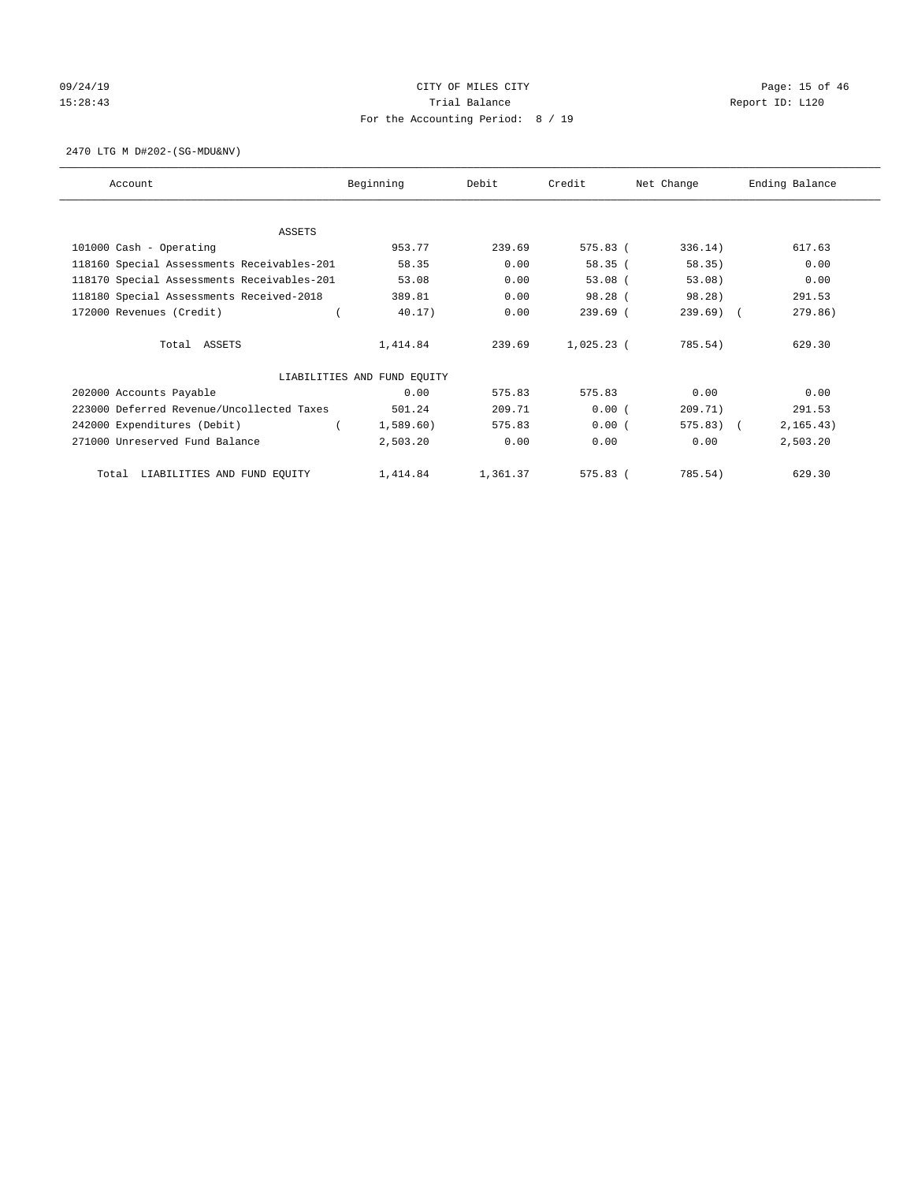CITY OF MILES CITY

Trial Balance

For the Accounting Period: 8 / 19

09/24/19 15:28:43 — Report ID: L120

2470 LTG M D#202-(SG-MDU&NV)

| Account | Beginning | Debit | Credit | Net Change | Ending Balance |
|---|---|---|---|---|---|
| **ASSETS** | | | | | |
| 101000 Cash - Operating | 953.77 | 239.69 | 575.83 | ( 336.14) | 617.63 |
| 118160 Special Assessments Receivables-201 | 58.35 | 0.00 | 58.35 | ( 58.35) | 0.00 |
| 118170 Special Assessments Receivables-201 | 53.08 | 0.00 | 53.08 | ( 53.08) | 0.00 |
| 118180 Special Assessments Received-2018 | 389.81 | 0.00 | 98.28 | ( 98.28) | 291.53 |
| 172000 Revenues (Credit) | ( 40.17) | 0.00 | 239.69 | ( 239.69) | ( 279.86) |
| Total ASSETS | 1,414.84 | 239.69 | 1,025.23 | ( 785.54) | 629.30 |
| **LIABILITIES AND FUND EQUITY** | | | | | |
| 202000 Accounts Payable | 0.00 | 575.83 | 575.83 | 0.00 | 0.00 |
| 223000 Deferred Revenue/Uncollected Taxes | 501.24 | 209.71 | 0.00 | ( 209.71) | 291.53 |
| 242000 Expenditures (Debit) | ( 1,589.60) | 575.83 | 0.00 | ( 575.83) | ( 2,165.43) |
| 271000 Unreserved Fund Balance | 2,503.20 | 0.00 | 0.00 | 0.00 | 2,503.20 |
| Total LIABILITIES AND FUND EQUITY | 1,414.84 | 1,361.37 | 575.83 | ( 785.54) | 629.30 |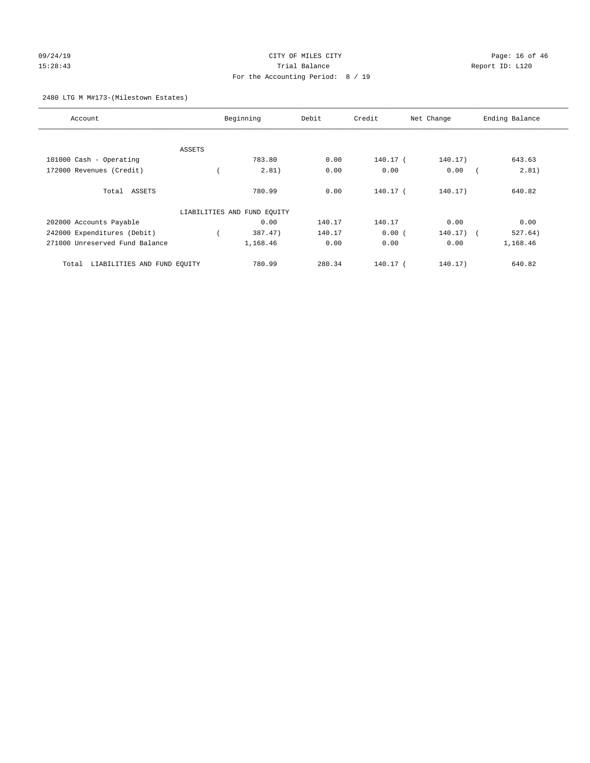CITY OF MILES CITY

Trial Balance

For the Accounting Period: 8 / 19

09/24/19
15:28:43

Report ID: L120

2480 LTG M M#173-(Milestown Estates)

| Account | Beginning | Debit | Credit | Net Change | Ending Balance |
|---|---|---|---|---|---|
| ASSETS | | | | | |
| 101000 Cash - Operating | 783.80 | 0.00 | 140.17 | ( 140.17) | 643.63 |
| 172000 Revenues (Credit) | ( 2.81) | 0.00 | 0.00 | 0.00 | ( 2.81) |
| Total ASSETS | 780.99 | 0.00 | 140.17 | ( 140.17) | 640.82 |
| LIABILITIES AND FUND EQUITY | | | | | |
| 202000 Accounts Payable | 0.00 | 140.17 | 140.17 | 0.00 | 0.00 |
| 242000 Expenditures (Debit) | ( 387.47) | 140.17 | 0.00 | ( 140.17) | ( 527.64) |
| 271000 Unreserved Fund Balance | 1,168.46 | 0.00 | 0.00 | 0.00 | 1,168.46 |
| Total LIABILITIES AND FUND EQUITY | 780.99 | 280.34 | 140.17 | ( 140.17) | 640.82 |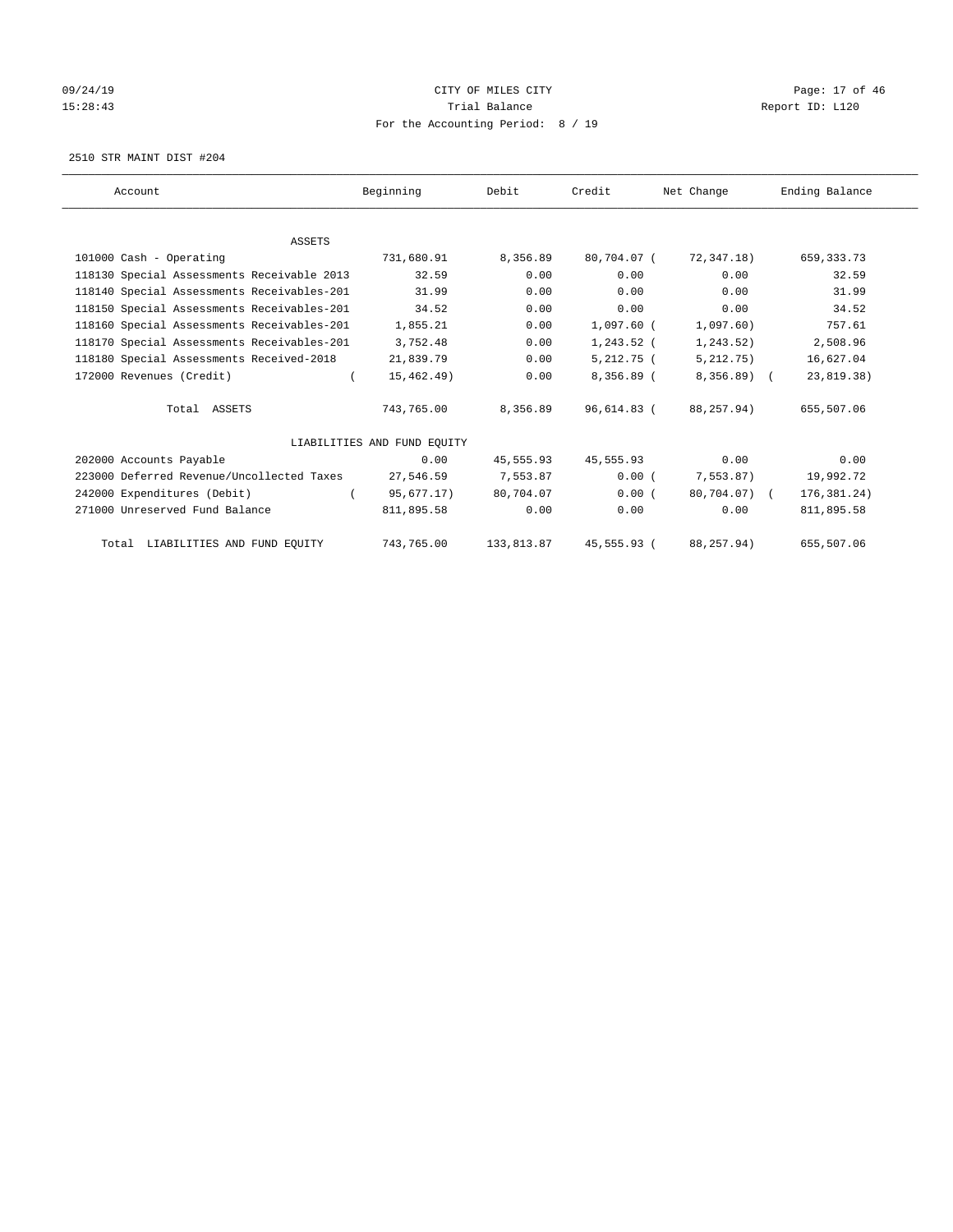CITY OF MILES CITY

Trial Balance

For the Accounting Period: 8 / 19

09/24/19 15:28:43 — Report ID: L120

2510 STR MAINT DIST #204

| Account | Beginning | Debit | Credit | Net Change | Ending Balance |
|---|---|---|---|---|---|
| ASSETS | | | | | |
| 101000 Cash - Operating | 731,680.91 | 8,356.89 | 80,704.07 | ( 72,347.18) | 659,333.73 |
| 118130 Special Assessments Receivable 2013 | 32.59 | 0.00 | 0.00 | 0.00 | 32.59 |
| 118140 Special Assessments Receivables-201 | 31.99 | 0.00 | 0.00 | 0.00 | 31.99 |
| 118150 Special Assessments Receivables-201 | 34.52 | 0.00 | 0.00 | 0.00 | 34.52 |
| 118160 Special Assessments Receivables-201 | 1,855.21 | 0.00 | 1,097.60 | ( 1,097.60) | 757.61 |
| 118170 Special Assessments Receivables-201 | 3,752.48 | 0.00 | 1,243.52 | ( 1,243.52) | 2,508.96 |
| 118180 Special Assessments Received-2018 | 21,839.79 | 0.00 | 5,212.75 | ( 5,212.75) | 16,627.04 |
| 172000 Revenues (Credit) | ( 15,462.49) | 0.00 | 8,356.89 | ( 8,356.89) | ( 23,819.38) |
| Total ASSETS | 743,765.00 | 8,356.89 | 96,614.83 | ( 88,257.94) | 655,507.06 |
| LIABILITIES AND FUND EQUITY | | | | | |
| 202000 Accounts Payable | 0.00 | 45,555.93 | 45,555.93 | 0.00 | 0.00 |
| 223000 Deferred Revenue/Uncollected Taxes | 27,546.59 | 7,553.87 | 0.00 | ( 7,553.87) | 19,992.72 |
| 242000 Expenditures (Debit) | ( 95,677.17) | 80,704.07 | 0.00 | ( 80,704.07) | ( 176,381.24) |
| 271000 Unreserved Fund Balance | 811,895.58 | 0.00 | 0.00 | 0.00 | 811,895.58 |
| Total LIABILITIES AND FUND EQUITY | 743,765.00 | 133,813.87 | 45,555.93 | ( 88,257.94) | 655,507.06 |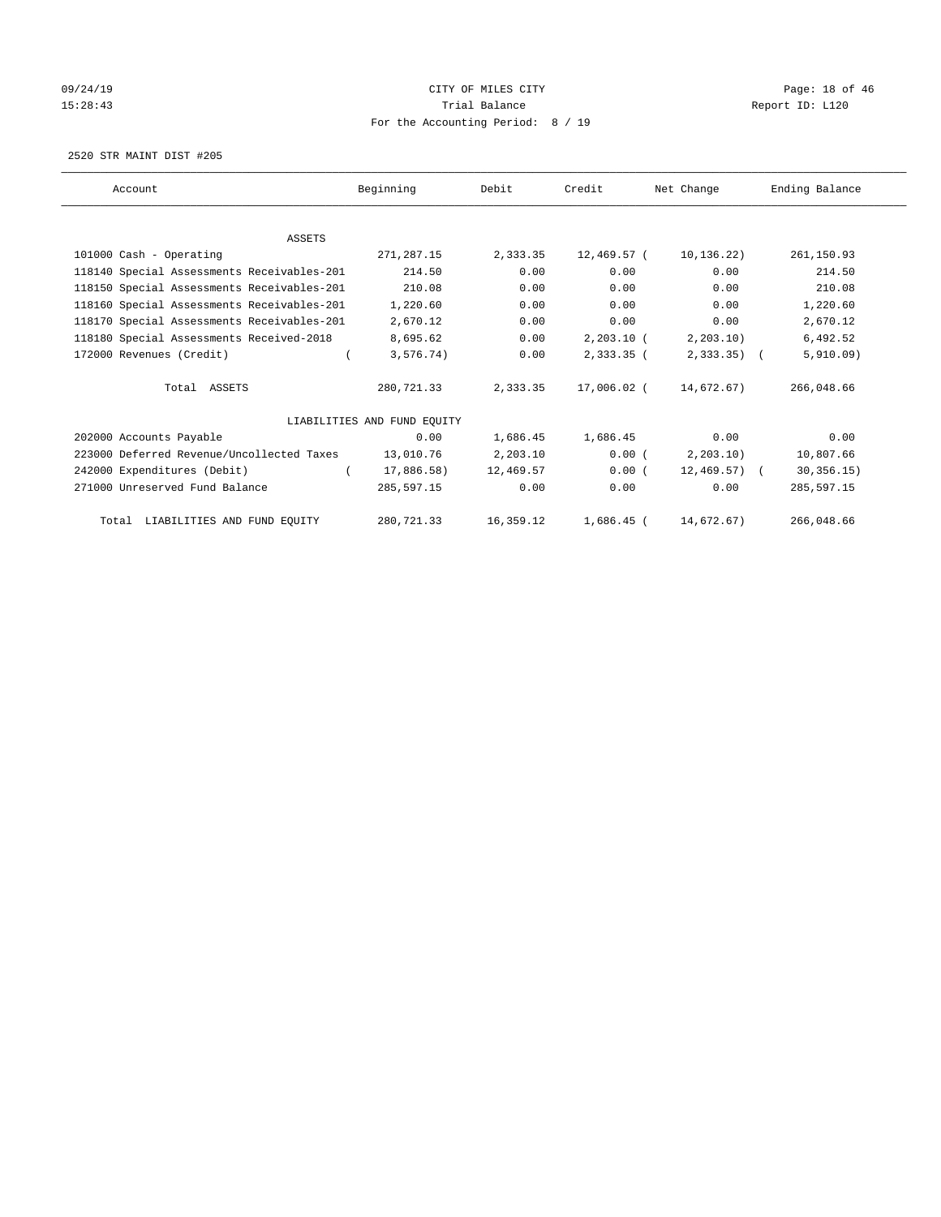CITY OF MILES CITY
Trial Balance
For the Accounting Period: 8 / 19

09/24/19
15:28:43

Report ID: L120

2520 STR MAINT DIST #205

| Account | Beginning | Debit | Credit | Net Change | Ending Balance |
|---|---|---|---|---|---|
| ASSETS | | | | | |
| 101000 Cash - Operating | 271,287.15 | 2,333.35 | 12,469.57 | ( 10,136.22) | 261,150.93 |
| 118140 Special Assessments Receivables-201 | 214.50 | 0.00 | 0.00 | 0.00 | 214.50 |
| 118150 Special Assessments Receivables-201 | 210.08 | 0.00 | 0.00 | 0.00 | 210.08 |
| 118160 Special Assessments Receivables-201 | 1,220.60 | 0.00 | 0.00 | 0.00 | 1,220.60 |
| 118170 Special Assessments Receivables-201 | 2,670.12 | 0.00 | 0.00 | 0.00 | 2,670.12 |
| 118180 Special Assessments Received-2018 | 8,695.62 | 0.00 | 2,203.10 | ( 2,203.10) | 6,492.52 |
| 172000 Revenues (Credit) | ( 3,576.74) | 0.00 | 2,333.35 | ( 2,333.35) | ( 5,910.09) |
| Total ASSETS | 280,721.33 | 2,333.35 | 17,006.02 | ( 14,672.67) | 266,048.66 |
| LIABILITIES AND FUND EQUITY | | | | | |
| 202000 Accounts Payable | 0.00 | 1,686.45 | 1,686.45 | 0.00 | 0.00 |
| 223000 Deferred Revenue/Uncollected Taxes | 13,010.76 | 2,203.10 | 0.00 | ( 2,203.10) | 10,807.66 |
| 242000 Expenditures (Debit) | ( 17,886.58) | 12,469.57 | 0.00 | ( 12,469.57) | ( 30,356.15) |
| 271000 Unreserved Fund Balance | 285,597.15 | 0.00 | 0.00 | 0.00 | 285,597.15 |
| Total LIABILITIES AND FUND EQUITY | 280,721.33 | 16,359.12 | 1,686.45 | ( 14,672.67) | 266,048.66 |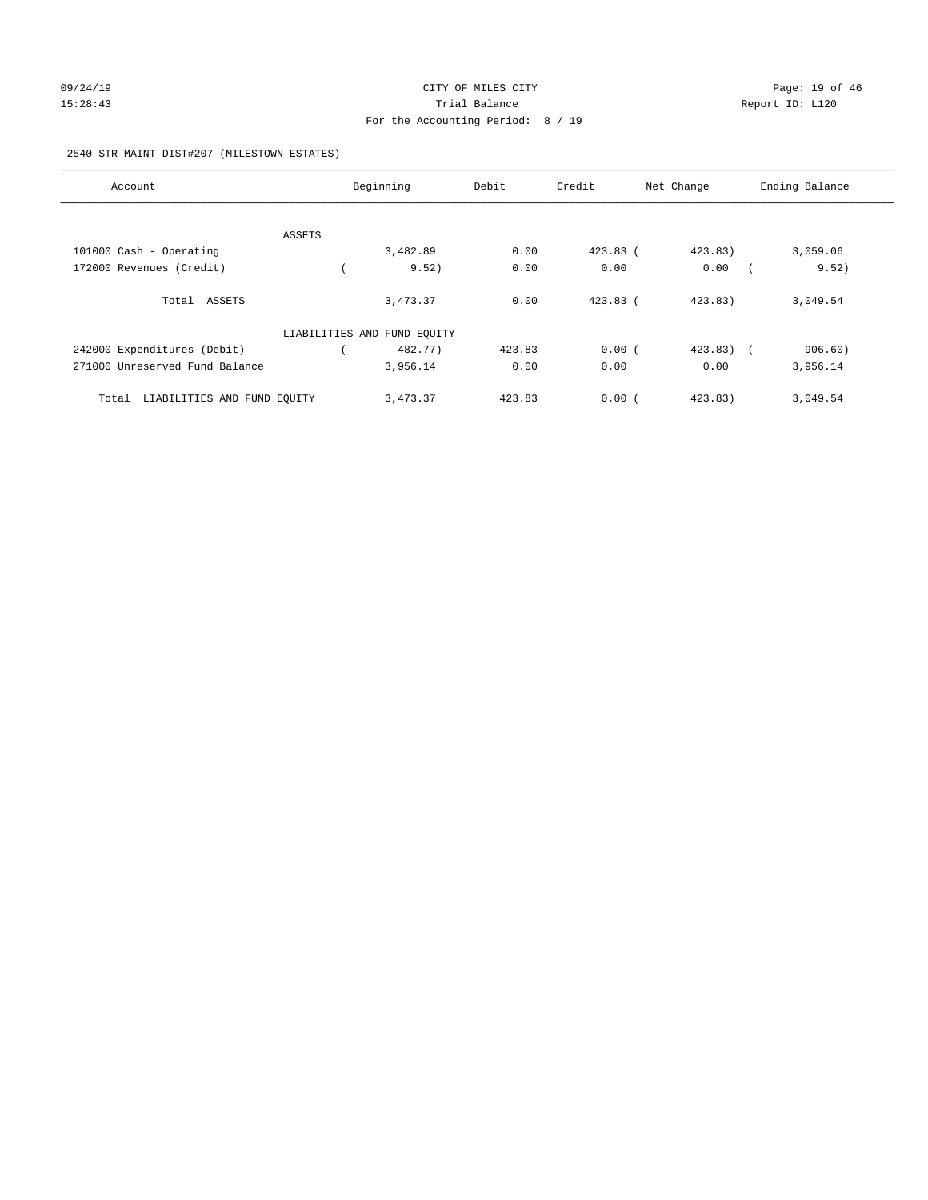CITY OF MILES CITY
Trial Balance
For the Accounting Period: 8 / 19

2540 STR MAINT DIST#207-(MILESTOWN ESTATES)

| Account | Beginning | Debit | Credit | Net Change | Ending Balance |
|---|---|---|---|---|---|
| ASSETS | | | | | |
| 101000 Cash - Operating | 3,482.89 | 0.00 | 423.83 | (423.83) | 3,059.06 |
| 172000 Revenues (Credit) | (9.52) | 0.00 | 0.00 | 0.00 | (9.52) |
| Total ASSETS | 3,473.37 | 0.00 | 423.83 | (423.83) | 3,049.54 |
| LIABILITIES AND FUND EQUITY | | | | | |
| 242000 Expenditures (Debit) | (482.77) | 423.83 | 0.00 | (423.83) | (906.60) |
| 271000 Unreserved Fund Balance | 3,956.14 | 0.00 | 0.00 | 0.00 | 3,956.14 |
| Total LIABILITIES AND FUND EQUITY | 3,473.37 | 423.83 | 0.00 | (423.83) | 3,049.54 |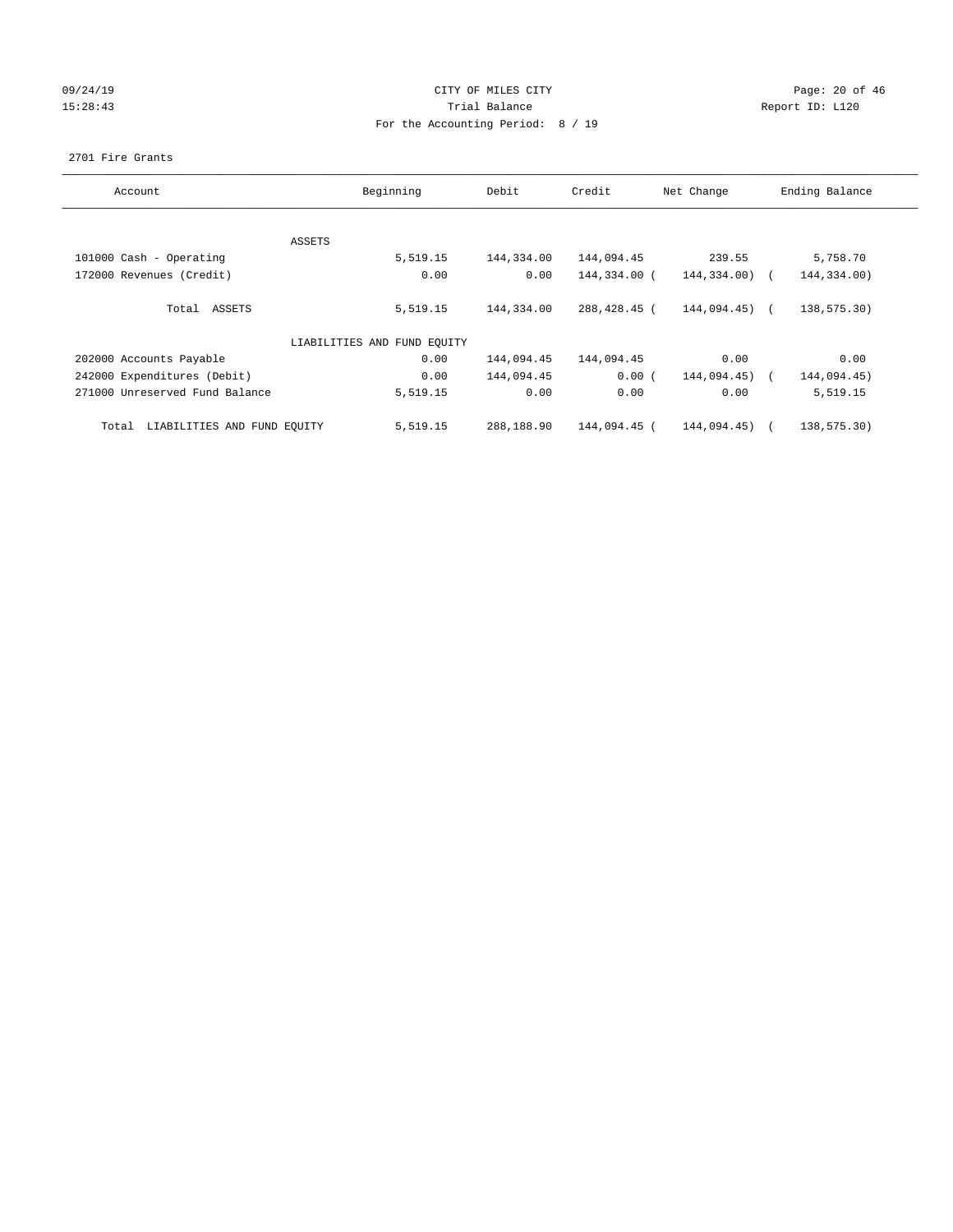CITY OF MILES CITY
Trial Balance
For the Accounting Period: 8 / 19

09/24/19
15:28:43

Report ID: L120

2701 Fire Grants

| Account | Beginning | Debit | Credit | Net Change | Ending Balance |
|---|---|---|---|---|---|
| ASSETS | | | | | |
| 101000 Cash - Operating | 5,519.15 | 144,334.00 | 144,094.45 | 239.55 | 5,758.70 |
| 172000 Revenues (Credit) | 0.00 | 0.00 | 144,334.00 | (144,334.00) | (144,334.00) |
| Total ASSETS | 5,519.15 | 144,334.00 | 288,428.45 | (144,094.45) | (138,575.30) |
| LIABILITIES AND FUND EQUITY | | | | | |
| 202000 Accounts Payable | 0.00 | 144,094.45 | 144,094.45 | 0.00 | 0.00 |
| 242000 Expenditures (Debit) | 0.00 | 144,094.45 | 0.00 | (144,094.45) | (144,094.45) |
| 271000 Unreserved Fund Balance | 5,519.15 | 0.00 | 0.00 | 0.00 | 5,519.15 |
| Total LIABILITIES AND FUND EQUITY | 5,519.15 | 288,188.90 | 144,094.45 | (144,094.45) | (138,575.30) |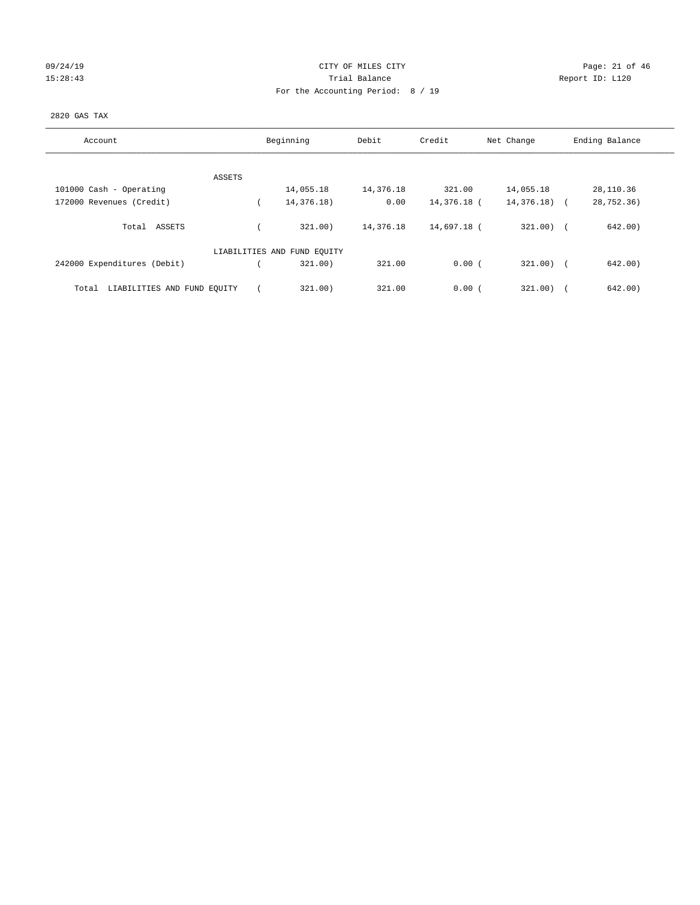CITY OF MILES CITY
Trial Balance
For the Accounting Period: 8 / 19

09/24/19
15:28:43

Report ID: L120

2820 GAS TAX

| Account | Beginning | Debit | Credit | Net Change | Ending Balance |
|---|---|---|---|---|---|
| ASSETS | | | | | |
| 101000 Cash - Operating | 14,055.18 | 14,376.18 | 321.00 | 14,055.18 | 28,110.36 |
| 172000 Revenues (Credit) | ( 14,376.18) | 0.00 | 14,376.18 | ( 14,376.18) | ( 28,752.36) |
| Total ASSETS | ( 321.00) | 14,376.18 | 14,697.18 | ( 321.00) | ( 642.00) |
| LIABILITIES AND FUND EQUITY | | | | | |
| 242000 Expenditures (Debit) | ( 321.00) | 321.00 | 0.00 | ( 321.00) | ( 642.00) |
| Total LIABILITIES AND FUND EQUITY | ( 321.00) | 321.00 | 0.00 | ( 321.00) | ( 642.00) |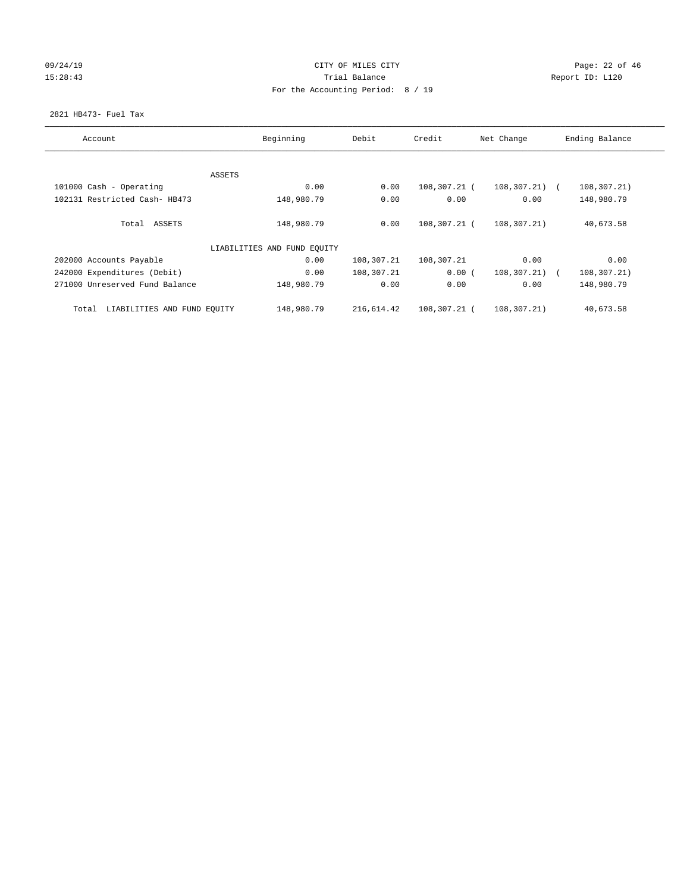09/24/19 CITY OF MILES CITY
15:28:43 Trial Balance Report ID: L120
For the Accounting Period: 8 / 19

2821 HB473- Fuel Tax

| Account | Beginning | Debit | Credit | Net Change | Ending Balance |
|---|---|---|---|---|---|
| ASSETS | | | | | |
| 101000 Cash - Operating | 0.00 | 0.00 | 108,307.21 | ( 108,307.21) | ( 108,307.21) |
| 102131 Restricted Cash- HB473 | 148,980.79 | 0.00 | 0.00 | 0.00 | 148,980.79 |
| Total ASSETS | 148,980.79 | 0.00 | 108,307.21 | ( 108,307.21) | 40,673.58 |
| LIABILITIES AND FUND EQUITY | | | | | |
| 202000 Accounts Payable | 0.00 | 108,307.21 | 108,307.21 | 0.00 | 0.00 |
| 242000 Expenditures (Debit) | 0.00 | 108,307.21 | 0.00 | ( 108,307.21) | ( 108,307.21) |
| 271000 Unreserved Fund Balance | 148,980.79 | 0.00 | 0.00 | 0.00 | 148,980.79 |
| Total LIABILITIES AND FUND EQUITY | 148,980.79 | 216,614.42 | 108,307.21 | ( 108,307.21) | 40,673.58 |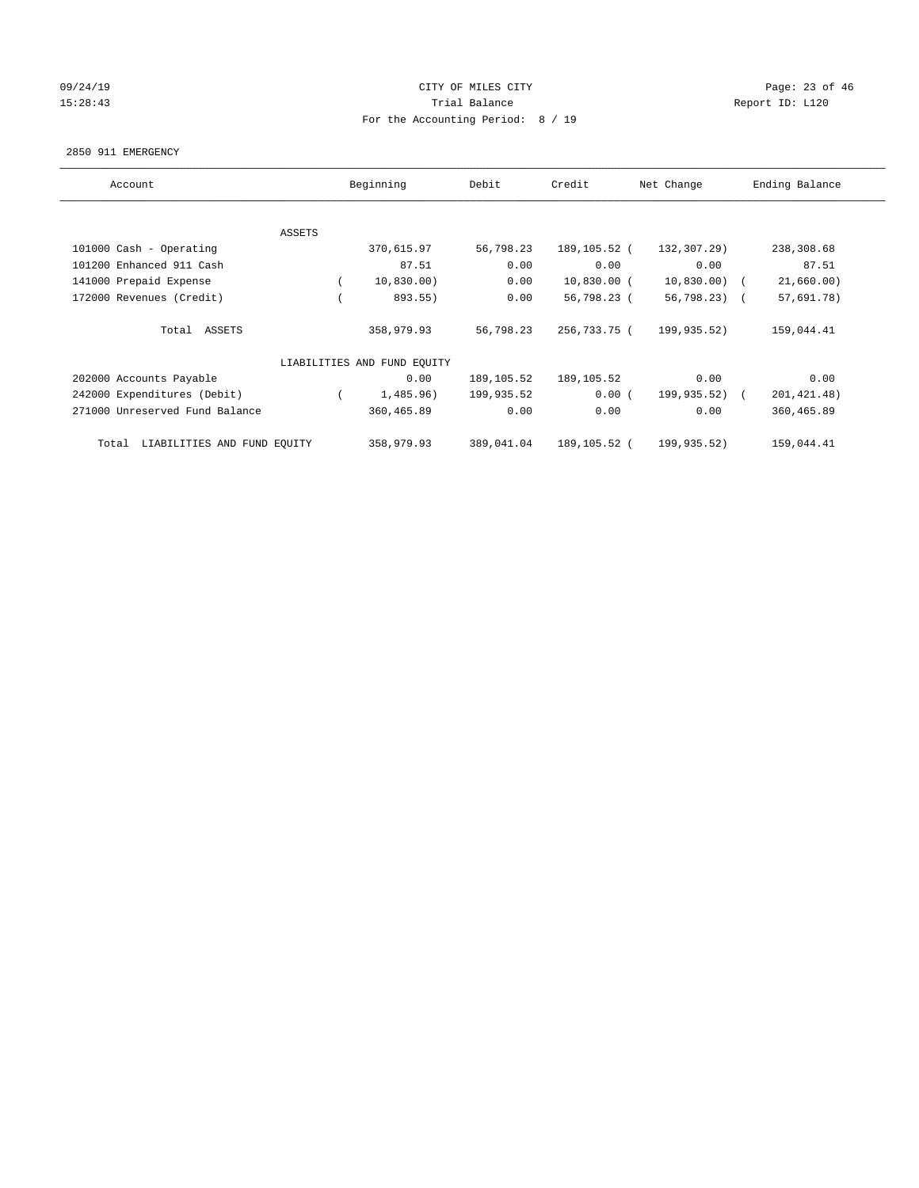CITY OF MILES CITY

Trial Balance

For the Accounting Period: 8 / 19

2850 911 EMERGENCY

| Account | Beginning | Debit | Credit | Net Change | Ending Balance |
|---|---|---|---|---|---|
| ASSETS | | | | | |
| 101000 Cash - Operating | 370,615.97 | 56,798.23 | 189,105.52 | ( 132,307.29) | 238,308.68 |
| 101200 Enhanced 911 Cash | 87.51 | 0.00 | 0.00 | 0.00 | 87.51 |
| 141000 Prepaid Expense | ( 10,830.00) | 0.00 | 10,830.00 | ( 10,830.00) | ( 21,660.00) |
| 172000 Revenues (Credit) | ( 893.55) | 0.00 | 56,798.23 | ( 56,798.23) | ( 57,691.78) |
| Total ASSETS | 358,979.93 | 56,798.23 | 256,733.75 | ( 199,935.52) | 159,044.41 |
| LIABILITIES AND FUND EQUITY | | | | | |
| 202000 Accounts Payable | 0.00 | 189,105.52 | 189,105.52 | 0.00 | 0.00 |
| 242000 Expenditures (Debit) | ( 1,485.96) | 199,935.52 | 0.00 | ( 199,935.52) | ( 201,421.48) |
| 271000 Unreserved Fund Balance | 360,465.89 | 0.00 | 0.00 | 0.00 | 360,465.89 |
| Total LIABILITIES AND FUND EQUITY | 358,979.93 | 389,041.04 | 189,105.52 | ( 199,935.52) | 159,044.41 |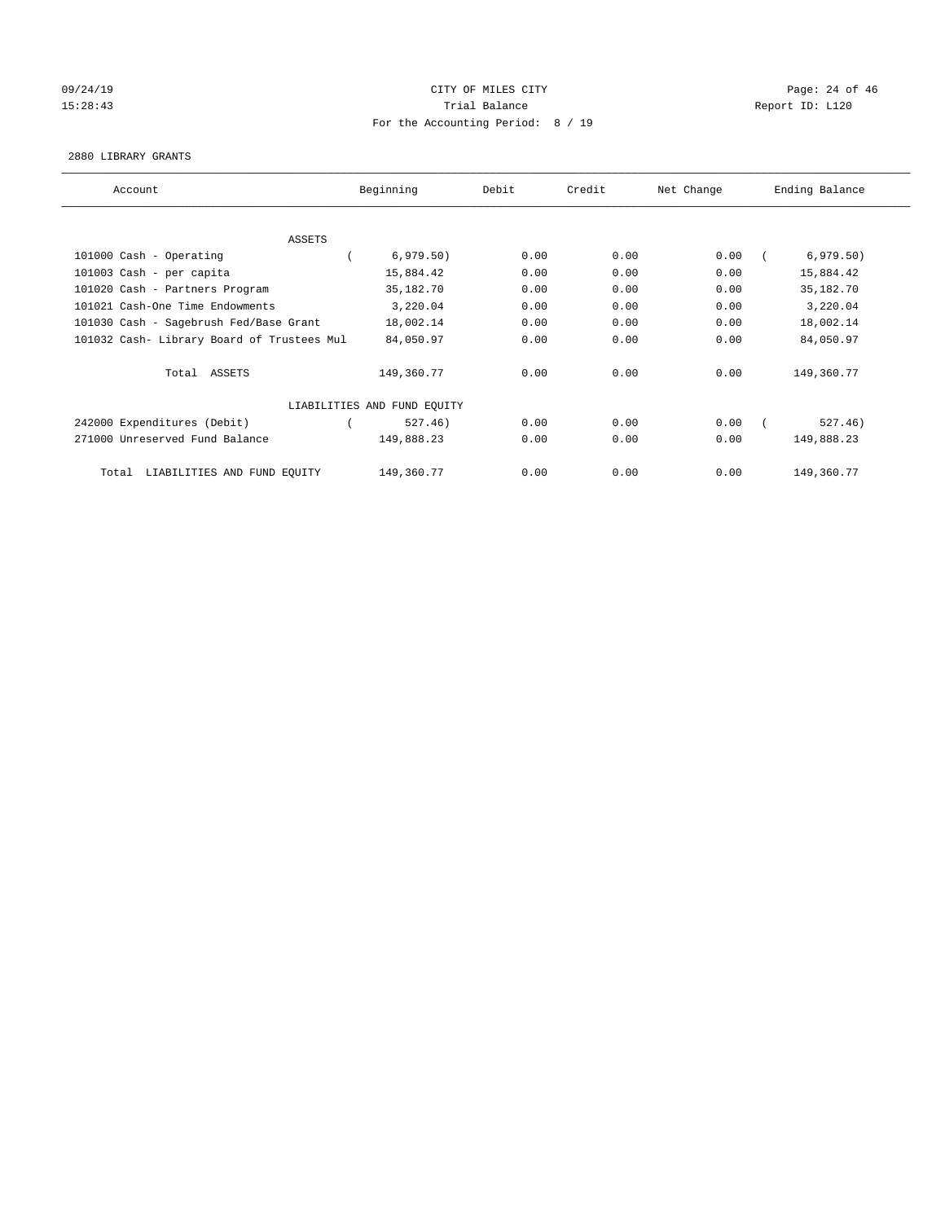CITY OF MILES CITY

Trial Balance

For the Accounting Period: 8 / 19

09/24/19 15:28:43 — Report ID: L120

2880 LIBRARY GRANTS

| Account | Beginning | Debit | Credit | Net Change | Ending Balance |
|---|---|---|---|---|---|
| ASSETS | | | | | |
| 101000 Cash - Operating | ( 6,979.50) | 0.00 | 0.00 | 0.00 | ( 6,979.50) |
| 101003 Cash - per capita | 15,884.42 | 0.00 | 0.00 | 0.00 | 15,884.42 |
| 101020 Cash - Partners Program | 35,182.70 | 0.00 | 0.00 | 0.00 | 35,182.70 |
| 101021 Cash-One Time Endowments | 3,220.04 | 0.00 | 0.00 | 0.00 | 3,220.04 |
| 101030 Cash - Sagebrush Fed/Base Grant | 18,002.14 | 0.00 | 0.00 | 0.00 | 18,002.14 |
| 101032 Cash- Library Board of Trustees Mul | 84,050.97 | 0.00 | 0.00 | 0.00 | 84,050.97 |
| Total ASSETS | 149,360.77 | 0.00 | 0.00 | 0.00 | 149,360.77 |
| LIABILITIES AND FUND EQUITY | | | | | |
| 242000 Expenditures (Debit) | ( 527.46) | 0.00 | 0.00 | 0.00 | ( 527.46) |
| 271000 Unreserved Fund Balance | 149,888.23 | 0.00 | 0.00 | 0.00 | 149,888.23 |
| Total LIABILITIES AND FUND EQUITY | 149,360.77 | 0.00 | 0.00 | 0.00 | 149,360.77 |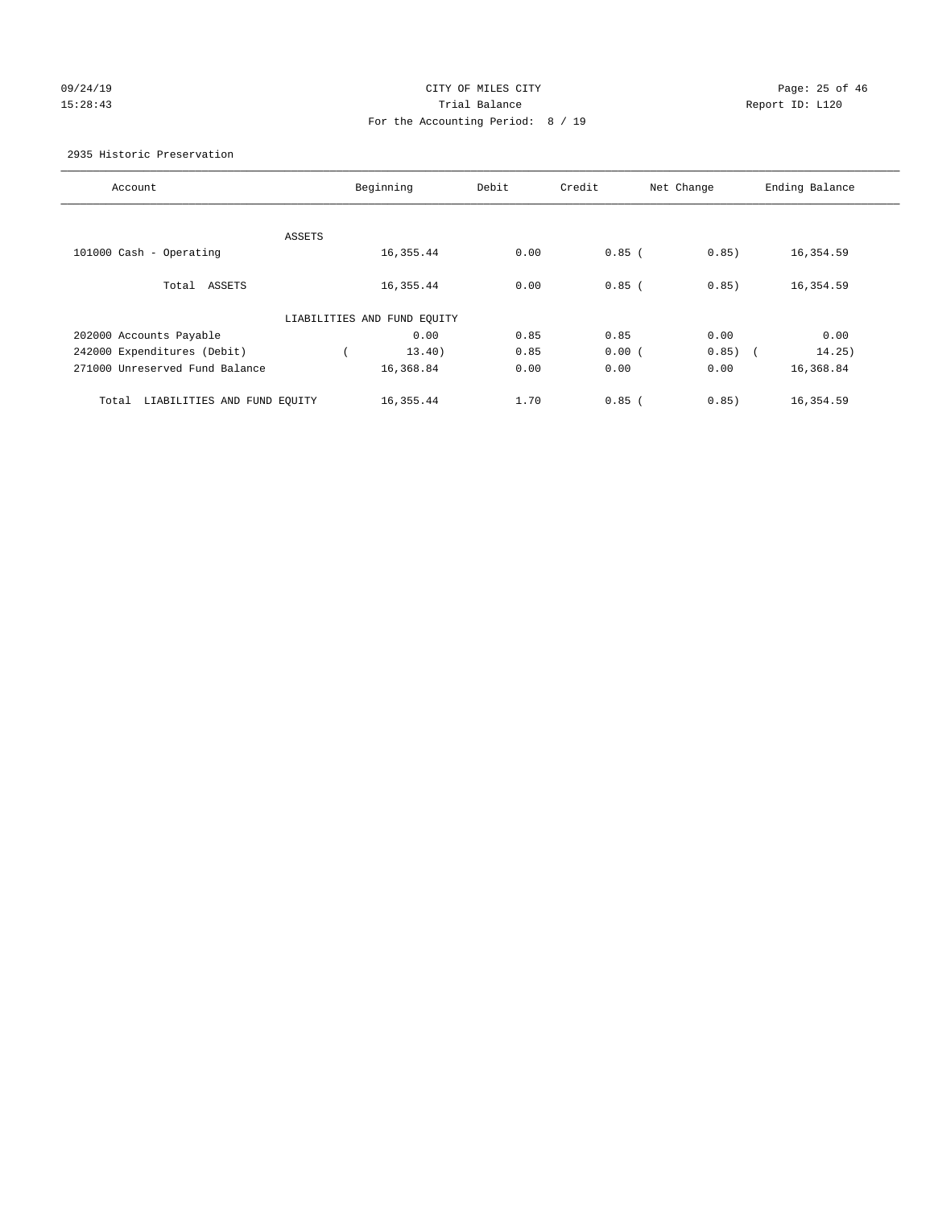CITY OF MILES CITY
Trial Balance
For the Accounting Period: 8 / 19

2935 Historic Preservation

| Account | Beginning | Debit | Credit | Net Change | Ending Balance |
|---|---|---|---|---|---|
| ASSETS | | | | | |
| 101000 Cash - Operating | 16,355.44 | 0.00 | 0.85 | (0.85) | 16,354.59 |
| Total ASSETS | 16,355.44 | 0.00 | 0.85 | (0.85) | 16,354.59 |
| LIABILITIES AND FUND EQUITY | | | | | |
| 202000 Accounts Payable | 0.00 | 0.85 | 0.85 | 0.00 | 0.00 |
| 242000 Expenditures (Debit) | (13.40) | 0.85 | 0.00 | (0.85) | (14.25) |
| 271000 Unreserved Fund Balance | 16,368.84 | 0.00 | 0.00 | 0.00 | 16,368.84 |
| Total LIABILITIES AND FUND EQUITY | 16,355.44 | 1.70 | 0.85 | (0.85) | 16,354.59 |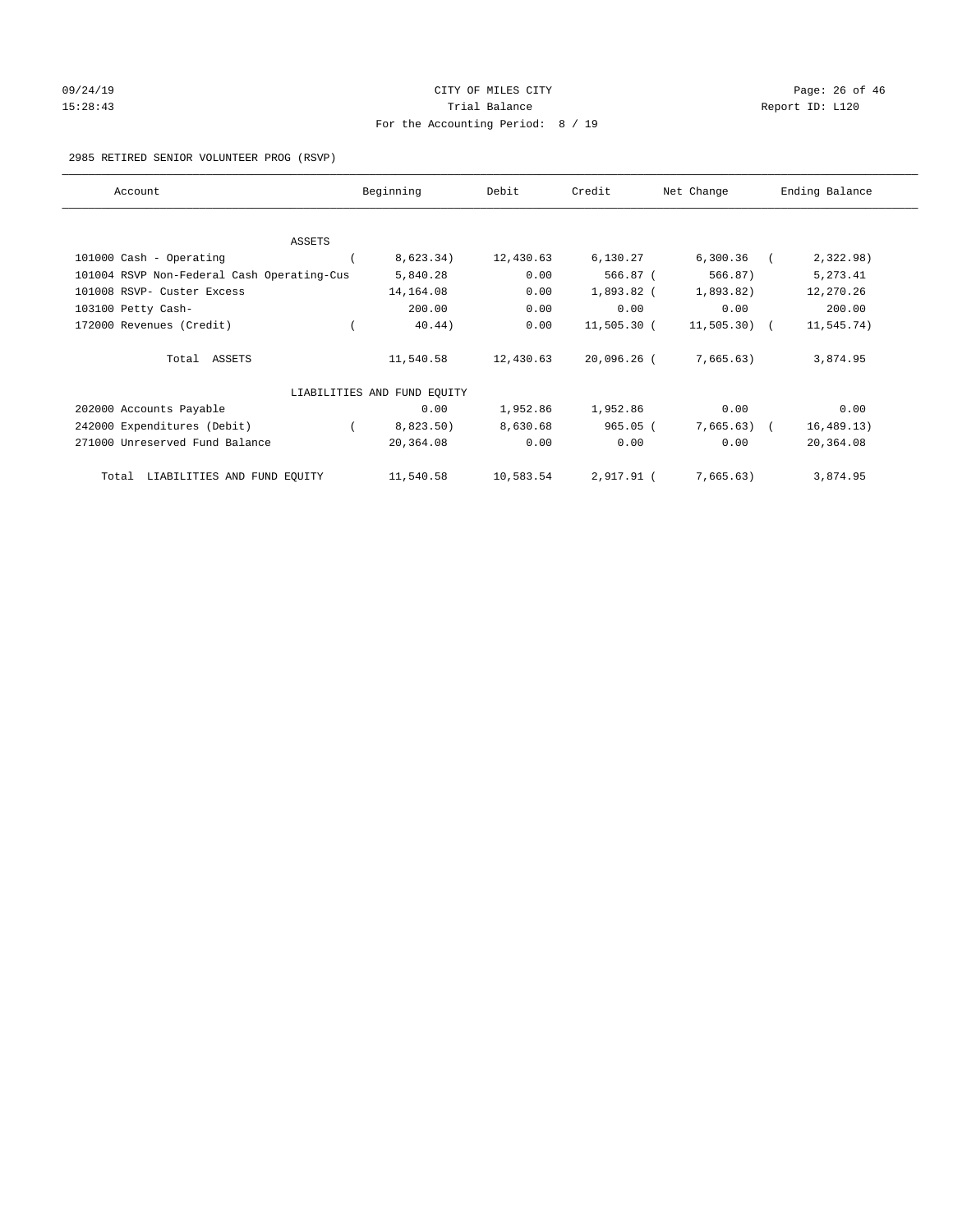CITY OF MILES CITY

Trial Balance

For the Accounting Period: 8 / 19

09/24/19 15:28:43

Report ID: L120

2985 RETIRED SENIOR VOLUNTEER PROG (RSVP)

| Account | Beginning | Debit | Credit | Net Change | Ending Balance |
|---|---|---|---|---|---|
| ASSETS | | | | | |
| 101000 Cash - Operating | (8,623.34) | 12,430.63 | 6,130.27 | 6,300.36 | (2,322.98) |
| 101004 RSVP Non-Federal Cash Operating-Cus | 5,840.28 | 0.00 | 566.87 | (566.87) | 5,273.41 |
| 101008 RSVP- Custer Excess | 14,164.08 | 0.00 | 1,893.82 | (1,893.82) | 12,270.26 |
| 103100 Petty Cash- | 200.00 | 0.00 | 0.00 | 0.00 | 200.00 |
| 172000 Revenues (Credit) | (40.44) | 0.00 | 11,505.30 | (11,505.30) | (11,545.74) |
| Total ASSETS | 11,540.58 | 12,430.63 | 20,096.26 | (7,665.63) | 3,874.95 |
| LIABILITIES AND FUND EQUITY | | | | | |
| 202000 Accounts Payable | 0.00 | 1,952.86 | 1,952.86 | 0.00 | 0.00 |
| 242000 Expenditures (Debit) | (8,823.50) | 8,630.68 | 965.05 | (7,665.63) | (16,489.13) |
| 271000 Unreserved Fund Balance | 20,364.08 | 0.00 | 0.00 | 0.00 | 20,364.08 |
| Total LIABILITIES AND FUND EQUITY | 11,540.58 | 10,583.54 | 2,917.91 | (7,665.63) | 3,874.95 |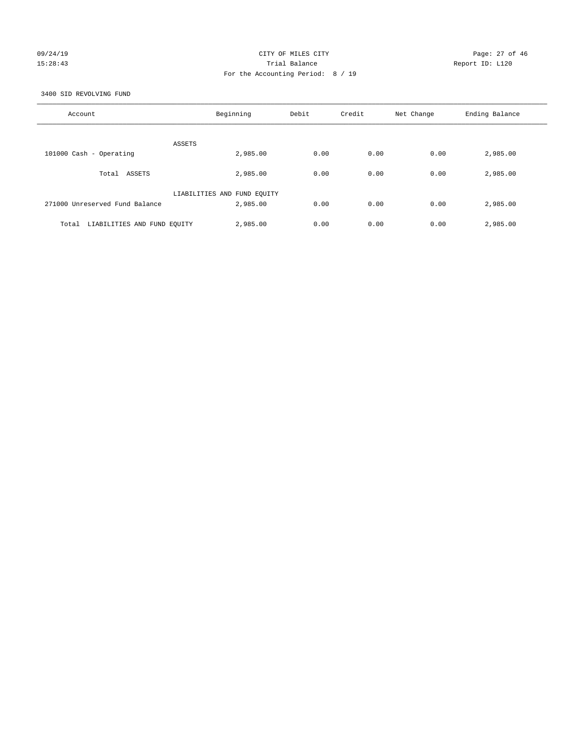CITY OF MILES CITY

Trial Balance

For the Accounting Period: 8 / 19

09/24/19 15:28:43 Report ID: L120

3400 SID REVOLVING FUND

| Account | Beginning | Debit | Credit | Net Change | Ending Balance |
|---|---|---|---|---|---|
| ASSETS | | | | | |
| 101000 Cash - Operating | 2,985.00 | 0.00 | 0.00 | 0.00 | 2,985.00 |
| Total ASSETS | 2,985.00 | 0.00 | 0.00 | 0.00 | 2,985.00 |
| LIABILITIES AND FUND EQUITY | | | | | |
| 271000 Unreserved Fund Balance | 2,985.00 | 0.00 | 0.00 | 0.00 | 2,985.00 |
| Total LIABILITIES AND FUND EQUITY | 2,985.00 | 0.00 | 0.00 | 0.00 | 2,985.00 |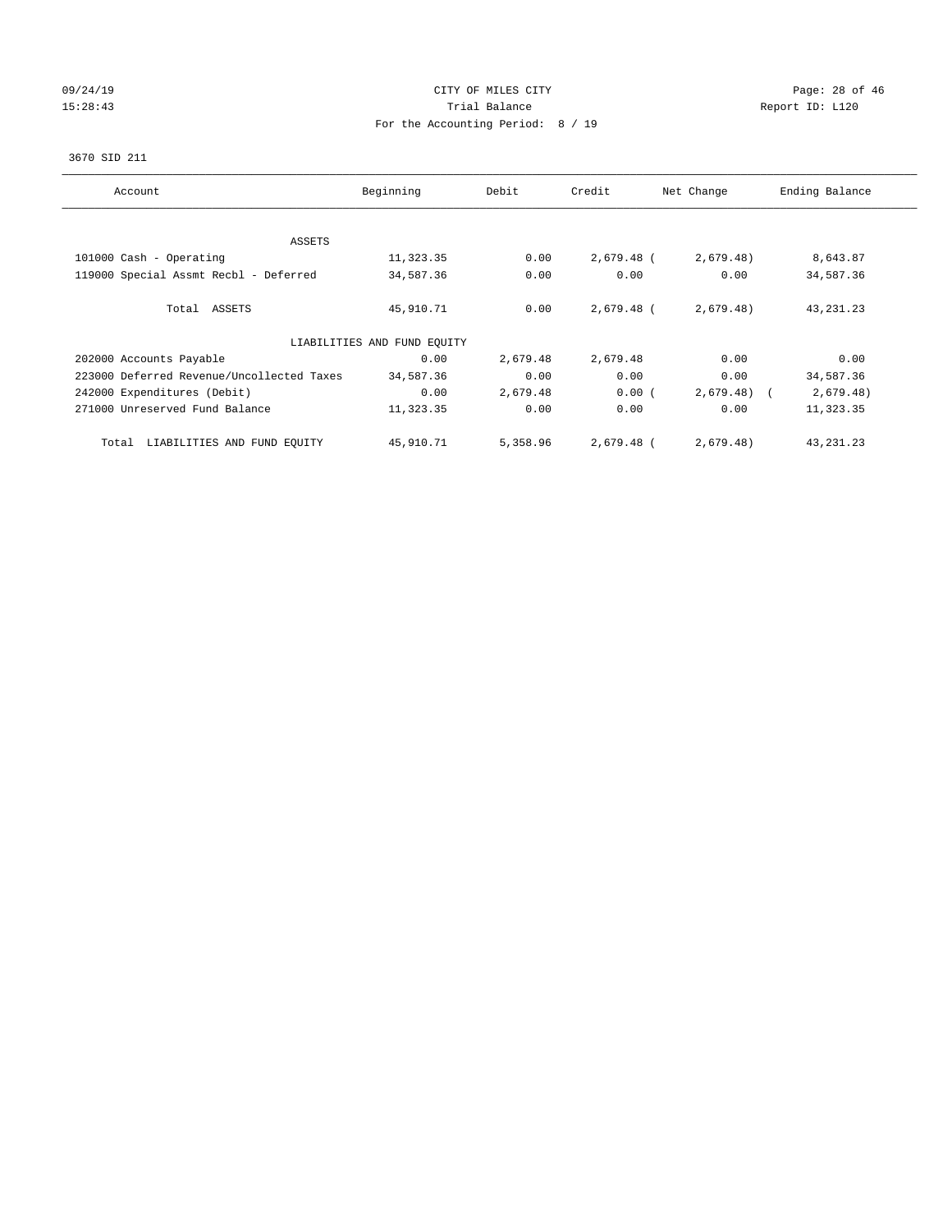CITY OF MILES CITY

Trial Balance

For the Accounting Period: 8 / 19

3670 SID 211

| Account | Beginning | Debit | Credit | Net Change | Ending Balance |
|---|---|---|---|---|---|
| ASSETS | | | | | |
| 101000 Cash - Operating | 11,323.35 | 0.00 | 2,679.48 | ( 2,679.48) | 8,643.87 |
| 119000 Special Assmt Recbl - Deferred | 34,587.36 | 0.00 | 0.00 | 0.00 | 34,587.36 |
| Total ASSETS | 45,910.71 | 0.00 | 2,679.48 | ( 2,679.48) | 43,231.23 |
| LIABILITIES AND FUND EQUITY | | | | | |
| 202000 Accounts Payable | 0.00 | 2,679.48 | 2,679.48 | 0.00 | 0.00 |
| 223000 Deferred Revenue/Uncollected Taxes | 34,587.36 | 0.00 | 0.00 | 0.00 | 34,587.36 |
| 242000 Expenditures (Debit) | 0.00 | 2,679.48 | 0.00 | ( 2,679.48) | ( 2,679.48) |
| 271000 Unreserved Fund Balance | 11,323.35 | 0.00 | 0.00 | 0.00 | 11,323.35 |
| Total LIABILITIES AND FUND EQUITY | 45,910.71 | 5,358.96 | 2,679.48 | ( 2,679.48) | 43,231.23 |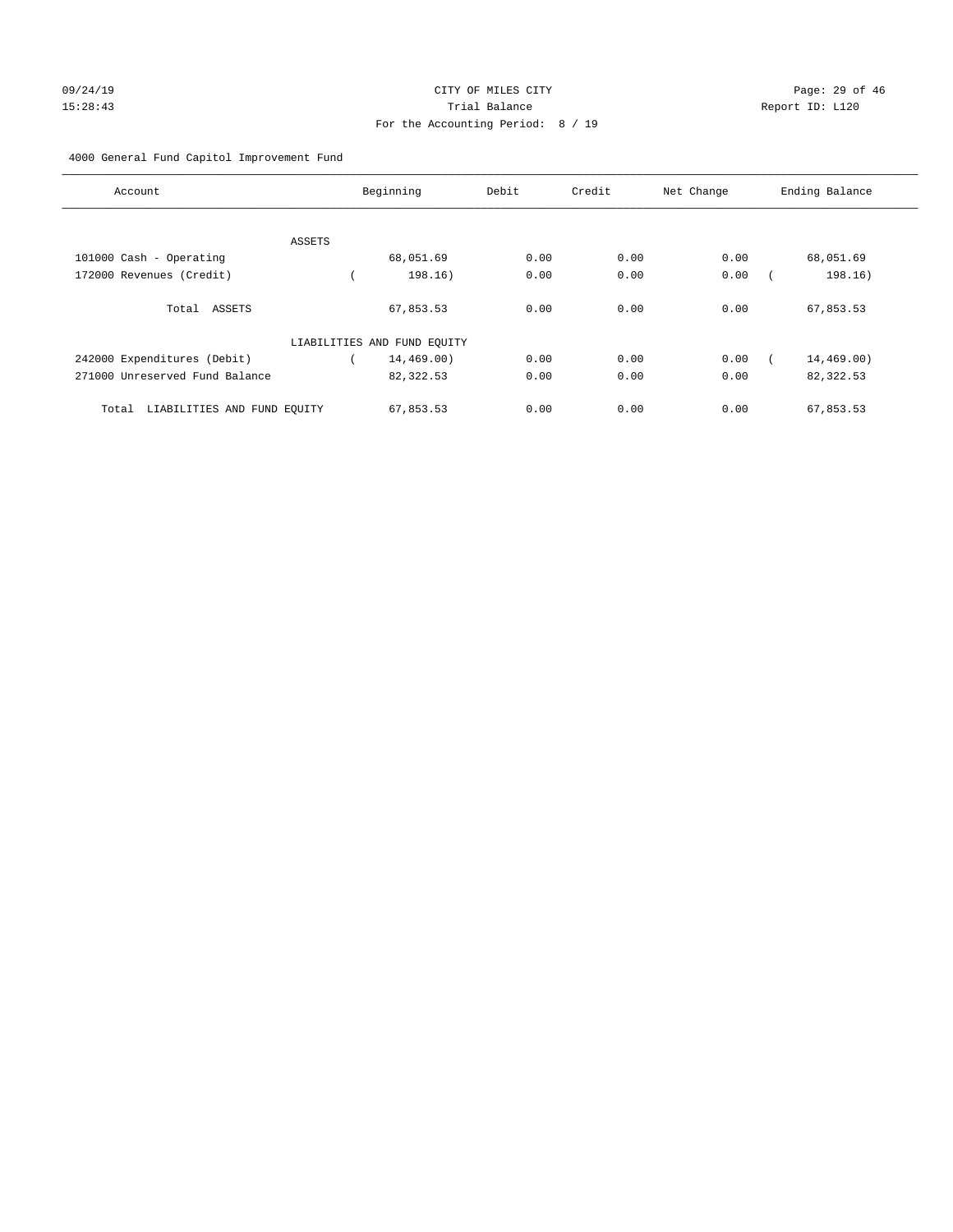CITY OF MILES CITY

Trial Balance

For the Accounting Period: 8 / 19

09/24/19 15:28:43 — Report ID: L120

4000 General Fund Capitol Improvement Fund

| Account | Beginning | Debit | Credit | Net Change | Ending Balance |
|---|---|---|---|---|---|
| ASSETS | | | | | |
| 101000 Cash - Operating | 68,051.69 | 0.00 | 0.00 | 0.00 | 68,051.69 |
| 172000 Revenues (Credit) | ( 198.16) | 0.00 | 0.00 | 0.00 | ( 198.16) |
| Total ASSETS | 67,853.53 | 0.00 | 0.00 | 0.00 | 67,853.53 |
| LIABILITIES AND FUND EQUITY | | | | | |
| 242000 Expenditures (Debit) | ( 14,469.00) | 0.00 | 0.00 | 0.00 | ( 14,469.00) |
| 271000 Unreserved Fund Balance | 82,322.53 | 0.00 | 0.00 | 0.00 | 82,322.53 |
| Total LIABILITIES AND FUND EQUITY | 67,853.53 | 0.00 | 0.00 | 0.00 | 67,853.53 |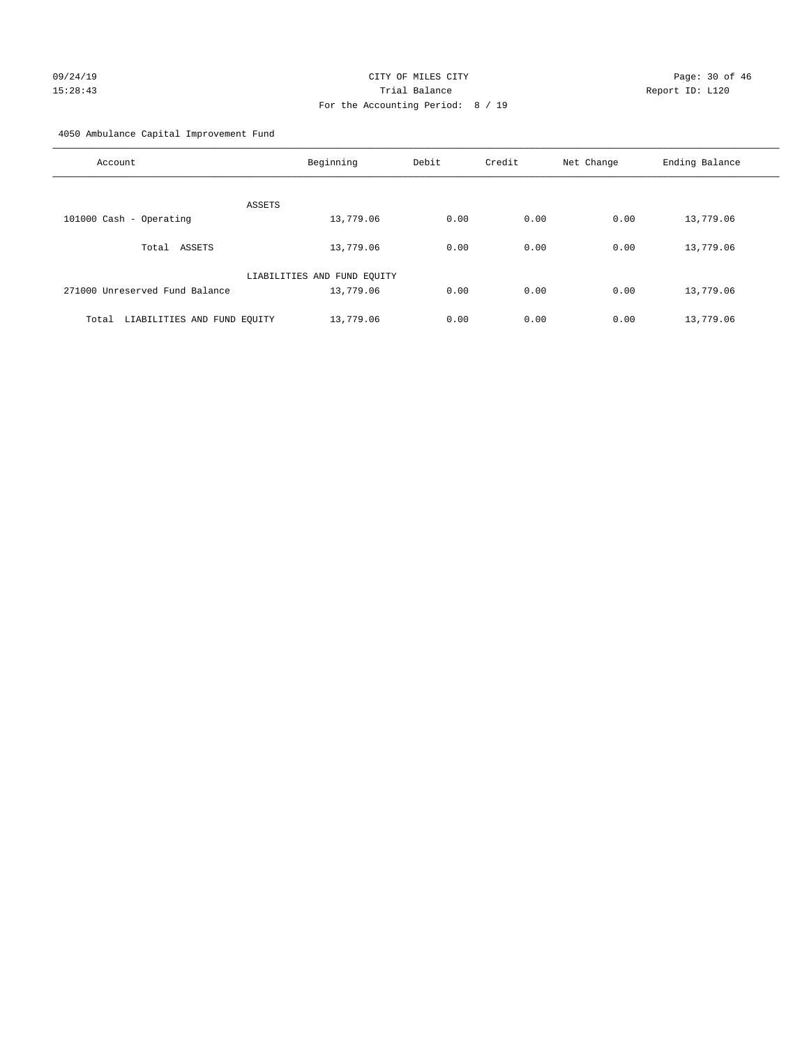CITY OF MILES CITY
Trial Balance
For the Accounting Period: 8 / 19

09/24/19
15:28:43

Report ID: L120

4050 Ambulance Capital Improvement Fund

| Account | Beginning | Debit | Credit | Net Change | Ending Balance |
|---|---|---|---|---|---|
| ASSETS | | | | | |
| 101000 Cash - Operating | 13,779.06 | 0.00 | 0.00 | 0.00 | 13,779.06 |
| Total ASSETS | 13,779.06 | 0.00 | 0.00 | 0.00 | 13,779.06 |
| LIABILITIES AND FUND EQUITY | | | | | |
| 271000 Unreserved Fund Balance | 13,779.06 | 0.00 | 0.00 | 0.00 | 13,779.06 |
| Total LIABILITIES AND FUND EQUITY | 13,779.06 | 0.00 | 0.00 | 0.00 | 13,779.06 |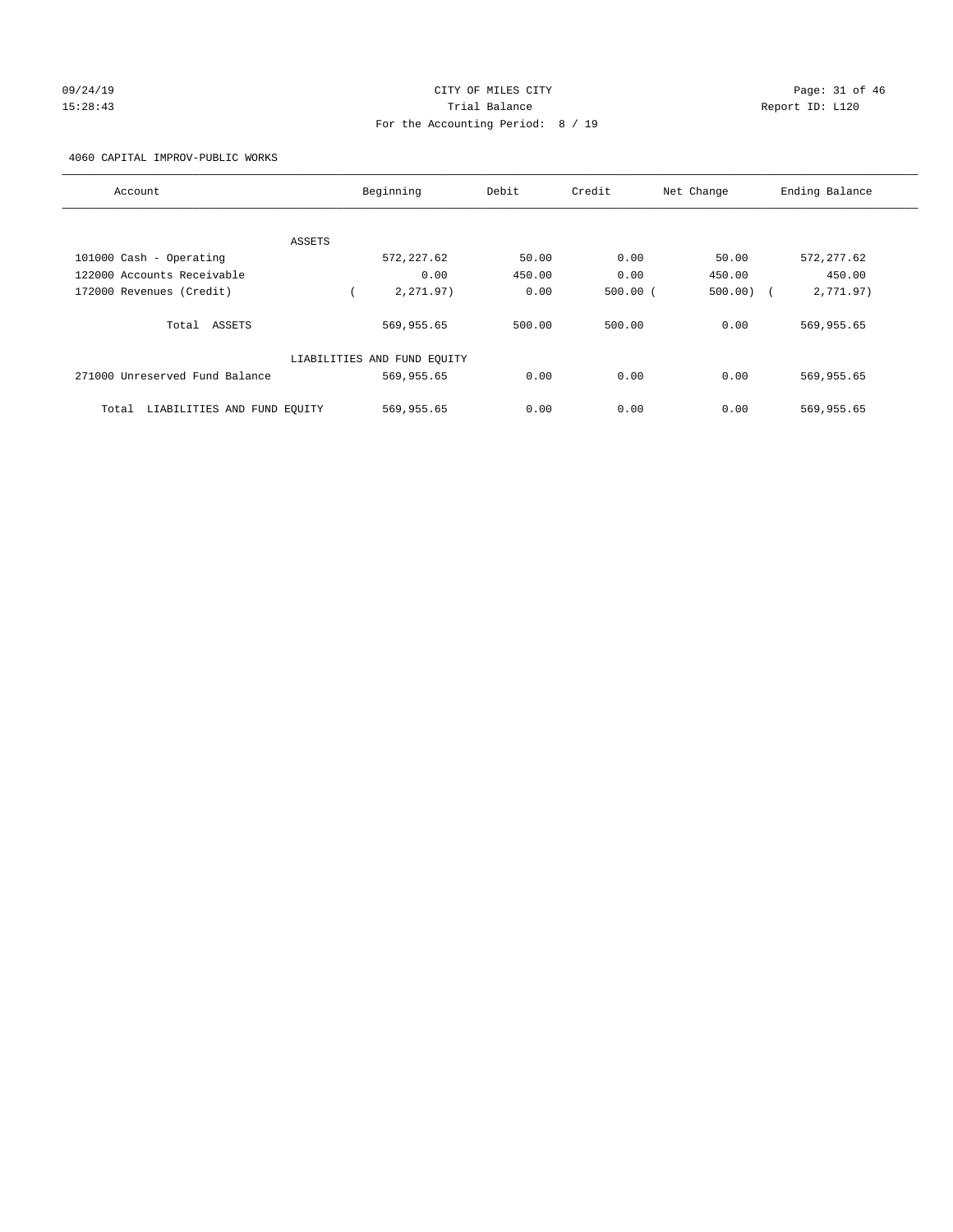CITY OF MILES CITY

Trial Balance

For the Accounting Period: 8 / 19

4060 CAPITAL IMPROV-PUBLIC WORKS

| Account | Beginning | Debit | Credit | Net Change | Ending Balance |
|---|---|---|---|---|---|
| ASSETS | | | | | |
| 101000 Cash - Operating | 572,227.62 | 50.00 | 0.00 | 50.00 | 572,277.62 |
| 122000 Accounts Receivable | 0.00 | 450.00 | 0.00 | 450.00 | 450.00 |
| 172000 Revenues (Credit) | ( 2,271.97) | 0.00 | 500.00 | ( 500.00) | ( 2,771.97) |
| Total ASSETS | 569,955.65 | 500.00 | 500.00 | 0.00 | 569,955.65 |
| LIABILITIES AND FUND EQUITY | | | | | |
| 271000 Unreserved Fund Balance | 569,955.65 | 0.00 | 0.00 | 0.00 | 569,955.65 |
| Total LIABILITIES AND FUND EQUITY | 569,955.65 | 0.00 | 0.00 | 0.00 | 569,955.65 |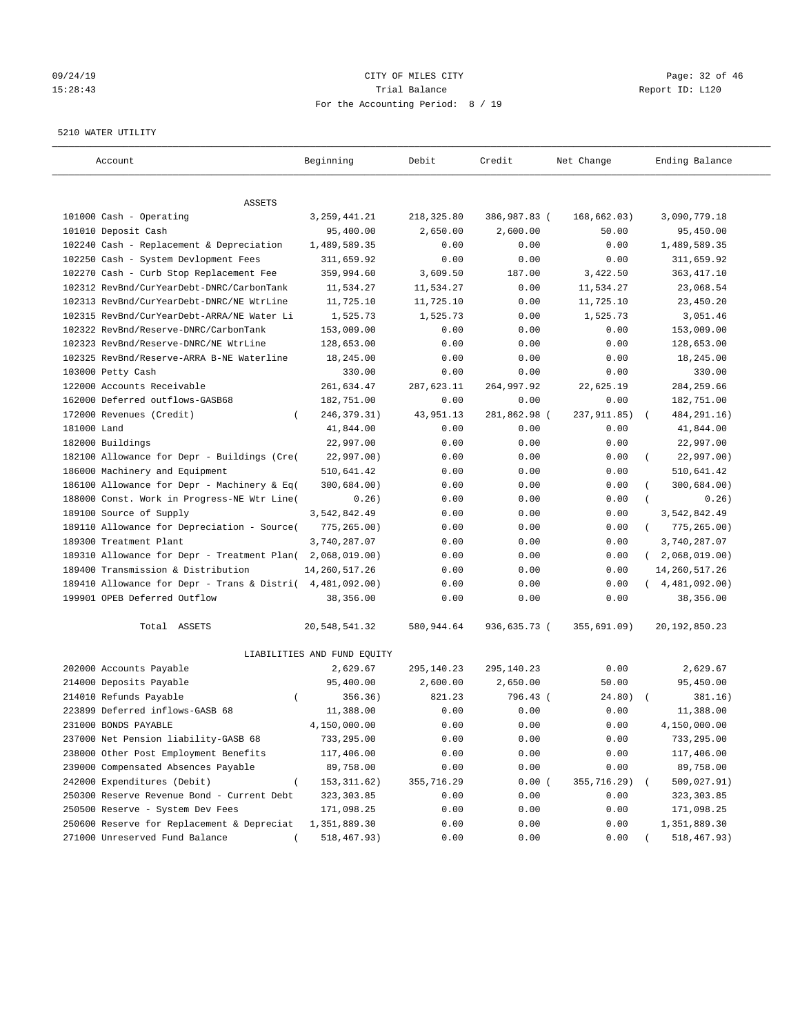09/24/19 CITY OF MILES CITY
15:28:43 Trial Balance Report ID: L120
For the Accounting Period: 8 / 19

5210 WATER UTILITY

| Account | Beginning | Debit | Credit | Net Change | Ending Balance |
|---|---|---|---|---|---|
| ASSETS | | | | | |
| 101000 Cash - Operating | 3,259,441.21 | 218,325.80 | 386,987.83 | ( 168,662.03) | 3,090,779.18 |
| 101010 Deposit Cash | 95,400.00 | 2,650.00 | 2,600.00 | 50.00 | 95,450.00 |
| 102240 Cash - Replacement & Depreciation | 1,489,589.35 | 0.00 | 0.00 | 0.00 | 1,489,589.35 |
| 102250 Cash - System Devlopment Fees | 311,659.92 | 0.00 | 0.00 | 0.00 | 311,659.92 |
| 102270 Cash - Curb Stop Replacement Fee | 359,994.60 | 3,609.50 | 187.00 | 3,422.50 | 363,417.10 |
| 102312 RevBnd/CurYearDebt-DNRC/CarbonTank | 11,534.27 | 11,534.27 | 0.00 | 11,534.27 | 23,068.54 |
| 102313 RevBnd/CurYearDebt-DNRC/NE WtrLine | 11,725.10 | 11,725.10 | 0.00 | 11,725.10 | 23,450.20 |
| 102315 RevBnd/CurYearDebt-ARRA/NE Water Li | 1,525.73 | 1,525.73 | 0.00 | 1,525.73 | 3,051.46 |
| 102322 RevBnd/Reserve-DNRC/CarbonTank | 153,009.00 | 0.00 | 0.00 | 0.00 | 153,009.00 |
| 102323 RevBnd/Reserve-DNRC/NE WtrLine | 128,653.00 | 0.00 | 0.00 | 0.00 | 128,653.00 |
| 102325 RevBnd/Reserve-ARRA B-NE Waterline | 18,245.00 | 0.00 | 0.00 | 0.00 | 18,245.00 |
| 103000 Petty Cash | 330.00 | 0.00 | 0.00 | 0.00 | 330.00 |
| 122000 Accounts Receivable | 261,634.47 | 287,623.11 | 264,997.92 | 22,625.19 | 284,259.66 |
| 162000 Deferred outflows-GASB68 | 182,751.00 | 0.00 | 0.00 | 0.00 | 182,751.00 |
| 172000 Revenues (Credit) | ( 246,379.31) | 43,951.13 | 281,862.98 | ( 237,911.85) | ( 484,291.16) |
| 181000 Land | 41,844.00 | 0.00 | 0.00 | 0.00 | 41,844.00 |
| 182000 Buildings | 22,997.00 | 0.00 | 0.00 | 0.00 | 22,997.00 |
| 182100 Allowance for Depr - Buildings (Cre( | 22,997.00) | 0.00 | 0.00 | 0.00 | ( 22,997.00) |
| 186000 Machinery and Equipment | 510,641.42 | 0.00 | 0.00 | 0.00 | 510,641.42 |
| 186100 Allowance for Depr - Machinery & Eq( | 300,684.00) | 0.00 | 0.00 | 0.00 | ( 300,684.00) |
| 188000 Const. Work in Progress-NE Wtr Line( | 0.26) | 0.00 | 0.00 | 0.00 | ( 0.26) |
| 189100 Source of Supply | 3,542,842.49 | 0.00 | 0.00 | 0.00 | 3,542,842.49 |
| 189110 Allowance for Depreciation - Source( | 775,265.00) | 0.00 | 0.00 | 0.00 | ( 775,265.00) |
| 189300 Treatment Plant | 3,740,287.07 | 0.00 | 0.00 | 0.00 | 3,740,287.07 |
| 189310 Allowance for Depr - Treatment Plan( | 2,068,019.00) | 0.00 | 0.00 | 0.00 | ( 2,068,019.00) |
| 189400 Transmission & Distribution | 14,260,517.26 | 0.00 | 0.00 | 0.00 | 14,260,517.26 |
| 189410 Allowance for Depr - Trans & Distri( | 4,481,092.00) | 0.00 | 0.00 | 0.00 | ( 4,481,092.00) |
| 199901 OPEB Deferred Outflow | 38,356.00 | 0.00 | 0.00 | 0.00 | 38,356.00 |
| Total ASSETS | 20,548,541.32 | 580,944.64 | 936,635.73 | ( 355,691.09) | 20,192,850.23 |
| LIABILITIES AND FUND EQUITY | | | | | |
| 202000 Accounts Payable | 2,629.67 | 295,140.23 | 295,140.23 | 0.00 | 2,629.67 |
| 214000 Deposits Payable | 95,400.00 | 2,600.00 | 2,650.00 | 50.00 | 95,450.00 |
| 214010 Refunds Payable | ( 356.36) | 821.23 | 796.43 | ( 24.80) | ( 381.16) |
| 223899 Deferred inflows-GASB 68 | 11,388.00 | 0.00 | 0.00 | 0.00 | 11,388.00 |
| 231000 BONDS PAYABLE | 4,150,000.00 | 0.00 | 0.00 | 0.00 | 4,150,000.00 |
| 237000 Net Pension liability-GASB 68 | 733,295.00 | 0.00 | 0.00 | 0.00 | 733,295.00 |
| 238000 Other Post Employment Benefits | 117,406.00 | 0.00 | 0.00 | 0.00 | 117,406.00 |
| 239000 Compensated Absences Payable | 89,758.00 | 0.00 | 0.00 | 0.00 | 89,758.00 |
| 242000 Expenditures (Debit) | ( 153,311.62) | 355,716.29 | 0.00 | ( 355,716.29) | ( 509,027.91) |
| 250300 Reserve Revenue Bond - Current Debt | 323,303.85 | 0.00 | 0.00 | 0.00 | 323,303.85 |
| 250500 Reserve - System Dev Fees | 171,098.25 | 0.00 | 0.00 | 0.00 | 171,098.25 |
| 250600 Reserve for Replacement & Depreciat | 1,351,889.30 | 0.00 | 0.00 | 0.00 | 1,351,889.30 |
| 271000 Unreserved Fund Balance | ( 518,467.93) | 0.00 | 0.00 | 0.00 | ( 518,467.93) |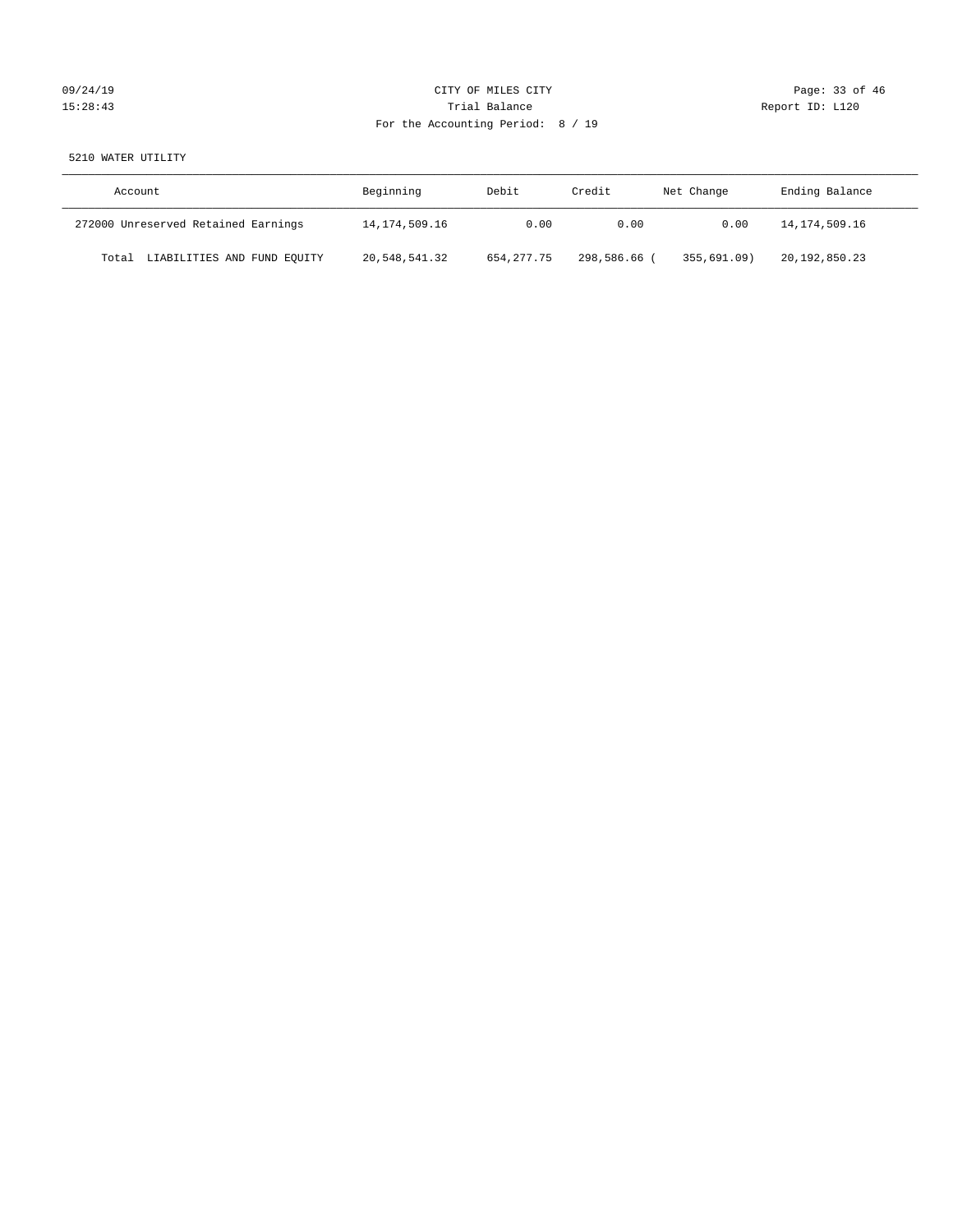CITY OF MILES CITY

Trial Balance

For the Accounting Period: 8 / 19

5210 WATER UTILITY

| Account | Beginning | Debit | Credit | Net Change | Ending Balance |
|---|---|---|---|---|---|
| 272000 Unreserved Retained Earnings | 14,174,509.16 | 0.00 | 0.00 | 0.00 | 14,174,509.16 |
| Total LIABILITIES AND FUND EQUITY | 20,548,541.32 | 654,277.75 | 298,586.66 | ( 355,691.09) | 20,192,850.23 |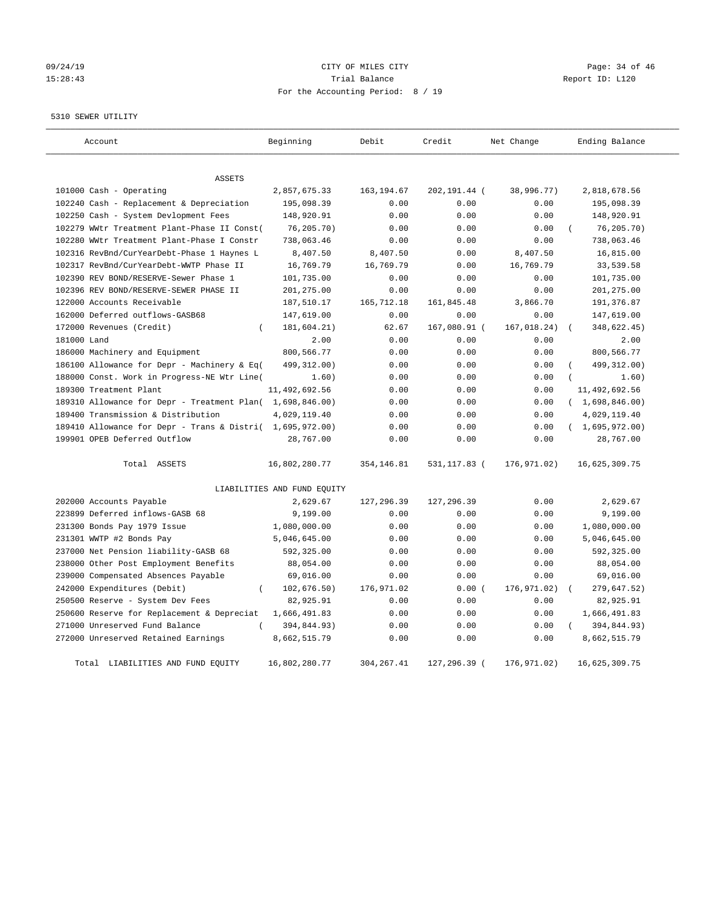CITY OF MILES CITY

Trial Balance

For the Accounting Period: 8 / 19

09/24/19 15:28:43 — Report ID: L120

5310 SEWER UTILITY

| Account | Beginning | Debit | Credit | Net Change | Ending Balance |
|---|---|---|---|---|---|
| ASSETS | | | | | |
| 101000 Cash - Operating | 2,857,675.33 | 163,194.67 | 202,191.44 | ( 38,996.77) | 2,818,678.56 |
| 102240 Cash - Replacement & Depreciation | 195,098.39 | 0.00 | 0.00 | 0.00 | 195,098.39 |
| 102250 Cash - System Devlopment Fees | 148,920.91 | 0.00 | 0.00 | 0.00 | 148,920.91 |
| 102279 WWtr Treatment Plant-Phase II Const( | 76,205.70) | 0.00 | 0.00 | 0.00 | ( 76,205.70) |
| 102280 WWtr Treatment Plant-Phase I Constr | 738,063.46 | 0.00 | 0.00 | 0.00 | 738,063.46 |
| 102316 RevBnd/CurYearDebt-Phase 1 Haynes L | 8,407.50 | 8,407.50 | 0.00 | 8,407.50 | 16,815.00 |
| 102317 RevBnd/CurYearDebt-WWTP Phase II | 16,769.79 | 16,769.79 | 0.00 | 16,769.79 | 33,539.58 |
| 102390 REV BOND/RESERVE-Sewer Phase 1 | 101,735.00 | 0.00 | 0.00 | 0.00 | 101,735.00 |
| 102396 REV BOND/RESERVE-SEWER PHASE II | 201,275.00 | 0.00 | 0.00 | 0.00 | 201,275.00 |
| 122000 Accounts Receivable | 187,510.17 | 165,712.18 | 161,845.48 | 3,866.70 | 191,376.87 |
| 162000 Deferred outflows-GASB68 | 147,619.00 | 0.00 | 0.00 | 0.00 | 147,619.00 |
| 172000 Revenues (Credit) | ( 181,604.21) | 62.67 | 167,080.91 | ( 167,018.24) | ( 348,622.45) |
| 181000 Land | 2.00 | 0.00 | 0.00 | 0.00 | 2.00 |
| 186000 Machinery and Equipment | 800,566.77 | 0.00 | 0.00 | 0.00 | 800,566.77 |
| 186100 Allowance for Depr - Machinery & Eq( | 499,312.00) | 0.00 | 0.00 | 0.00 | ( 499,312.00) |
| 188000 Const. Work in Progress-NE Wtr Line( | 1.60) | 0.00 | 0.00 | 0.00 | ( 1.60) |
| 189300 Treatment Plant | 11,492,692.56 | 0.00 | 0.00 | 0.00 | 11,492,692.56 |
| 189310 Allowance for Depr - Treatment Plan( | 1,698,846.00) | 0.00 | 0.00 | 0.00 | ( 1,698,846.00) |
| 189400 Transmission & Distribution | 4,029,119.40 | 0.00 | 0.00 | 0.00 | 4,029,119.40 |
| 189410 Allowance for Depr - Trans & Distri( | 1,695,972.00) | 0.00 | 0.00 | 0.00 | ( 1,695,972.00) |
| 199901 OPEB Deferred Outflow | 28,767.00 | 0.00 | 0.00 | 0.00 | 28,767.00 |
| Total ASSETS | 16,802,280.77 | 354,146.81 | 531,117.83 | ( 176,971.02) | 16,625,309.75 |
| LIABILITIES AND FUND EQUITY | | | | | |
| 202000 Accounts Payable | 2,629.67 | 127,296.39 | 127,296.39 | 0.00 | 2,629.67 |
| 223899 Deferred inflows-GASB 68 | 9,199.00 | 0.00 | 0.00 | 0.00 | 9,199.00 |
| 231300 Bonds Pay 1979 Issue | 1,080,000.00 | 0.00 | 0.00 | 0.00 | 1,080,000.00 |
| 231301 WWTP #2 Bonds Pay | 5,046,645.00 | 0.00 | 0.00 | 0.00 | 5,046,645.00 |
| 237000 Net Pension liability-GASB 68 | 592,325.00 | 0.00 | 0.00 | 0.00 | 592,325.00 |
| 238000 Other Post Employment Benefits | 88,054.00 | 0.00 | 0.00 | 0.00 | 88,054.00 |
| 239000 Compensated Absences Payable | 69,016.00 | 0.00 | 0.00 | 0.00 | 69,016.00 |
| 242000 Expenditures (Debit) | ( 102,676.50) | 176,971.02 | 0.00 | ( 176,971.02) | ( 279,647.52) |
| 250500 Reserve - System Dev Fees | 82,925.91 | 0.00 | 0.00 | 0.00 | 82,925.91 |
| 250600 Reserve for Replacement & Depreciat | 1,666,491.83 | 0.00 | 0.00 | 0.00 | 1,666,491.83 |
| 271000 Unreserved Fund Balance | ( 394,844.93) | 0.00 | 0.00 | 0.00 | ( 394,844.93) |
| 272000 Unreserved Retained Earnings | 8,662,515.79 | 0.00 | 0.00 | 0.00 | 8,662,515.79 |
| Total LIABILITIES AND FUND EQUITY | 16,802,280.77 | 304,267.41 | 127,296.39 | ( 176,971.02) | 16,625,309.75 |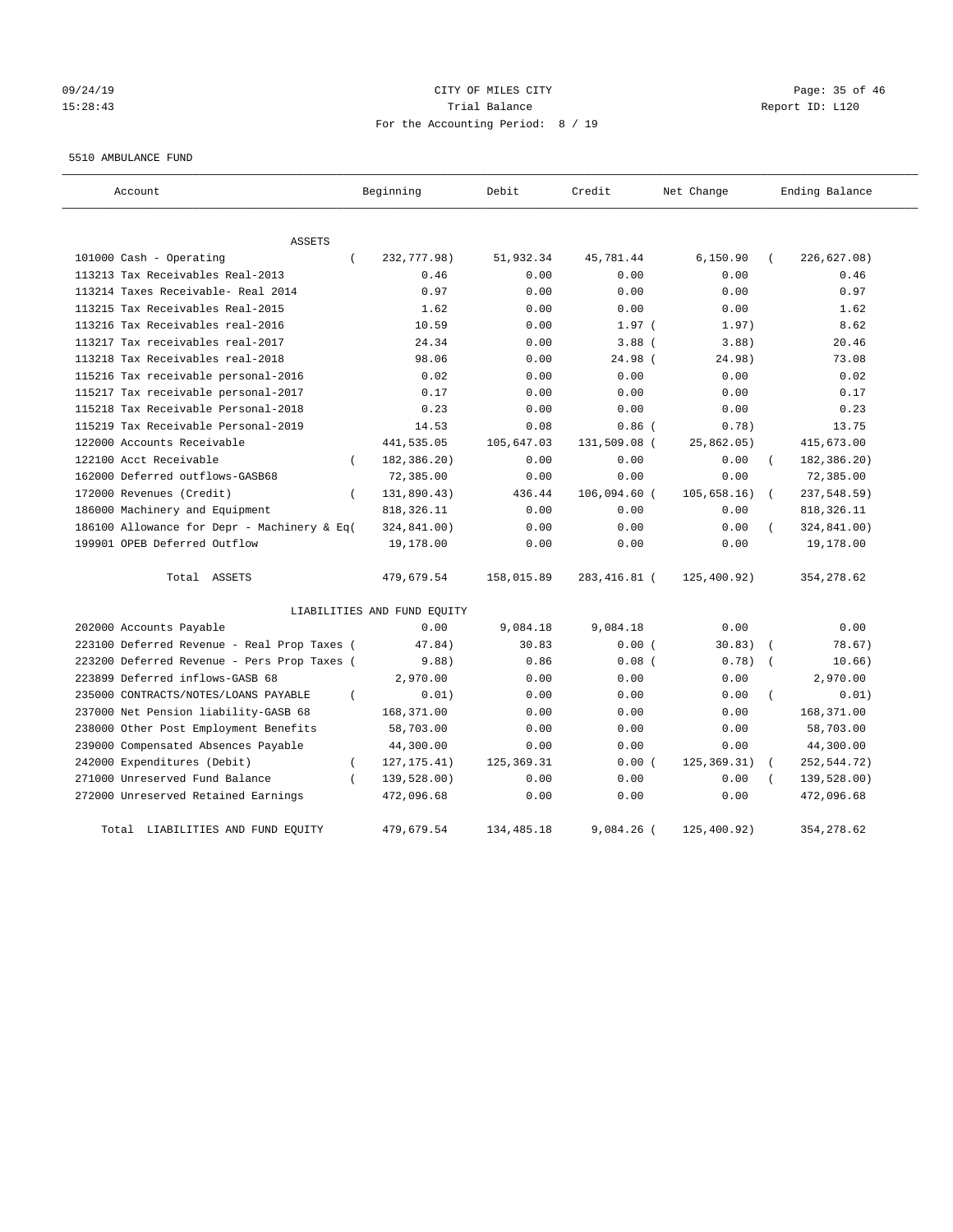CITY OF MILES CITY
Trial Balance
For the Accounting Period: 8 / 19

09/24/19
15:28:43

Report ID: L120

5510 AMBULANCE FUND

| Account | Beginning | Debit | Credit | Net Change | Ending Balance |
|---|---|---|---|---|---|
| ASSETS | | | | | |
| 101000 Cash - Operating | ( 232,777.98) | 51,932.34 | 45,781.44 | 6,150.90 | ( 226,627.08) |
| 113213 Tax Receivables Real-2013 | 0.46 | 0.00 | 0.00 | 0.00 | 0.46 |
| 113214 Taxes Receivable- Real 2014 | 0.97 | 0.00 | 0.00 | 0.00 | 0.97 |
| 113215 Tax Receivables Real-2015 | 1.62 | 0.00 | 0.00 | 0.00 | 1.62 |
| 113216 Tax Receivables real-2016 | 10.59 | 0.00 | 1.97 | ( 1.97) | 8.62 |
| 113217 Tax receivables real-2017 | 24.34 | 0.00 | 3.88 | ( 3.88) | 20.46 |
| 113218 Tax Receivables real-2018 | 98.06 | 0.00 | 24.98 | ( 24.98) | 73.08 |
| 115216 Tax receivable personal-2016 | 0.02 | 0.00 | 0.00 | 0.00 | 0.02 |
| 115217 Tax receivable personal-2017 | 0.17 | 0.00 | 0.00 | 0.00 | 0.17 |
| 115218 Tax Receivable Personal-2018 | 0.23 | 0.00 | 0.00 | 0.00 | 0.23 |
| 115219 Tax Receivable Personal-2019 | 14.53 | 0.08 | 0.86 | ( 0.78) | 13.75 |
| 122000 Accounts Receivable | 441,535.05 | 105,647.03 | 131,509.08 | ( 25,862.05) | 415,673.00 |
| 122100 Acct Receivable | ( 182,386.20) | 0.00 | 0.00 | 0.00 | ( 182,386.20) |
| 162000 Deferred outflows-GASB68 | 72,385.00 | 0.00 | 0.00 | 0.00 | 72,385.00 |
| 172000 Revenues (Credit) | ( 131,890.43) | 436.44 | 106,094.60 | ( 105,658.16) | ( 237,548.59) |
| 186000 Machinery and Equipment | 818,326.11 | 0.00 | 0.00 | 0.00 | 818,326.11 |
| 186100 Allowance for Depr - Machinery & Eq( | 324,841.00) | 0.00 | 0.00 | 0.00 | ( 324,841.00) |
| 199901 OPEB Deferred Outflow | 19,178.00 | 0.00 | 0.00 | 0.00 | 19,178.00 |
| Total ASSETS | 479,679.54 | 158,015.89 | 283,416.81 | ( 125,400.92) | 354,278.62 |
| LIABILITIES AND FUND EQUITY | | | | | |
| 202000 Accounts Payable | 0.00 | 9,084.18 | 9,084.18 | 0.00 | 0.00 |
| 223100 Deferred Revenue - Real Prop Taxes ( | 47.84) | 30.83 | 0.00 | ( 30.83) | ( 78.67) |
| 223200 Deferred Revenue - Pers Prop Taxes ( | 9.88) | 0.86 | 0.08 | ( 0.78) | ( 10.66) |
| 223899 Deferred inflows-GASB 68 | 2,970.00 | 0.00 | 0.00 | 0.00 | 2,970.00 |
| 235000 CONTRACTS/NOTES/LOANS PAYABLE | ( 0.01) | 0.00 | 0.00 | 0.00 | ( 0.01) |
| 237000 Net Pension liability-GASB 68 | 168,371.00 | 0.00 | 0.00 | 0.00 | 168,371.00 |
| 238000 Other Post Employment Benefits | 58,703.00 | 0.00 | 0.00 | 0.00 | 58,703.00 |
| 239000 Compensated Absences Payable | 44,300.00 | 0.00 | 0.00 | 0.00 | 44,300.00 |
| 242000 Expenditures (Debit) | ( 127,175.41) | 125,369.31 | 0.00 | ( 125,369.31) | ( 252,544.72) |
| 271000 Unreserved Fund Balance | ( 139,528.00) | 0.00 | 0.00 | 0.00 | ( 139,528.00) |
| 272000 Unreserved Retained Earnings | 472,096.68 | 0.00 | 0.00 | 0.00 | 472,096.68 |
| Total LIABILITIES AND FUND EQUITY | 479,679.54 | 134,485.18 | 9,084.26 | ( 125,400.92) | 354,278.62 |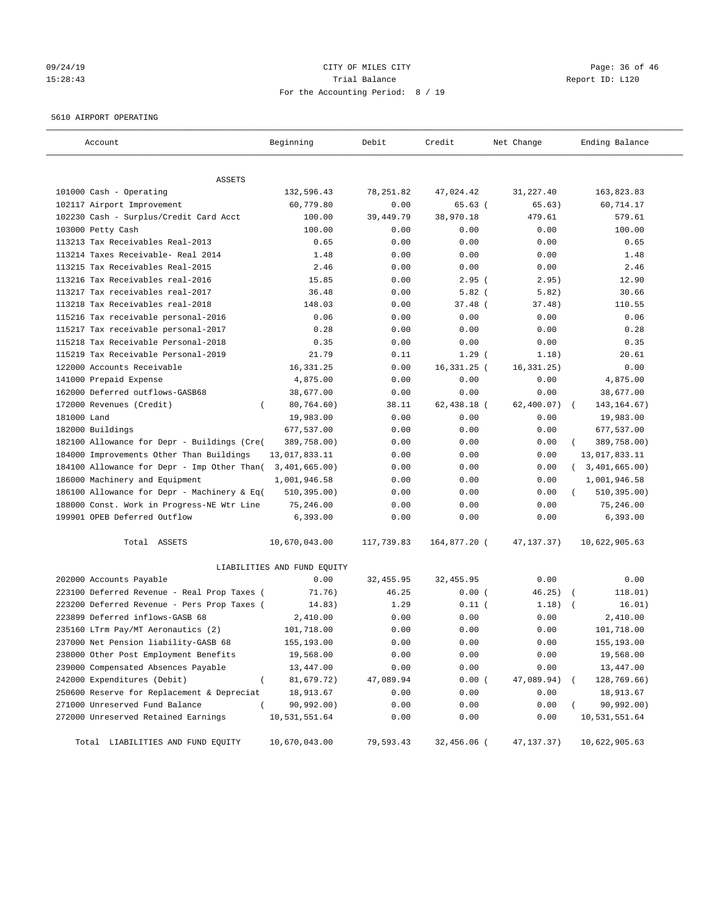09/24/19 CITY OF MILES CITY
15:28:43 Trial Balance Report ID: L120
For the Accounting Period: 8 / 19

5610 AIRPORT OPERATING

| Account | Beginning | Debit | Credit | Net Change | Ending Balance |
|---|---|---|---|---|---|
| ASSETS | | | | | |
| 101000 Cash - Operating | 132,596.43 | 78,251.82 | 47,024.42 | 31,227.40 | 163,823.83 |
| 102117 Airport Improvement | 60,779.80 | 0.00 | 65.63 | ( 65.63) | 60,714.17 |
| 102230 Cash - Surplus/Credit Card Acct | 100.00 | 39,449.79 | 38,970.18 | 479.61 | 579.61 |
| 103000 Petty Cash | 100.00 | 0.00 | 0.00 | 0.00 | 100.00 |
| 113213 Tax Receivables Real-2013 | 0.65 | 0.00 | 0.00 | 0.00 | 0.65 |
| 113214 Taxes Receivable- Real 2014 | 1.48 | 0.00 | 0.00 | 0.00 | 1.48 |
| 113215 Tax Receivables Real-2015 | 2.46 | 0.00 | 0.00 | 0.00 | 2.46 |
| 113216 Tax Receivables real-2016 | 15.85 | 0.00 | 2.95 | ( 2.95) | 12.90 |
| 113217 Tax receivables real-2017 | 36.48 | 0.00 | 5.82 | ( 5.82) | 30.66 |
| 113218 Tax Receivables real-2018 | 148.03 | 0.00 | 37.48 | ( 37.48) | 110.55 |
| 115216 Tax receivable personal-2016 | 0.06 | 0.00 | 0.00 | 0.00 | 0.06 |
| 115217 Tax receivable personal-2017 | 0.28 | 0.00 | 0.00 | 0.00 | 0.28 |
| 115218 Tax Receivable Personal-2018 | 0.35 | 0.00 | 0.00 | 0.00 | 0.35 |
| 115219 Tax Receivable Personal-2019 | 21.79 | 0.11 | 1.29 | ( 1.18) | 20.61 |
| 122000 Accounts Receivable | 16,331.25 | 0.00 | 16,331.25 | ( 16,331.25) | 0.00 |
| 141000 Prepaid Expense | 4,875.00 | 0.00 | 0.00 | 0.00 | 4,875.00 |
| 162000 Deferred outflows-GASB68 | 38,677.00 | 0.00 | 0.00 | 0.00 | 38,677.00 |
| 172000 Revenues (Credit) | ( 80,764.60) | 38.11 | 62,438.18 | ( 62,400.07) | ( 143,164.67) |
| 181000 Land | 19,983.00 | 0.00 | 0.00 | 0.00 | 19,983.00 |
| 182000 Buildings | 677,537.00 | 0.00 | 0.00 | 0.00 | 677,537.00 |
| 182100 Allowance for Depr - Buildings (Cre( | 389,758.00) | 0.00 | 0.00 | 0.00 | ( 389,758.00) |
| 184000 Improvements Other Than Buildings | 13,017,833.11 | 0.00 | 0.00 | 0.00 | 13,017,833.11 |
| 184100 Allowance for Depr - Imp Other Than( | 3,401,665.00) | 0.00 | 0.00 | 0.00 | ( 3,401,665.00) |
| 186000 Machinery and Equipment | 1,001,946.58 | 0.00 | 0.00 | 0.00 | 1,001,946.58 |
| 186100 Allowance for Depr - Machinery & Eq( | 510,395.00) | 0.00 | 0.00 | 0.00 | ( 510,395.00) |
| 188000 Const. Work in Progress-NE Wtr Line | 75,246.00 | 0.00 | 0.00 | 0.00 | 75,246.00 |
| 199901 OPEB Deferred Outflow | 6,393.00 | 0.00 | 0.00 | 0.00 | 6,393.00 |
| Total ASSETS | 10,670,043.00 | 117,739.83 | 164,877.20 | ( 47,137.37) | 10,622,905.63 |
| LIABILITIES AND FUND EQUITY | | | | | |
| 202000 Accounts Payable | 0.00 | 32,455.95 | 32,455.95 | 0.00 | 0.00 |
| 223100 Deferred Revenue - Real Prop Taxes ( | 71.76) | 46.25 | 0.00 | ( 46.25) | ( 118.01) |
| 223200 Deferred Revenue - Pers Prop Taxes ( | 14.83) | 1.29 | 0.11 | ( 1.18) | ( 16.01) |
| 223899 Deferred inflows-GASB 68 | 2,410.00 | 0.00 | 0.00 | 0.00 | 2,410.00 |
| 235160 LTrm Pay/MT Aeronautics (2) | 101,718.00 | 0.00 | 0.00 | 0.00 | 101,718.00 |
| 237000 Net Pension liability-GASB 68 | 155,193.00 | 0.00 | 0.00 | 0.00 | 155,193.00 |
| 238000 Other Post Employment Benefits | 19,568.00 | 0.00 | 0.00 | 0.00 | 19,568.00 |
| 239000 Compensated Absences Payable | 13,447.00 | 0.00 | 0.00 | 0.00 | 13,447.00 |
| 242000 Expenditures (Debit) | ( 81,679.72) | 47,089.94 | 0.00 | ( 47,089.94) | ( 128,769.66) |
| 250600 Reserve for Replacement & Depreciat | 18,913.67 | 0.00 | 0.00 | 0.00 | 18,913.67 |
| 271000 Unreserved Fund Balance | ( 90,992.00) | 0.00 | 0.00 | 0.00 | ( 90,992.00) |
| 272000 Unreserved Retained Earnings | 10,531,551.64 | 0.00 | 0.00 | 0.00 | 10,531,551.64 |
| Total LIABILITIES AND FUND EQUITY | 10,670,043.00 | 79,593.43 | 32,456.06 | ( 47,137.37) | 10,622,905.63 |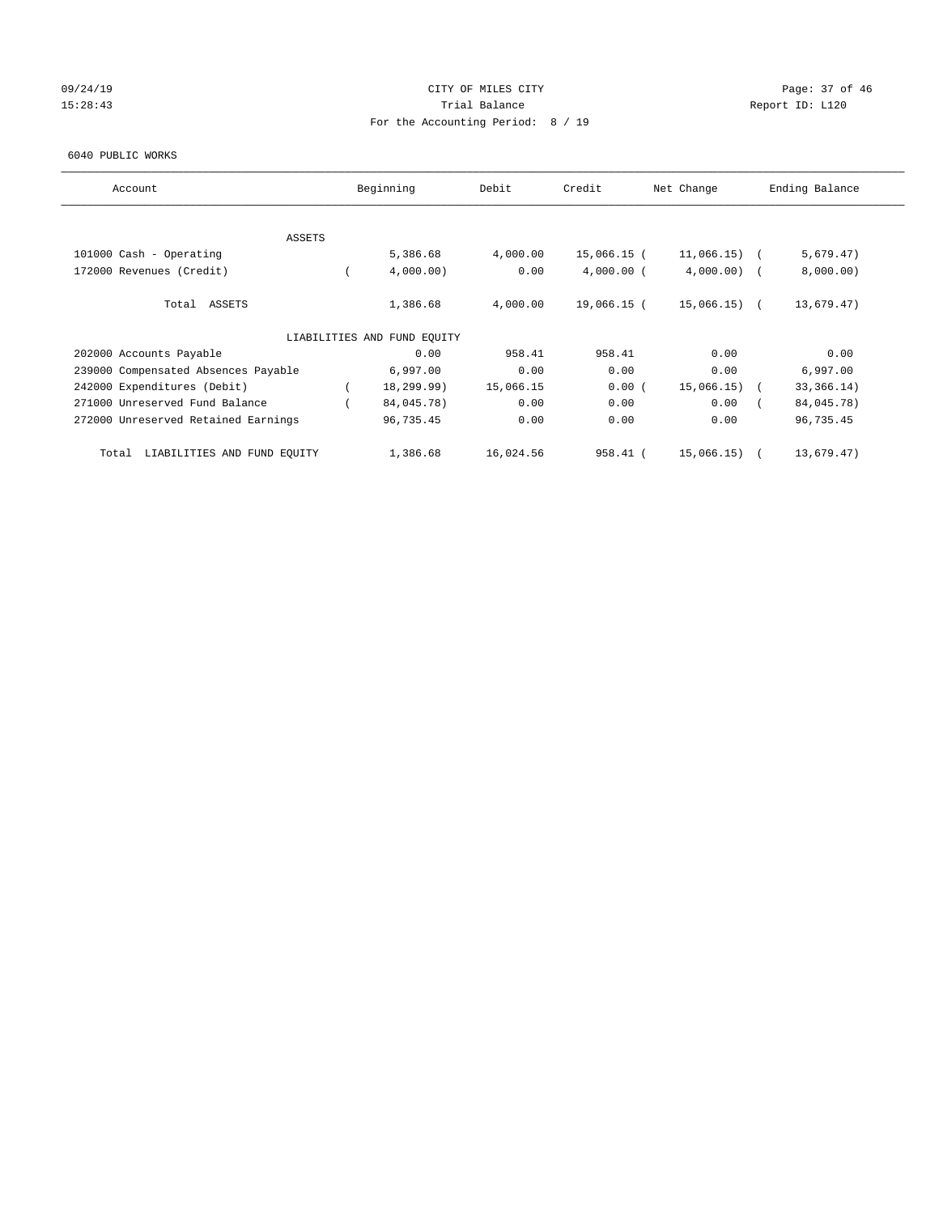CITY OF MILES CITY
Trial Balance
For the Accounting Period: 8 / 19

09/24/19 15:28:43 — Report ID: L120

6040 PUBLIC WORKS

| Account | Beginning | Debit | Credit | Net Change | Ending Balance |
|---|---|---|---|---|---|
| ASSETS | | | | | |
| 101000 Cash - Operating | 5,386.68 | 4,000.00 | 15,066.15 | (11,066.15) | (5,679.47) |
| 172000 Revenues (Credit) | (4,000.00) | 0.00 | 4,000.00 | (4,000.00) | (8,000.00) |
| Total ASSETS | 1,386.68 | 4,000.00 | 19,066.15 | (15,066.15) | (13,679.47) |
| LIABILITIES AND FUND EQUITY | | | | | |
| 202000 Accounts Payable | 0.00 | 958.41 | 958.41 | 0.00 | 0.00 |
| 239000 Compensated Absences Payable | 6,997.00 | 0.00 | 0.00 | 0.00 | 6,997.00 |
| 242000 Expenditures (Debit) | (18,299.99) | 15,066.15 | 0.00 | (15,066.15) | (33,366.14) |
| 271000 Unreserved Fund Balance | (84,045.78) | 0.00 | 0.00 | 0.00 | (84,045.78) |
| 272000 Unreserved Retained Earnings | 96,735.45 | 0.00 | 0.00 | 0.00 | 96,735.45 |
| Total LIABILITIES AND FUND EQUITY | 1,386.68 | 16,024.56 | 958.41 | (15,066.15) | (13,679.47) |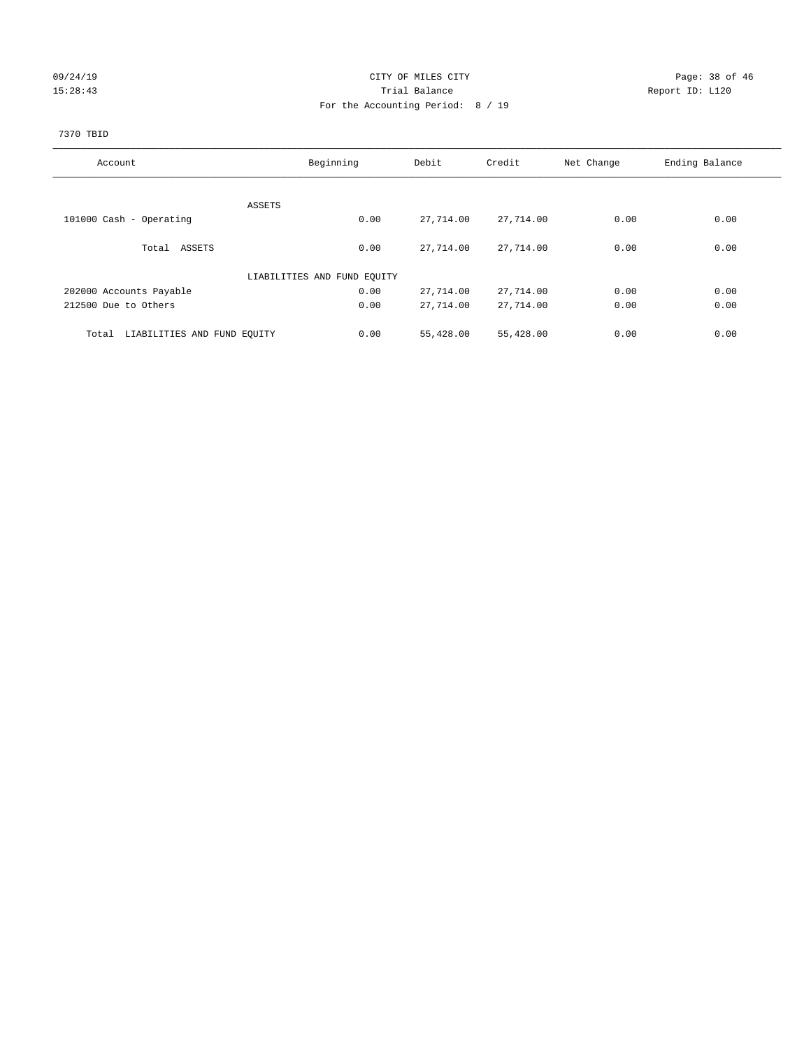CITY OF MILES CITY

Trial Balance

For the Accounting Period: 8 / 19

09/24/19 15:28:43 Report ID: L120

7370 TBID

| Account | Beginning | Debit | Credit | Net Change | Ending Balance |
|---|---|---|---|---|---|
| ASSETS | | | | | |
| 101000 Cash - Operating | 0.00 | 27,714.00 | 27,714.00 | 0.00 | 0.00 |
| Total ASSETS | 0.00 | 27,714.00 | 27,714.00 | 0.00 | 0.00 |
| LIABILITIES AND FUND EQUITY | | | | | |
| 202000 Accounts Payable | 0.00 | 27,714.00 | 27,714.00 | 0.00 | 0.00 |
| 212500 Due to Others | 0.00 | 27,714.00 | 27,714.00 | 0.00 | 0.00 |
| Total LIABILITIES AND FUND EQUITY | 0.00 | 55,428.00 | 55,428.00 | 0.00 | 0.00 |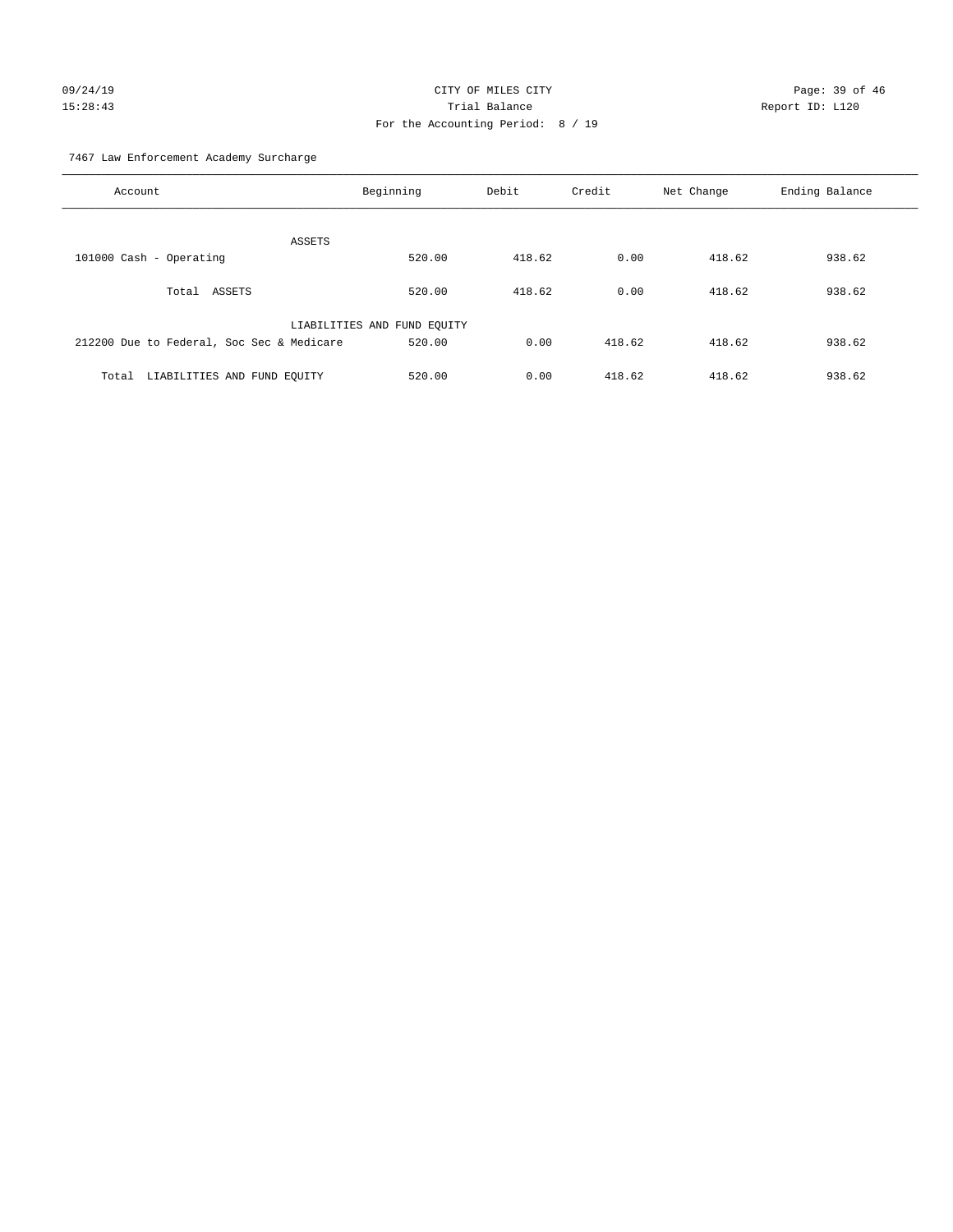CITY OF MILES CITY
Trial Balance
For the Accounting Period: 8 / 19

7467 Law Enforcement Academy Surcharge

| Account | Beginning | Debit | Credit | Net Change | Ending Balance |
|---|---|---|---|---|---|
| ASSETS | | | | | |
| 101000 Cash - Operating | 520.00 | 418.62 | 0.00 | 418.62 | 938.62 |
| Total ASSETS | 520.00 | 418.62 | 0.00 | 418.62 | 938.62 |
| LIABILITIES AND FUND EQUITY | | | | | |
| 212200 Due to Federal, Soc Sec & Medicare | 520.00 | 0.00 | 418.62 | 418.62 | 938.62 |
| Total LIABILITIES AND FUND EQUITY | 520.00 | 0.00 | 418.62 | 418.62 | 938.62 |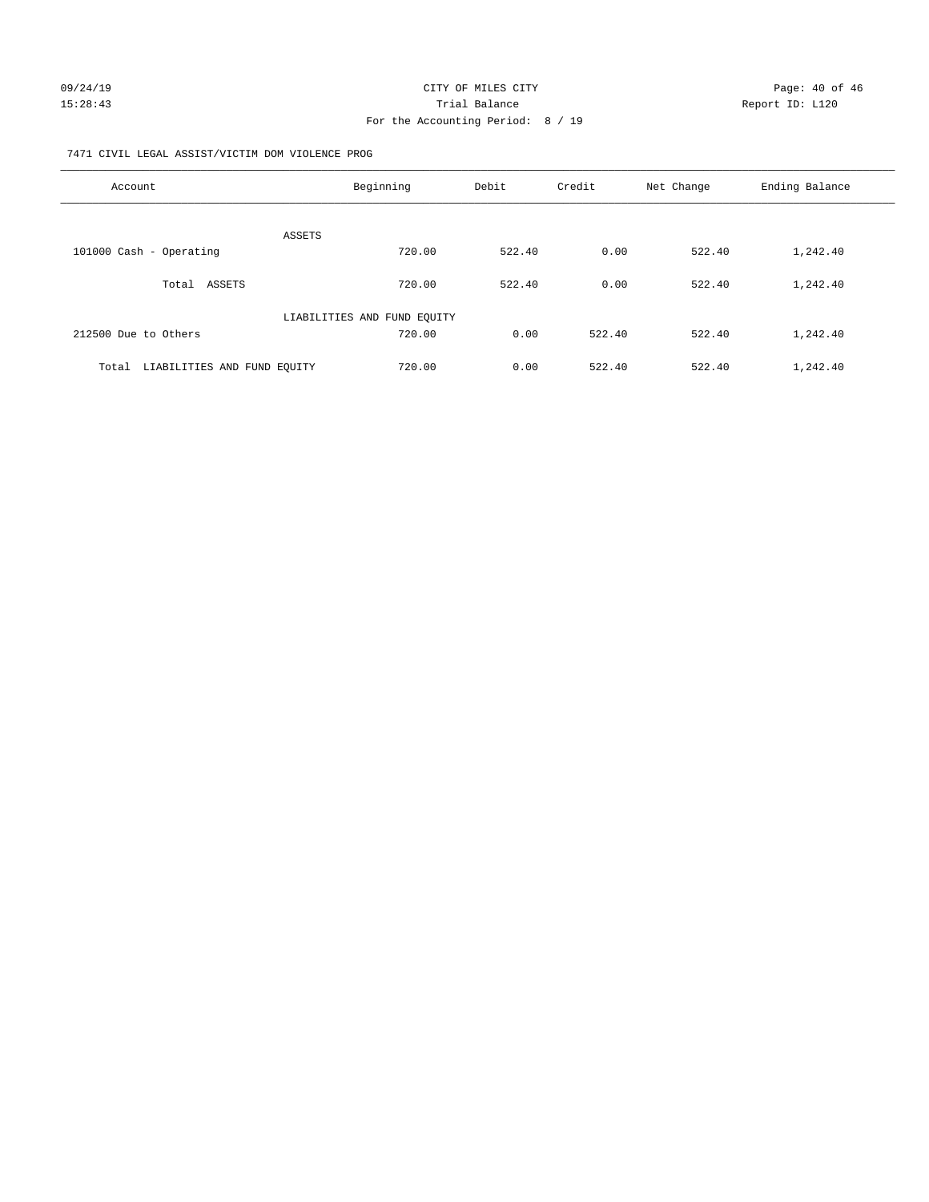CITY OF MILES CITY
Trial Balance
For the Accounting Period: 8 / 19

09/24/19
15:28:43

Report ID: L120

7471 CIVIL LEGAL ASSIST/VICTIM DOM VIOLENCE PROG

| Account | Beginning | Debit | Credit | Net Change | Ending Balance |
|---|---|---|---|---|---|
| ASSETS | | | | | |
| 101000 Cash - Operating | 720.00 | 522.40 | 0.00 | 522.40 | 1,242.40 |
| Total ASSETS | 720.00 | 522.40 | 0.00 | 522.40 | 1,242.40 |
| LIABILITIES AND FUND EQUITY | | | | | |
| 212500 Due to Others | 720.00 | 0.00 | 522.40 | 522.40 | 1,242.40 |
| Total LIABILITIES AND FUND EQUITY | 720.00 | 0.00 | 522.40 | 522.40 | 1,242.40 |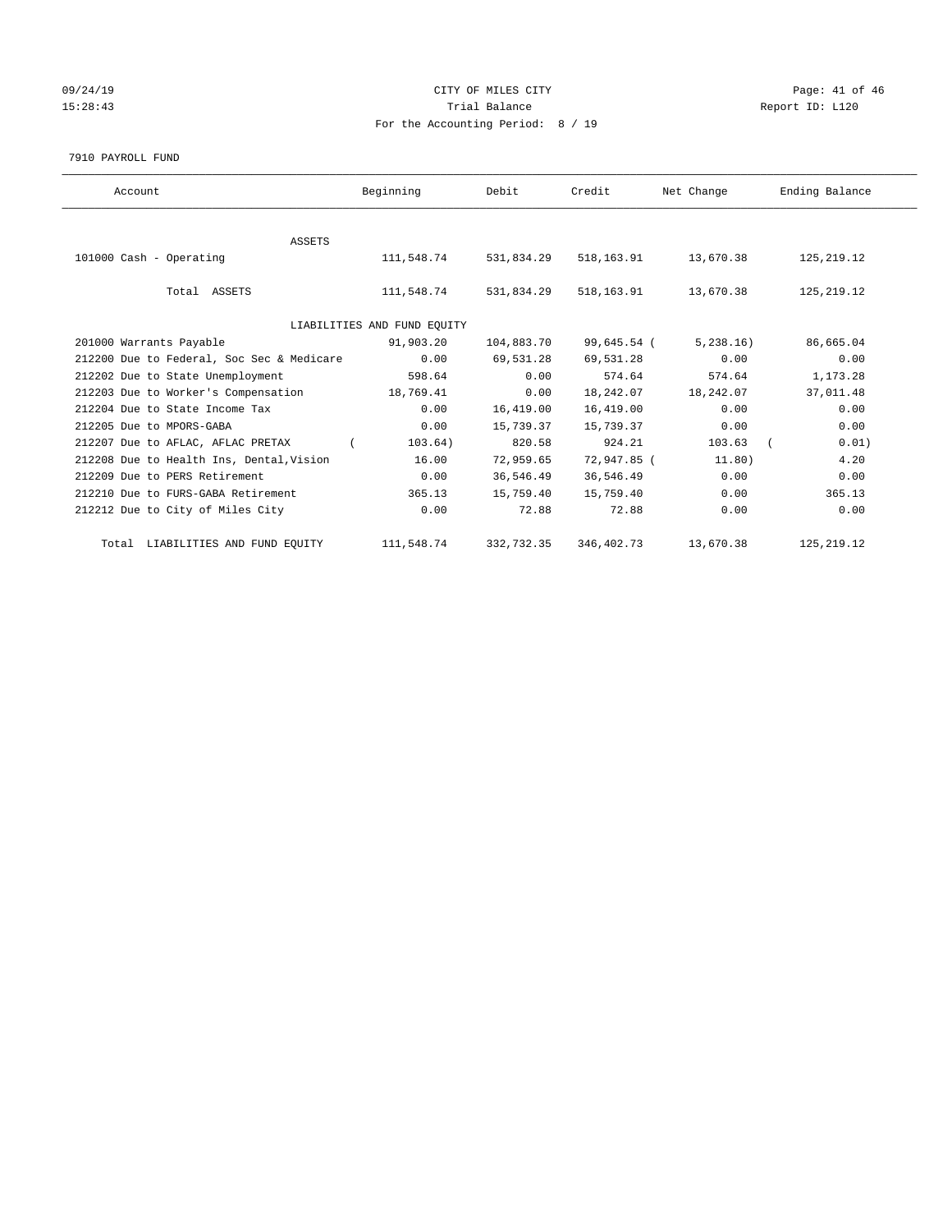CITY OF MILES CITY

Trial Balance

For the Accounting Period: 8 / 19

7910 PAYROLL FUND

| Account | Beginning | Debit | Credit | Net Change | Ending Balance |
|---|---|---|---|---|---|
| ASSETS | | | | | |
| 101000 Cash - Operating | 111,548.74 | 531,834.29 | 518,163.91 | 13,670.38 | 125,219.12 |
| Total ASSETS | 111,548.74 | 531,834.29 | 518,163.91 | 13,670.38 | 125,219.12 |
| LIABILITIES AND FUND EQUITY | | | | | |
| 201000 Warrants Payable | 91,903.20 | 104,883.70 | 99,645.54 | (5,238.16) | 86,665.04 |
| 212200 Due to Federal, Soc Sec & Medicare | 0.00 | 69,531.28 | 69,531.28 | 0.00 | 0.00 |
| 212202 Due to State Unemployment | 598.64 | 0.00 | 574.64 | 574.64 | 1,173.28 |
| 212203 Due to Worker's Compensation | 18,769.41 | 0.00 | 18,242.07 | 18,242.07 | 37,011.48 |
| 212204 Due to State Income Tax | 0.00 | 16,419.00 | 16,419.00 | 0.00 | 0.00 |
| 212205 Due to MPORS-GABA | 0.00 | 15,739.37 | 15,739.37 | 0.00 | 0.00 |
| 212207 Due to AFLAC, AFLAC PRETAX | (103.64) | 820.58 | 924.21 | 103.63 | (0.01) |
| 212208 Due to Health Ins, Dental,Vision | 16.00 | 72,959.65 | 72,947.85 | (11.80) | 4.20 |
| 212209 Due to PERS Retirement | 0.00 | 36,546.49 | 36,546.49 | 0.00 | 0.00 |
| 212210 Due to FURS-GABA Retirement | 365.13 | 15,759.40 | 15,759.40 | 0.00 | 365.13 |
| 212212 Due to City of Miles City | 0.00 | 72.88 | 72.88 | 0.00 | 0.00 |
| Total LIABILITIES AND FUND EQUITY | 111,548.74 | 332,732.35 | 346,402.73 | 13,670.38 | 125,219.12 |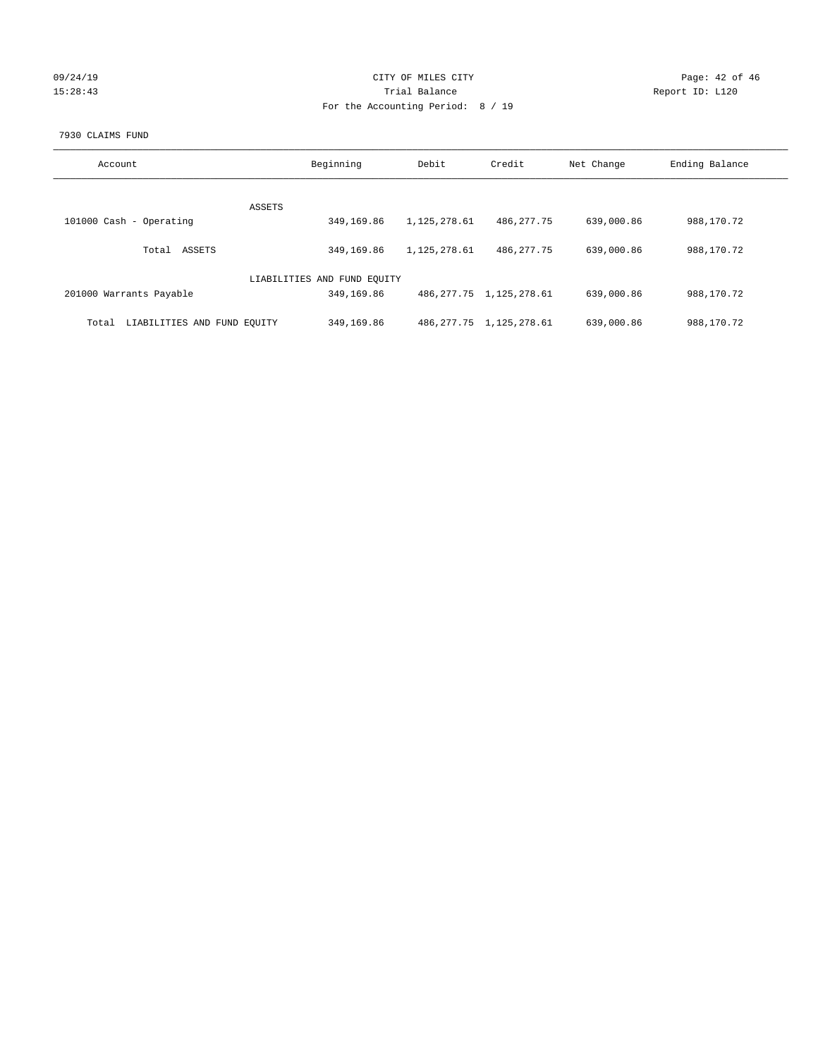09/24/19
15:28:43

CITY OF MILES CITY
Trial Balance
For the Accounting Period: 8 / 19

Report ID: L120

7930 CLAIMS FUND

| Account | Beginning | Debit | Credit | Net Change | Ending Balance |
|---|---|---|---|---|---|
| ASSETS | | | | | |
| 101000 Cash - Operating | 349,169.86 | 1,125,278.61 | 486,277.75 | 639,000.86 | 988,170.72 |
| Total ASSETS | 349,169.86 | 1,125,278.61 | 486,277.75 | 639,000.86 | 988,170.72 |
| LIABILITIES AND FUND EQUITY | | | | | |
| 201000 Warrants Payable | 349,169.86 | 486,277.75 | 1,125,278.61 | 639,000.86 | 988,170.72 |
| Total LIABILITIES AND FUND EQUITY | 349,169.86 | 486,277.75 | 1,125,278.61 | 639,000.86 | 988,170.72 |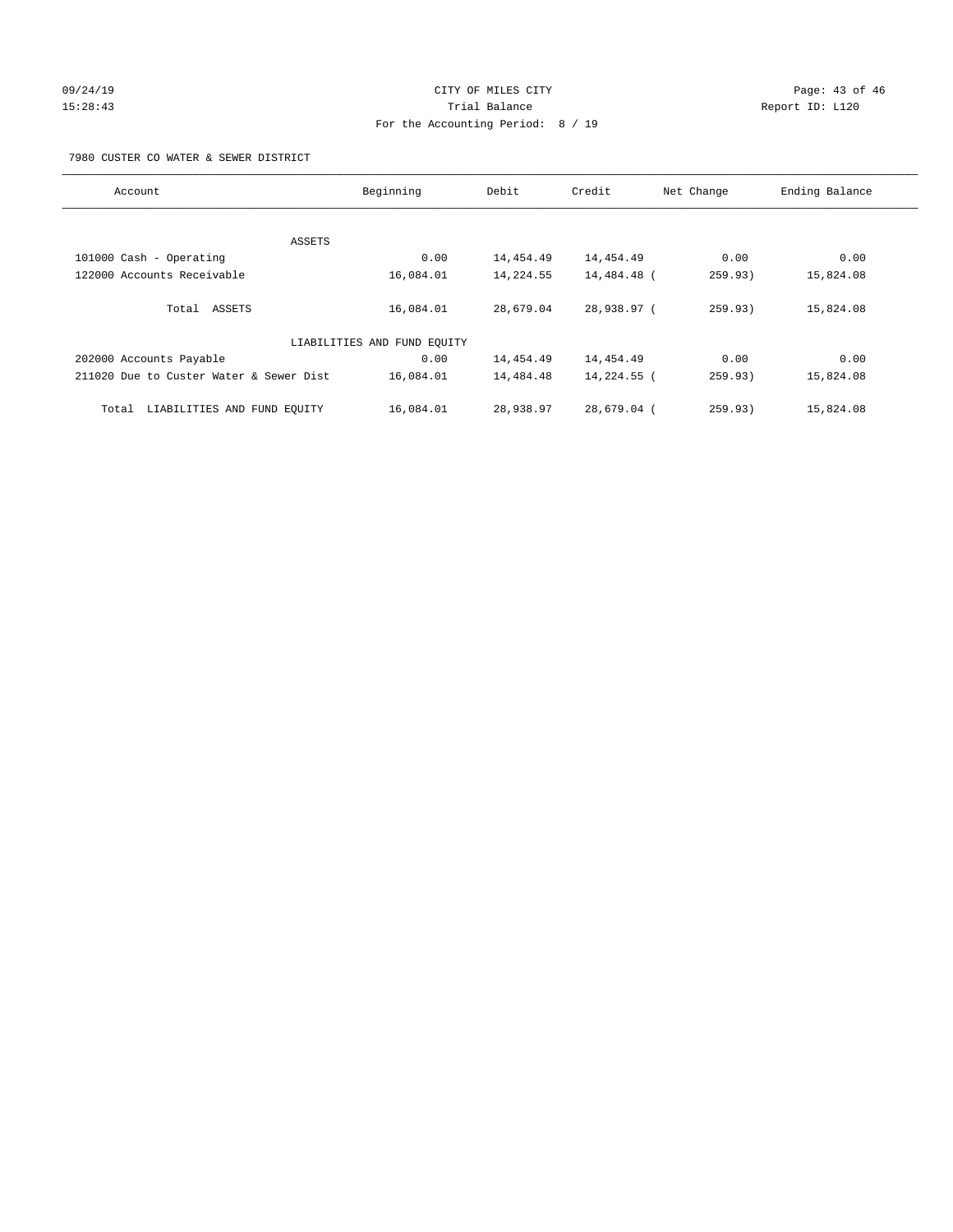CITY OF MILES CITY
Trial Balance
For the Accounting Period: 8 / 19

09/24/19
15:28:43

Report ID: L120

7980 CUSTER CO WATER & SEWER DISTRICT

| Account | Beginning | Debit | Credit | Net Change | Ending Balance |
|---|---|---|---|---|---|
| ASSETS | | | | | |
| 101000 Cash - Operating | 0.00 | 14,454.49 | 14,454.49 | 0.00 | 0.00 |
| 122000 Accounts Receivable | 16,084.01 | 14,224.55 | 14,484.48 | ( 259.93) | 15,824.08 |
| Total ASSETS | 16,084.01 | 28,679.04 | 28,938.97 | ( 259.93) | 15,824.08 |
| LIABILITIES AND FUND EQUITY | | | | | |
| 202000 Accounts Payable | 0.00 | 14,454.49 | 14,454.49 | 0.00 | 0.00 |
| 211020 Due to Custer Water & Sewer Dist | 16,084.01 | 14,484.48 | 14,224.55 | ( 259.93) | 15,824.08 |
| Total LIABILITIES AND FUND EQUITY | 16,084.01 | 28,938.97 | 28,679.04 | ( 259.93) | 15,824.08 |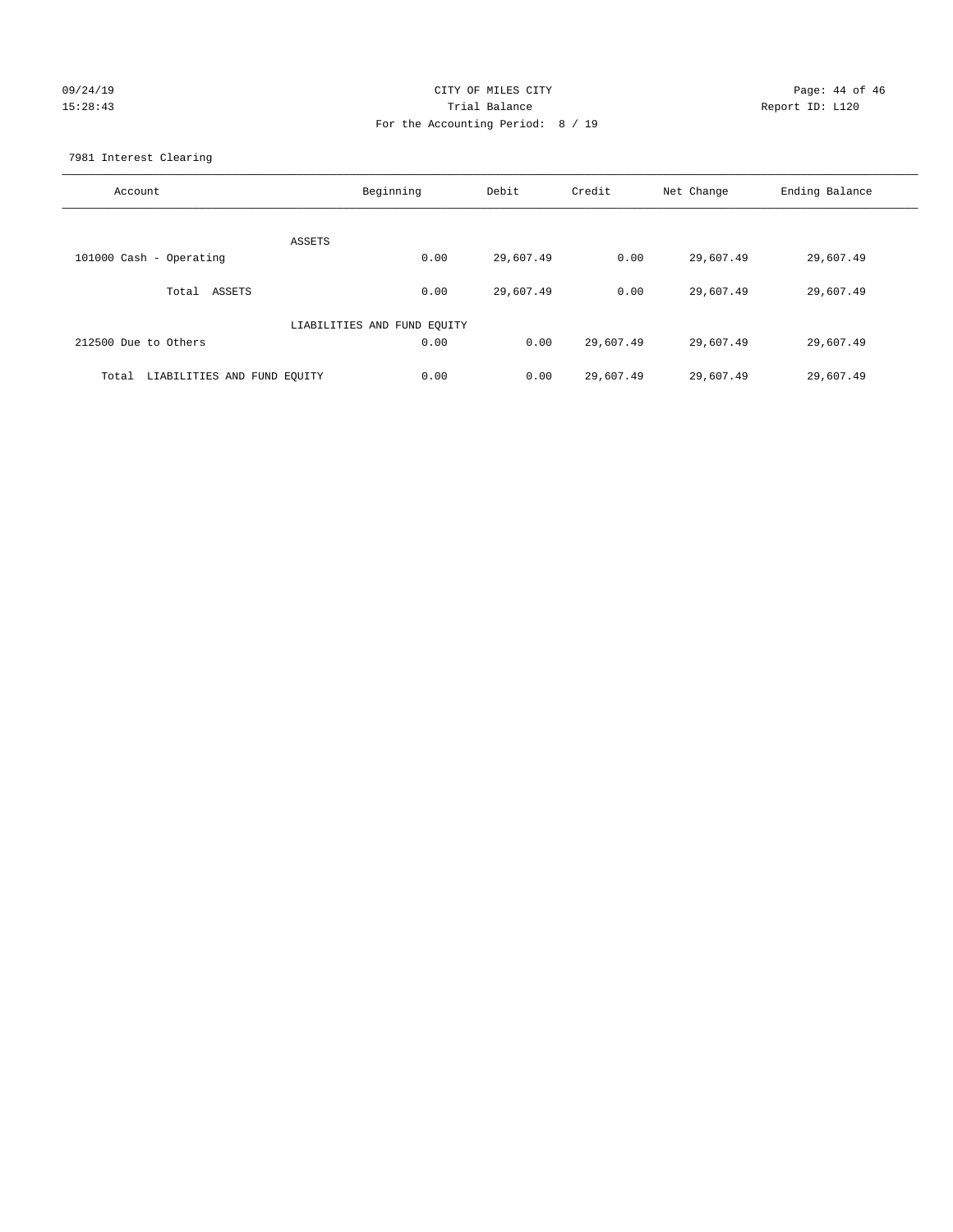CITY OF MILES CITY

Trial Balance

For the Accounting Period: 8 / 19

09/24/19 15:28:43

Report ID: L120

7981 Interest Clearing

| Account | Beginning | Debit | Credit | Net Change | Ending Balance |
|---|---|---|---|---|---|
| ASSETS | | | | | |
| 101000 Cash - Operating | 0.00 | 29,607.49 | 0.00 | 29,607.49 | 29,607.49 |
| Total ASSETS | 0.00 | 29,607.49 | 0.00 | 29,607.49 | 29,607.49 |
| LIABILITIES AND FUND EQUITY | | | | | |
| 212500 Due to Others | 0.00 | 0.00 | 29,607.49 | 29,607.49 | 29,607.49 |
| Total LIABILITIES AND FUND EQUITY | 0.00 | 0.00 | 29,607.49 | 29,607.49 | 29,607.49 |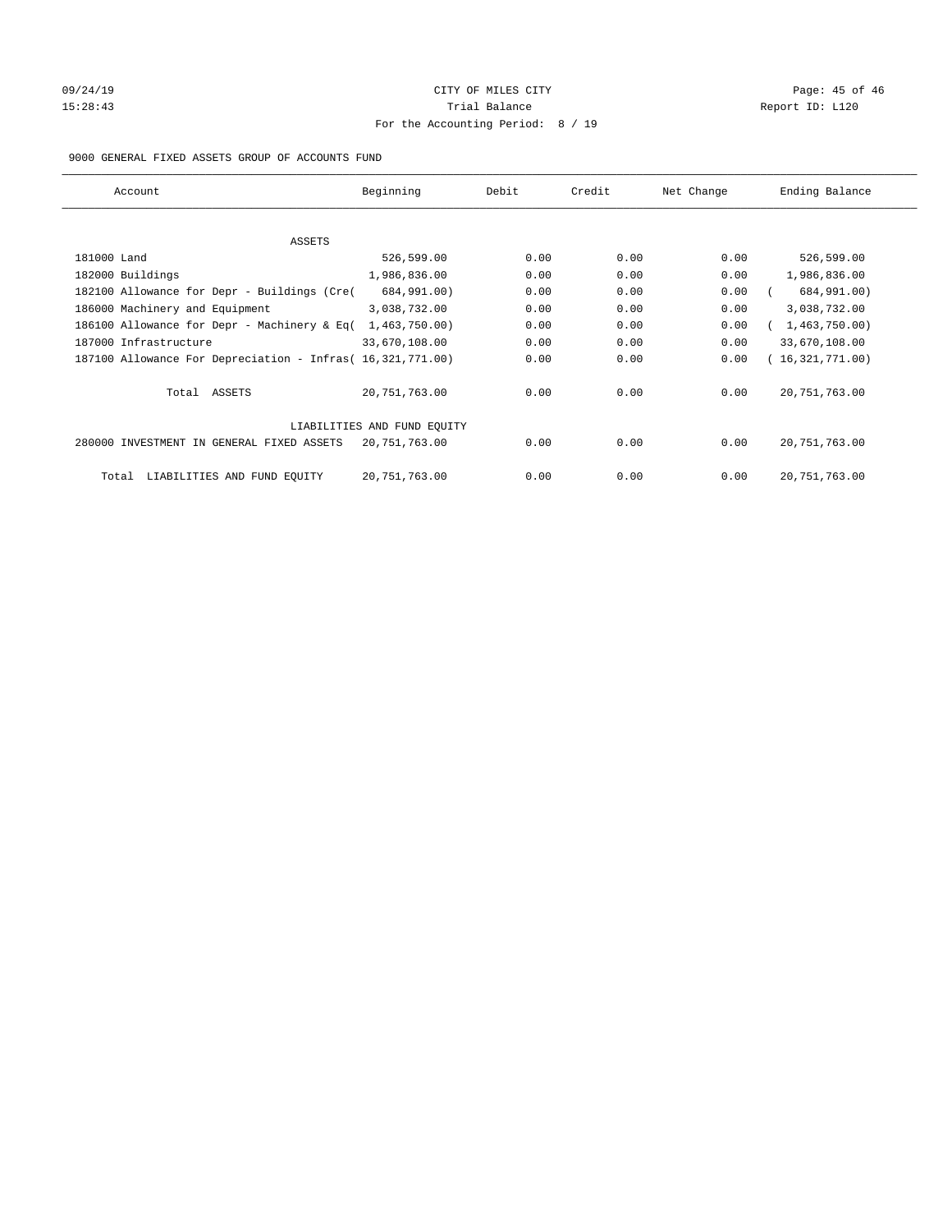CITY OF MILES CITY

Trial Balance

For the Accounting Period: 8 / 19

9000 GENERAL FIXED ASSETS GROUP OF ACCOUNTS FUND

| Account | Beginning | Debit | Credit | Net Change | Ending Balance |
|---|---|---|---|---|---|
| ASSETS | | | | | |
| 181000 Land | 526,599.00 | 0.00 | 0.00 | 0.00 | 526,599.00 |
| 182000 Buildings | 1,986,836.00 | 0.00 | 0.00 | 0.00 | 1,986,836.00 |
| 182100 Allowance for Depr - Buildings (Cre( | 684,991.00) | 0.00 | 0.00 | 0.00 | ( 684,991.00) |
| 186000 Machinery and Equipment | 3,038,732.00 | 0.00 | 0.00 | 0.00 | 3,038,732.00 |
| 186100 Allowance for Depr - Machinery & Eq( | 1,463,750.00) | 0.00 | 0.00 | 0.00 | ( 1,463,750.00) |
| 187000 Infrastructure | 33,670,108.00 | 0.00 | 0.00 | 0.00 | 33,670,108.00 |
| 187100 Allowance For Depreciation - Infras( | 16,321,771.00) | 0.00 | 0.00 | 0.00 | ( 16,321,771.00) |
| Total ASSETS | 20,751,763.00 | 0.00 | 0.00 | 0.00 | 20,751,763.00 |
| LIABILITIES AND FUND EQUITY | | | | | |
| 280000 INVESTMENT IN GENERAL FIXED ASSETS | 20,751,763.00 | 0.00 | 0.00 | 0.00 | 20,751,763.00 |
| Total LIABILITIES AND FUND EQUITY | 20,751,763.00 | 0.00 | 0.00 | 0.00 | 20,751,763.00 |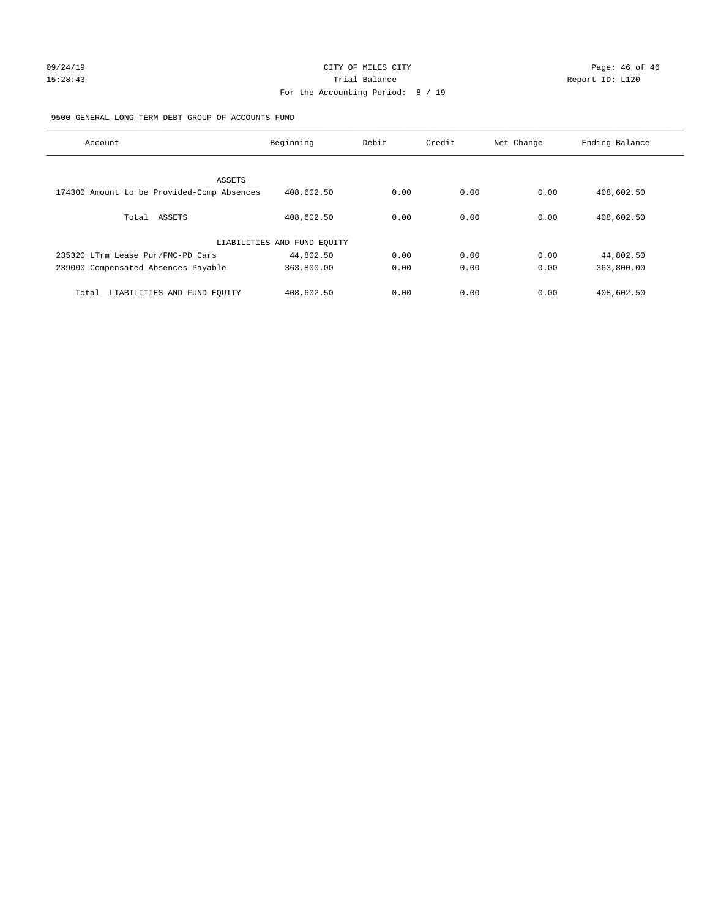CITY OF MILES CITY

Trial Balance

For the Accounting Period: 8 / 19

09/24/19 15:28:43 Report ID: L120

9500 GENERAL LONG-TERM DEBT GROUP OF ACCOUNTS FUND

| Account | Beginning | Debit | Credit | Net Change | Ending Balance |
|---|---|---|---|---|---|
| ASSETS | | | | | |
| 174300 Amount to be Provided-Comp Absences | 408,602.50 | 0.00 | 0.00 | 0.00 | 408,602.50 |
| Total ASSETS | 408,602.50 | 0.00 | 0.00 | 0.00 | 408,602.50 |
| LIABILITIES AND FUND EQUITY | | | | | |
| 235320 LTrm Lease Pur/FMC-PD Cars | 44,802.50 | 0.00 | 0.00 | 0.00 | 44,802.50 |
| 239000 Compensated Absences Payable | 363,800.00 | 0.00 | 0.00 | 0.00 | 363,800.00 |
| Total LIABILITIES AND FUND EQUITY | 408,602.50 | 0.00 | 0.00 | 0.00 | 408,602.50 |